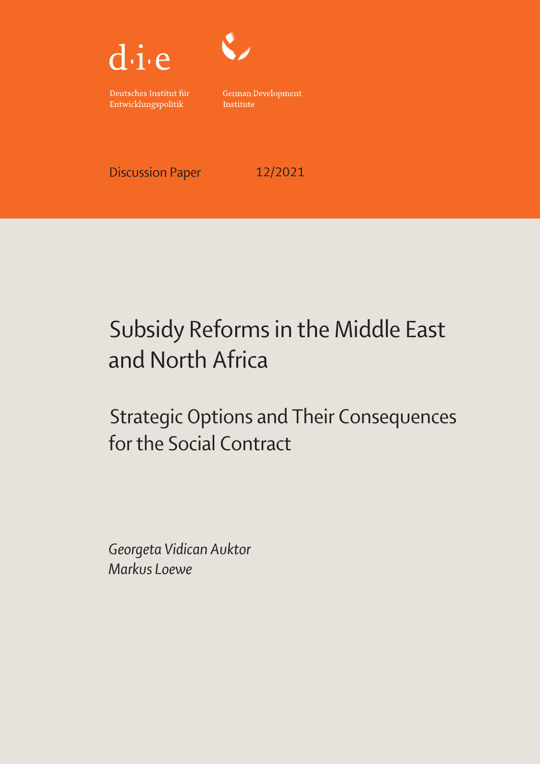d·i·e

Deutsches Institut für Entwicklungspolitik

German Development Institute

Discussion Paper 12/2021

# Subsidy Reforms in the Middle East and North Africa

## Strategic Options and Their Consequences for the Social Contract

*Georgeta Vidican Auktor*
*Markus Loewe*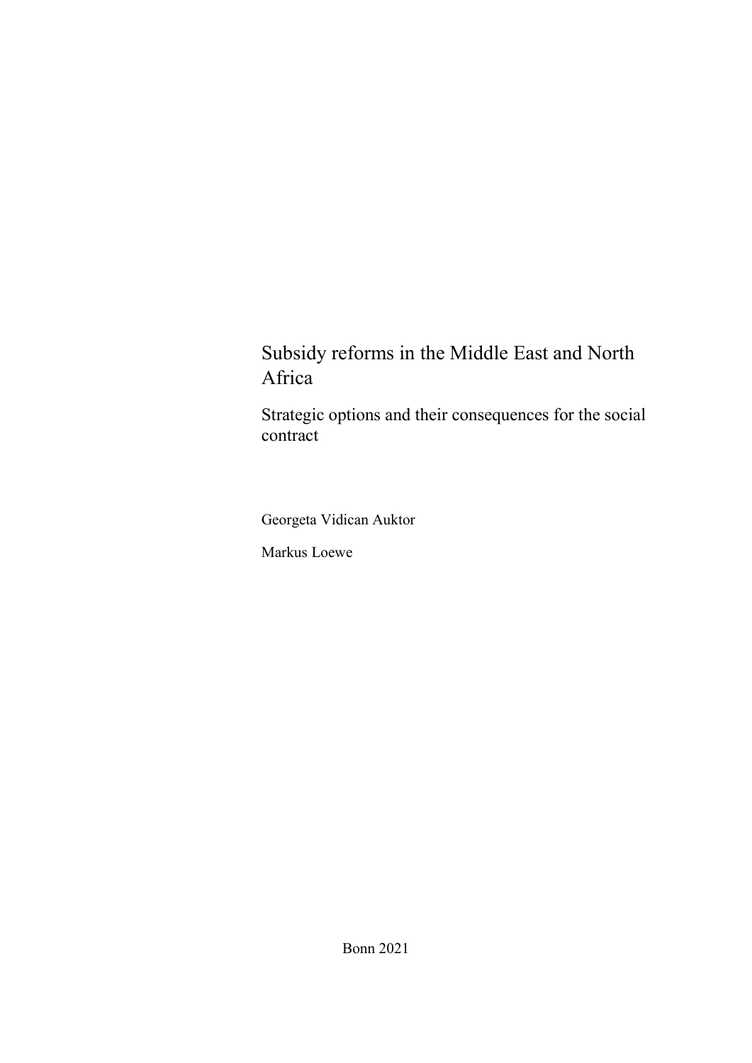# Subsidy reforms in the Middle East and North Africa

## Strategic options and their consequences for the social contract

Georgeta Vidican Auktor

Markus Loewe

Bonn 2021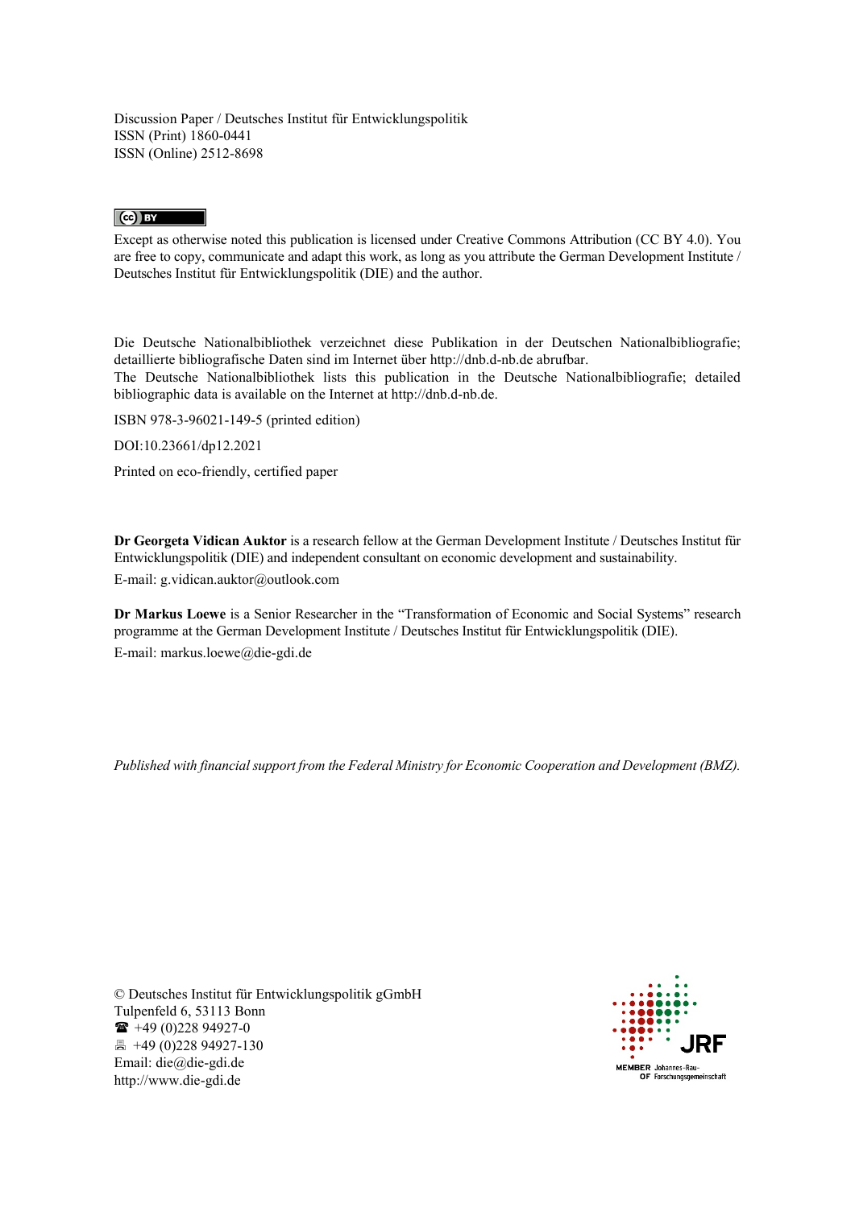Discussion Paper / Deutsches Institut für Entwicklungspolitik
ISSN (Print) 1860-0441
ISSN (Online) 2512-8698

Except as otherwise noted this publication is licensed under Creative Commons Attribution (CC BY 4.0). You are free to copy, communicate and adapt this work, as long as you attribute the German Development Institute / Deutsches Institut für Entwicklungspolitik (DIE) and the author.

Die Deutsche Nationalbibliothek verzeichnet diese Publikation in der Deutschen Nationalbibliografie; detaillierte bibliografische Daten sind im Internet über http://dnb.d-nb.de abrufbar.
The Deutsche Nationalbibliothek lists this publication in the Deutsche Nationalbibliografie; detailed bibliographic data is available on the Internet at http://dnb.d-nb.de.

ISBN 978-3-96021-149-5 (printed edition)

DOI:10.23661/dp12.2021

Printed on eco-friendly, certified paper

**Dr Georgeta Vidican Auktor** is a research fellow at the German Development Institute / Deutsches Institut für Entwicklungspolitik (DIE) and independent consultant on economic development and sustainability.

E-mail: g.vidican.auktor@outlook.com

**Dr Markus Loewe** is a Senior Researcher in the "Transformation of Economic and Social Systems" research programme at the German Development Institute / Deutsches Institut für Entwicklungspolitik (DIE).

E-mail: markus.loewe@die-gdi.de

*Published with financial support from the Federal Ministry for Economic Cooperation and Development (BMZ).*

© Deutsches Institut für Entwicklungspolitik gGmbH
Tulpenfeld 6, 53113 Bonn
☎ +49 (0)228 94927-0
🖷 +49 (0)228 94927-130
Email: die@die-gdi.de
http://www.die-gdi.de

MEMBER OF Johannes-Rau-Forschungsgemeinschaft JRF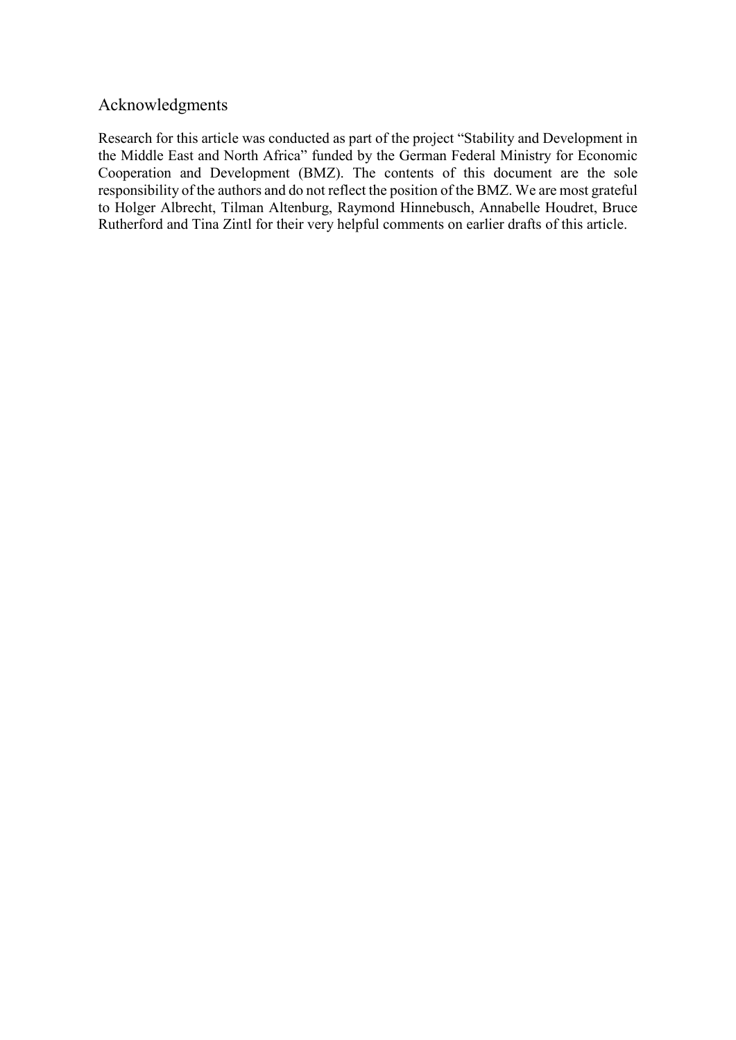## Acknowledgments

Research for this article was conducted as part of the project "Stability and Development in the Middle East and North Africa" funded by the German Federal Ministry for Economic Cooperation and Development (BMZ). The contents of this document are the sole responsibility of the authors and do not reflect the position of the BMZ. We are most grateful to Holger Albrecht, Tilman Altenburg, Raymond Hinnebusch, Annabelle Houdret, Bruce Rutherford and Tina Zintl for their very helpful comments on earlier drafts of this article.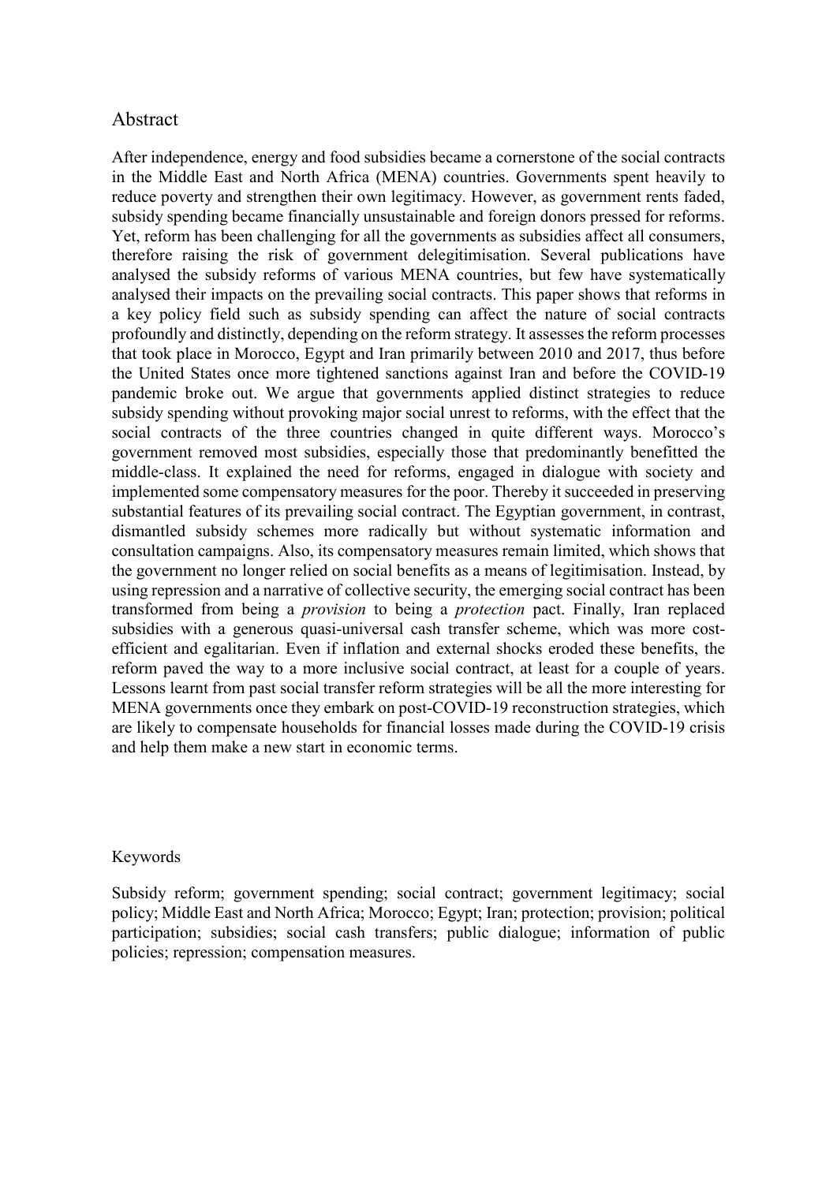## Abstract

After independence, energy and food subsidies became a cornerstone of the social contracts in the Middle East and North Africa (MENA) countries. Governments spent heavily to reduce poverty and strengthen their own legitimacy. However, as government rents faded, subsidy spending became financially unsustainable and foreign donors pressed for reforms. Yet, reform has been challenging for all the governments as subsidies affect all consumers, therefore raising the risk of government delegitimisation. Several publications have analysed the subsidy reforms of various MENA countries, but few have systematically analysed their impacts on the prevailing social contracts. This paper shows that reforms in a key policy field such as subsidy spending can affect the nature of social contracts profoundly and distinctly, depending on the reform strategy. It assesses the reform processes that took place in Morocco, Egypt and Iran primarily between 2010 and 2017, thus before the United States once more tightened sanctions against Iran and before the COVID-19 pandemic broke out. We argue that governments applied distinct strategies to reduce subsidy spending without provoking major social unrest to reforms, with the effect that the social contracts of the three countries changed in quite different ways. Morocco's government removed most subsidies, especially those that predominantly benefitted the middle-class. It explained the need for reforms, engaged in dialogue with society and implemented some compensatory measures for the poor. Thereby it succeeded in preserving substantial features of its prevailing social contract. The Egyptian government, in contrast, dismantled subsidy schemes more radically but without systematic information and consultation campaigns. Also, its compensatory measures remain limited, which shows that the government no longer relied on social benefits as a means of legitimisation. Instead, by using repression and a narrative of collective security, the emerging social contract has been transformed from being a *provision* to being a *protection* pact. Finally, Iran replaced subsidies with a generous quasi-universal cash transfer scheme, which was more cost-efficient and egalitarian. Even if inflation and external shocks eroded these benefits, the reform paved the way to a more inclusive social contract, at least for a couple of years. Lessons learnt from past social transfer reform strategies will be all the more interesting for MENA governments once they embark on post-COVID-19 reconstruction strategies, which are likely to compensate households for financial losses made during the COVID-19 crisis and help them make a new start in economic terms.

## Keywords

Subsidy reform; government spending; social contract; government legitimacy; social policy; Middle East and North Africa; Morocco; Egypt; Iran; protection; provision; political participation; subsidies; social cash transfers; public dialogue; information of public policies; repression; compensation measures.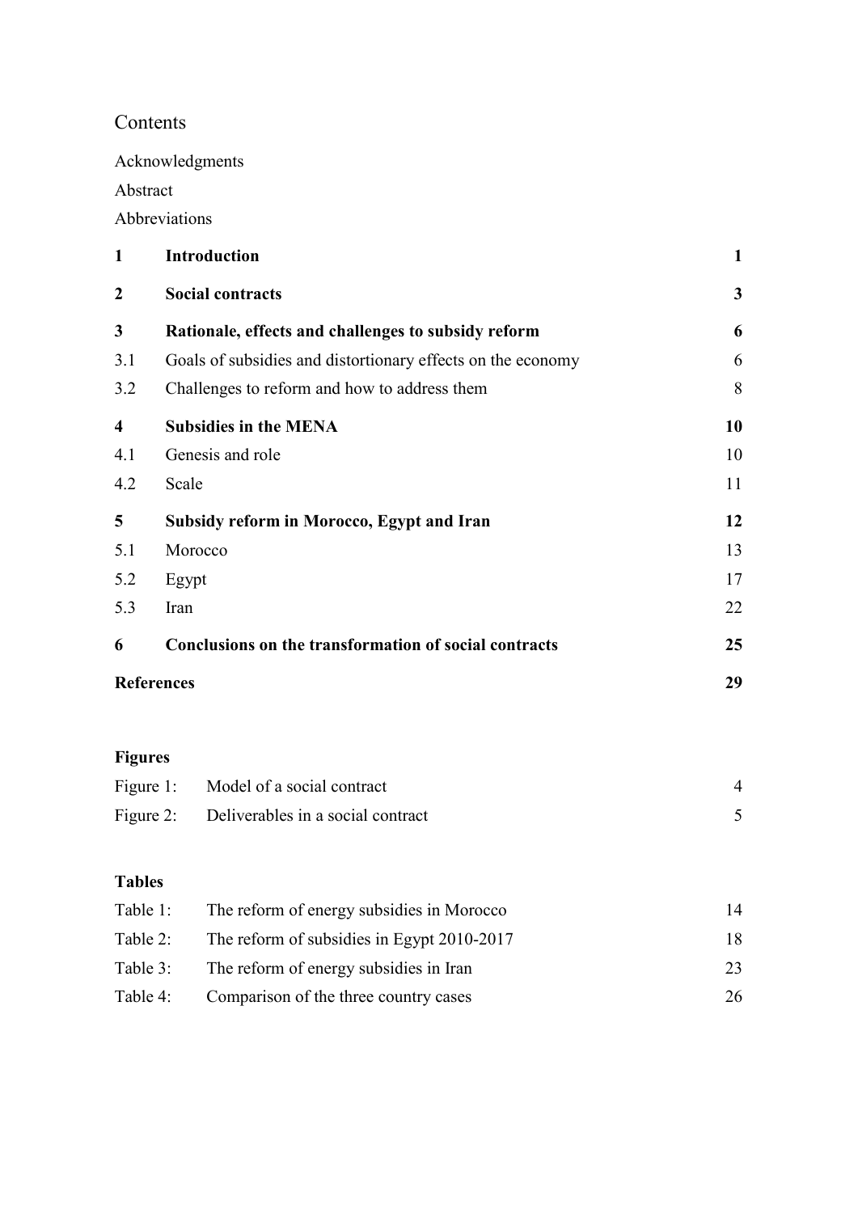# Contents

Acknowledgments

Abstract

Abbreviations

| | | |
|---|---|---|
| **1** | **Introduction** | **1** |
| **2** | **Social contracts** | **3** |
| **3** | **Rationale, effects and challenges to subsidy reform** | **6** |
| 3.1 | Goals of subsidies and distortionary effects on the economy | 6 |
| 3.2 | Challenges to reform and how to address them | 8 |
| **4** | **Subsidies in the MENA** | **10** |
| 4.1 | Genesis and role | 10 |
| 4.2 | Scale | 11 |
| **5** | **Subsidy reform in Morocco, Egypt and Iran** | **12** |
| 5.1 | Morocco | 13 |
| 5.2 | Egypt | 17 |
| 5.3 | Iran | 22 |
| **6** | **Conclusions on the transformation of social contracts** | **25** |
| **References** | | **29** |

**Figures**

| | | |
|---|---|---|
| Figure 1: | Model of a social contract | 4 |
| Figure 2: | Deliverables in a social contract | 5 |

**Tables**

| | | |
|---|---|---|
| Table 1: | The reform of energy subsidies in Morocco | 14 |
| Table 2: | The reform of subsidies in Egypt 2010-2017 | 18 |
| Table 3: | The reform of energy subsidies in Iran | 23 |
| Table 4: | Comparison of the three country cases | 26 |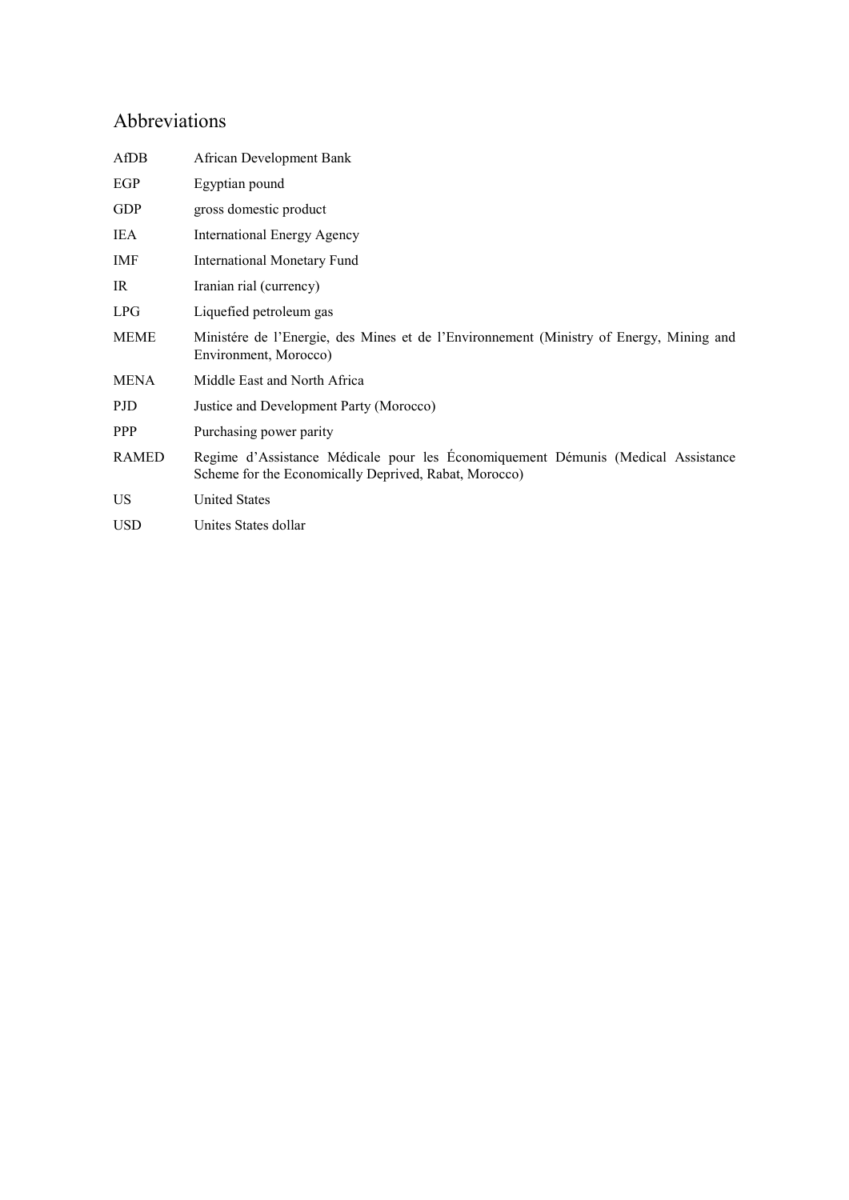# Abbreviations

| | |
|---|---|
| AfDB | African Development Bank |
| EGP | Egyptian pound |
| GDP | gross domestic product |
| IEA | International Energy Agency |
| IMF | International Monetary Fund |
| IR | Iranian rial (currency) |
| LPG | Liquefied petroleum gas |
| MEME | Ministére de l'Energie, des Mines et de l'Environnement (Ministry of Energy, Mining and Environment, Morocco) |
| MENA | Middle East and North Africa |
| PJD | Justice and Development Party (Morocco) |
| PPP | Purchasing power parity |
| RAMED | Regime d'Assistance Médicale pour les Économiquement Démunis (Medical Assistance Scheme for the Economically Deprived, Rabat, Morocco) |
| US | United States |
| USD | Unites States dollar |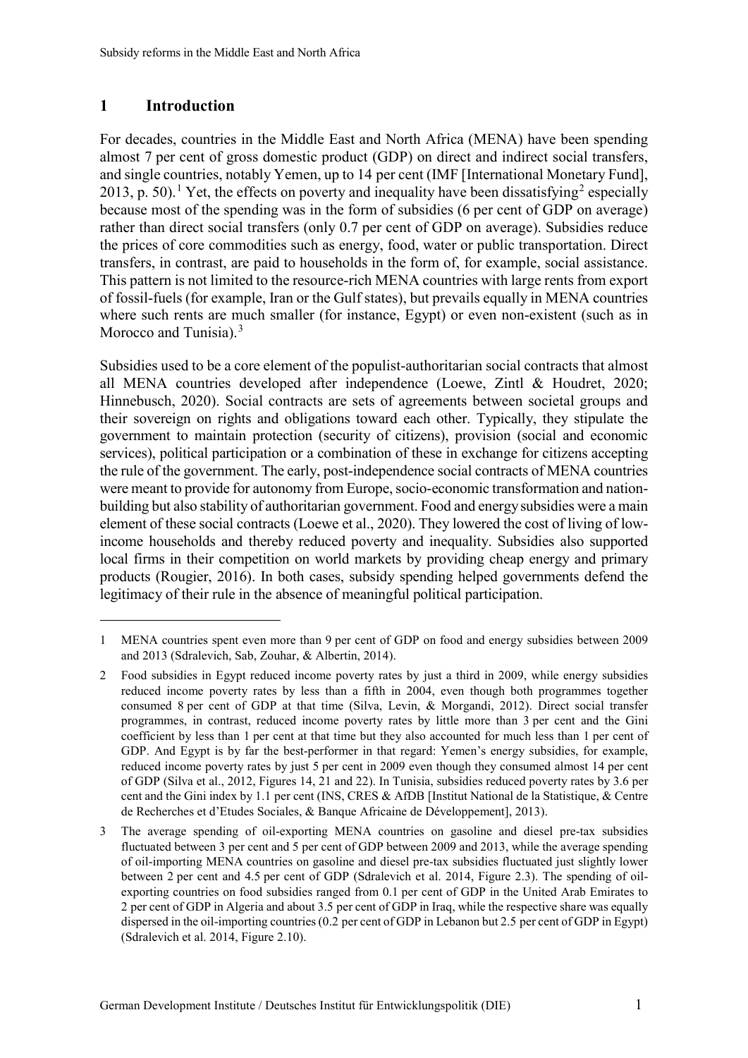# 1 Introduction

For decades, countries in the Middle East and North Africa (MENA) have been spending almost 7 per cent of gross domestic product (GDP) on direct and indirect social transfers, and single countries, notably Yemen, up to 14 per cent (IMF [International Monetary Fund], 2013, p. 50).[1] Yet, the effects on poverty and inequality have been dissatisfying[2] especially because most of the spending was in the form of subsidies (6 per cent of GDP on average) rather than direct social transfers (only 0.7 per cent of GDP on average). Subsidies reduce the prices of core commodities such as energy, food, water or public transportation. Direct transfers, in contrast, are paid to households in the form of, for example, social assistance. This pattern is not limited to the resource-rich MENA countries with large rents from export of fossil-fuels (for example, Iran or the Gulf states), but prevails equally in MENA countries where such rents are much smaller (for instance, Egypt) or even non-existent (such as in Morocco and Tunisia).[3]

Subsidies used to be a core element of the populist-authoritarian social contracts that almost all MENA countries developed after independence (Loewe, Zintl & Houdret, 2020; Hinnebusch, 2020). Social contracts are sets of agreements between societal groups and their sovereign on rights and obligations toward each other. Typically, they stipulate the government to maintain protection (security of citizens), provision (social and economic services), political participation or a combination of these in exchange for citizens accepting the rule of the government. The early, post-independence social contracts of MENA countries were meant to provide for autonomy from Europe, socio-economic transformation and nation-building but also stability of authoritarian government. Food and energy subsidies were a main element of these social contracts (Loewe et al., 2020). They lowered the cost of living of low-income households and thereby reduced poverty and inequality. Subsidies also supported local firms in their competition on world markets by providing cheap energy and primary products (Rougier, 2016). In both cases, subsidy spending helped governments defend the legitimacy of their rule in the absence of meaningful political participation.

---

1 MENA countries spent even more than 9 per cent of GDP on food and energy subsidies between 2009 and 2013 (Sdralevich, Sab, Zouhar, & Albertin, 2014).

2 Food subsidies in Egypt reduced income poverty rates by just a third in 2009, while energy subsidies reduced income poverty rates by less than a fifth in 2004, even though both programmes together consumed 8 per cent of GDP at that time (Silva, Levin, & Morgandi, 2012). Direct social transfer programmes, in contrast, reduced income poverty rates by little more than 3 per cent and the Gini coefficient by less than 1 per cent at that time but they also accounted for much less than 1 per cent of GDP. And Egypt is by far the best-performer in that regard: Yemen's energy subsidies, for example, reduced income poverty rates by just 5 per cent in 2009 even though they consumed almost 14 per cent of GDP (Silva et al., 2012, Figures 14, 21 and 22). In Tunisia, subsidies reduced poverty rates by 3.6 per cent and the Gini index by 1.1 per cent (INS, CRES & AfDB [Institut National de la Statistique, & Centre de Recherches et d'Etudes Sociales, & Banque Africaine de Développement], 2013).

3 The average spending of oil-exporting MENA countries on gasoline and diesel pre-tax subsidies fluctuated between 3 per cent and 5 per cent of GDP between 2009 and 2013, while the average spending of oil-importing MENA countries on gasoline and diesel pre-tax subsidies fluctuated just slightly lower between 2 per cent and 4.5 per cent of GDP (Sdralevich et al. 2014, Figure 2.3). The spending of oil-exporting countries on food subsidies ranged from 0.1 per cent of GDP in the United Arab Emirates to 2 per cent of GDP in Algeria and about 3.5 per cent of GDP in Iraq, while the respective share was equally dispersed in the oil-importing countries (0.2 per cent of GDP in Lebanon but 2.5 per cent of GDP in Egypt) (Sdralevich et al. 2014, Figure 2.10).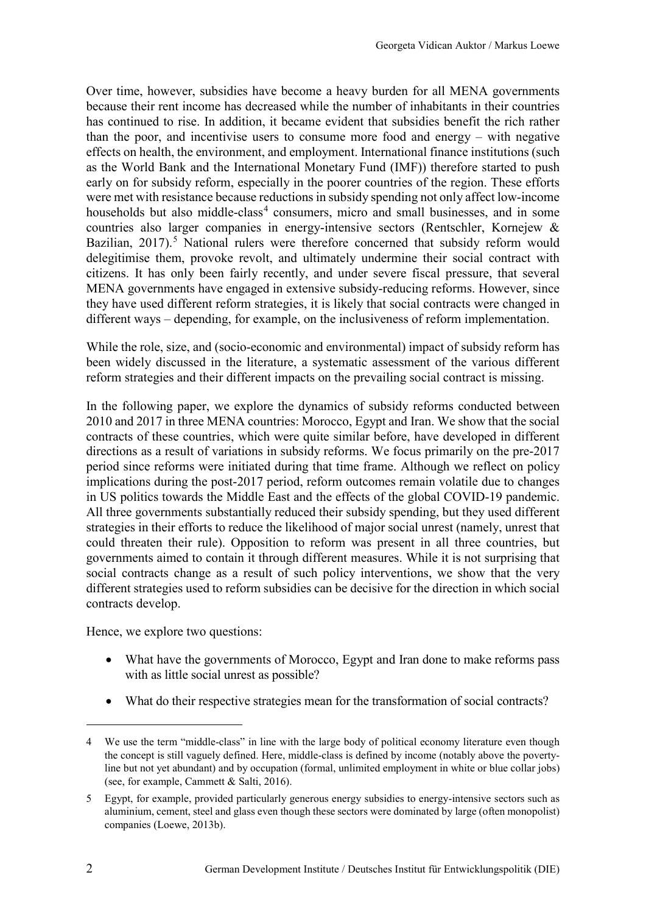Over time, however, subsidies have become a heavy burden for all MENA governments because their rent income has decreased while the number of inhabitants in their countries has continued to rise. In addition, it became evident that subsidies benefit the rich rather than the poor, and incentivise users to consume more food and energy – with negative effects on health, the environment, and employment. International finance institutions (such as the World Bank and the International Monetary Fund (IMF)) therefore started to push early on for subsidy reform, especially in the poorer countries of the region. These efforts were met with resistance because reductions in subsidy spending not only affect low-income households but also middle-class[4] consumers, micro and small businesses, and in some countries also larger companies in energy-intensive sectors (Rentschler, Kornejew & Bazilian, 2017).[5] National rulers were therefore concerned that subsidy reform would delegitimise them, provoke revolt, and ultimately undermine their social contract with citizens. It has only been fairly recently, and under severe fiscal pressure, that several MENA governments have engaged in extensive subsidy-reducing reforms. However, since they have used different reform strategies, it is likely that social contracts were changed in different ways – depending, for example, on the inclusiveness of reform implementation.

While the role, size, and (socio-economic and environmental) impact of subsidy reform has been widely discussed in the literature, a systematic assessment of the various different reform strategies and their different impacts on the prevailing social contract is missing.

In the following paper, we explore the dynamics of subsidy reforms conducted between 2010 and 2017 in three MENA countries: Morocco, Egypt and Iran. We show that the social contracts of these countries, which were quite similar before, have developed in different directions as a result of variations in subsidy reforms. We focus primarily on the pre-2017 period since reforms were initiated during that time frame. Although we reflect on policy implications during the post-2017 period, reform outcomes remain volatile due to changes in US politics towards the Middle East and the effects of the global COVID-19 pandemic. All three governments substantially reduced their subsidy spending, but they used different strategies in their efforts to reduce the likelihood of major social unrest (namely, unrest that could threaten their rule). Opposition to reform was present in all three countries, but governments aimed to contain it through different measures. While it is not surprising that social contracts change as a result of such policy interventions, we show that the very different strategies used to reform subsidies can be decisive for the direction in which social contracts develop.

Hence, we explore two questions:

- What have the governments of Morocco, Egypt and Iran done to make reforms pass with as little social unrest as possible?
- What do their respective strategies mean for the transformation of social contracts?

---

4 We use the term "middle-class" in line with the large body of political economy literature even though the concept is still vaguely defined. Here, middle-class is defined by income (notably above the poverty-line but not yet abundant) and by occupation (formal, unlimited employment in white or blue collar jobs) (see, for example, Cammett & Salti, 2016).

5 Egypt, for example, provided particularly generous energy subsidies to energy-intensive sectors such as aluminium, cement, steel and glass even though these sectors were dominated by large (often monopolist) companies (Loewe, 2013b).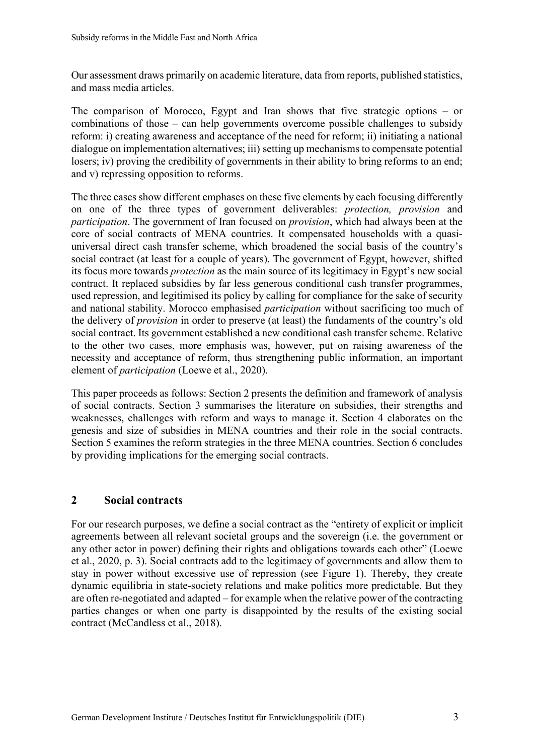Our assessment draws primarily on academic literature, data from reports, published statistics, and mass media articles.

The comparison of Morocco, Egypt and Iran shows that five strategic options – or combinations of those – can help governments overcome possible challenges to subsidy reform: i) creating awareness and acceptance of the need for reform; ii) initiating a national dialogue on implementation alternatives; iii) setting up mechanisms to compensate potential losers; iv) proving the credibility of governments in their ability to bring reforms to an end; and v) repressing opposition to reforms.

The three cases show different emphases on these five elements by each focusing differently on one of the three types of government deliverables: *protection, provision* and *participation*. The government of Iran focused on *provision*, which had always been at the core of social contracts of MENA countries. It compensated households with a quasi-universal direct cash transfer scheme, which broadened the social basis of the country's social contract (at least for a couple of years). The government of Egypt, however, shifted its focus more towards *protection* as the main source of its legitimacy in Egypt's new social contract. It replaced subsidies by far less generous conditional cash transfer programmes, used repression, and legitimised its policy by calling for compliance for the sake of security and national stability. Morocco emphasised *participation* without sacrificing too much of the delivery of *provision* in order to preserve (at least) the fundaments of the country's old social contract. Its government established a new conditional cash transfer scheme. Relative to the other two cases, more emphasis was, however, put on raising awareness of the necessity and acceptance of reform, thus strengthening public information, an important element of *participation* (Loewe et al., 2020).

This paper proceeds as follows: Section 2 presents the definition and framework of analysis of social contracts. Section 3 summarises the literature on subsidies, their strengths and weaknesses, challenges with reform and ways to manage it. Section 4 elaborates on the genesis and size of subsidies in MENA countries and their role in the social contracts. Section 5 examines the reform strategies in the three MENA countries. Section 6 concludes by providing implications for the emerging social contracts.

## 2 Social contracts

For our research purposes, we define a social contract as the "entirety of explicit or implicit agreements between all relevant societal groups and the sovereign (i.e. the government or any other actor in power) defining their rights and obligations towards each other" (Loewe et al., 2020, p. 3). Social contracts add to the legitimacy of governments and allow them to stay in power without excessive use of repression (see Figure 1). Thereby, they create dynamic equilibria in state-society relations and make politics more predictable. But they are often re-negotiated and adapted – for example when the relative power of the contracting parties changes or when one party is disappointed by the results of the existing social contract (McCandless et al., 2018).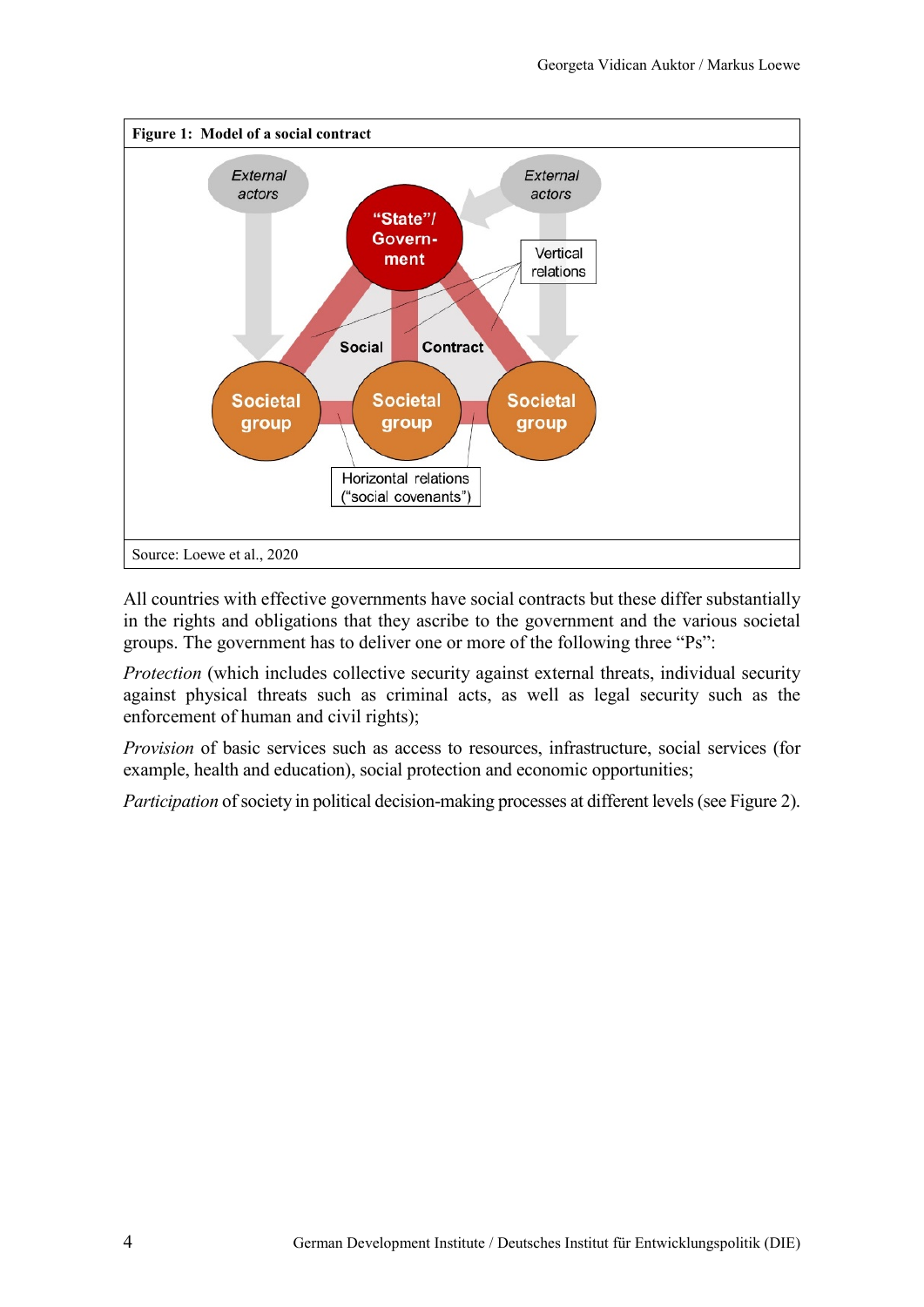**Figure 1: Model of a social contract**

Source: Loewe et al., 2020

All countries with effective governments have social contracts but these differ substantially in the rights and obligations that they ascribe to the government and the various societal groups. The government has to deliver one or more of the following three "Ps":

*Protection* (which includes collective security against external threats, individual security against physical threats such as criminal acts, as well as legal security such as the enforcement of human and civil rights);

*Provision* of basic services such as access to resources, infrastructure, social services (for example, health and education), social protection and economic opportunities;

*Participation* of society in political decision-making processes at different levels (see Figure 2).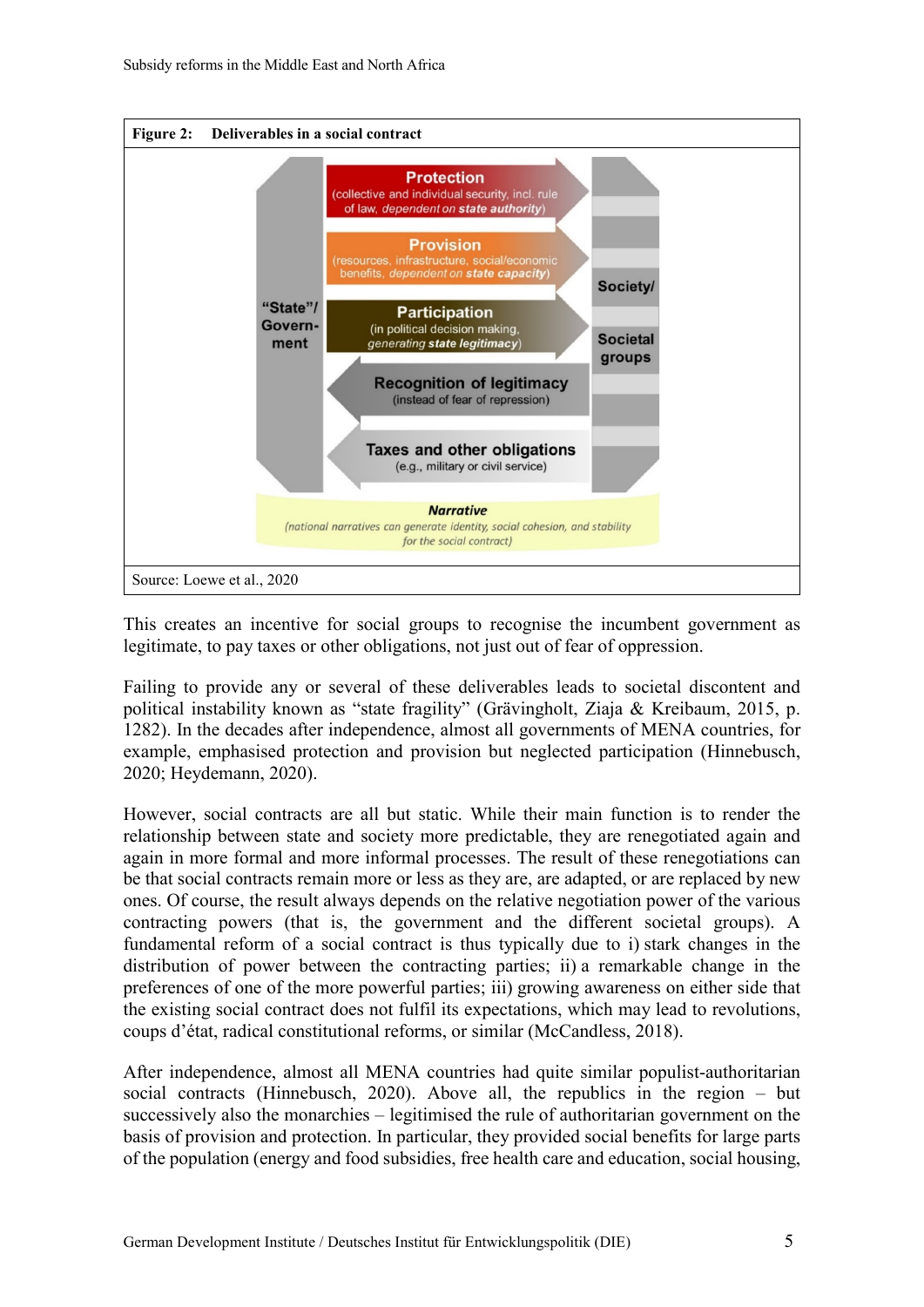**Figure 2: Deliverables in a social contract**

"State"/Government

**Protection** (collective and individual security, incl. rule of law, *dependent on* ***state authority***)

**Provision** (resources, infrastructure, social/economic benefits, *dependent on* ***state capacity***)

**Participation** (in political decision making, *generating* ***state legitimacy***)

**Recognition of legitimacy** (instead of fear of repression)

**Taxes and other obligations** (e.g., military or civil service)

Society/Societal groups

***Narrative***
*(national narratives can generate identity, social cohesion, and stability for the social contract)*

Source: Loewe et al., 2020

This creates an incentive for social groups to recognise the incumbent government as legitimate, to pay taxes or other obligations, not just out of fear of oppression.

Failing to provide any or several of these deliverables leads to societal discontent and political instability known as "state fragility" (Grävingholt, Ziaja & Kreibaum, 2015, p. 1282). In the decades after independence, almost all governments of MENA countries, for example, emphasised protection and provision but neglected participation (Hinnebusch, 2020; Heydemann, 2020).

However, social contracts are all but static. While their main function is to render the relationship between state and society more predictable, they are renegotiated again and again in more formal and more informal processes. The result of these renegotiations can be that social contracts remain more or less as they are, are adapted, or are replaced by new ones. Of course, the result always depends on the relative negotiation power of the various contracting powers (that is, the government and the different societal groups). A fundamental reform of a social contract is thus typically due to i) stark changes in the distribution of power between the contracting parties; ii) a remarkable change in the preferences of one of the more powerful parties; iii) growing awareness on either side that the existing social contract does not fulfil its expectations, which may lead to revolutions, coups d'état, radical constitutional reforms, or similar (McCandless, 2018).

After independence, almost all MENA countries had quite similar populist-authoritarian social contracts (Hinnebusch, 2020). Above all, the republics in the region – but successively also the monarchies – legitimised the rule of authoritarian government on the basis of provision and protection. In particular, they provided social benefits for large parts of the population (energy and food subsidies, free health care and education, social housing,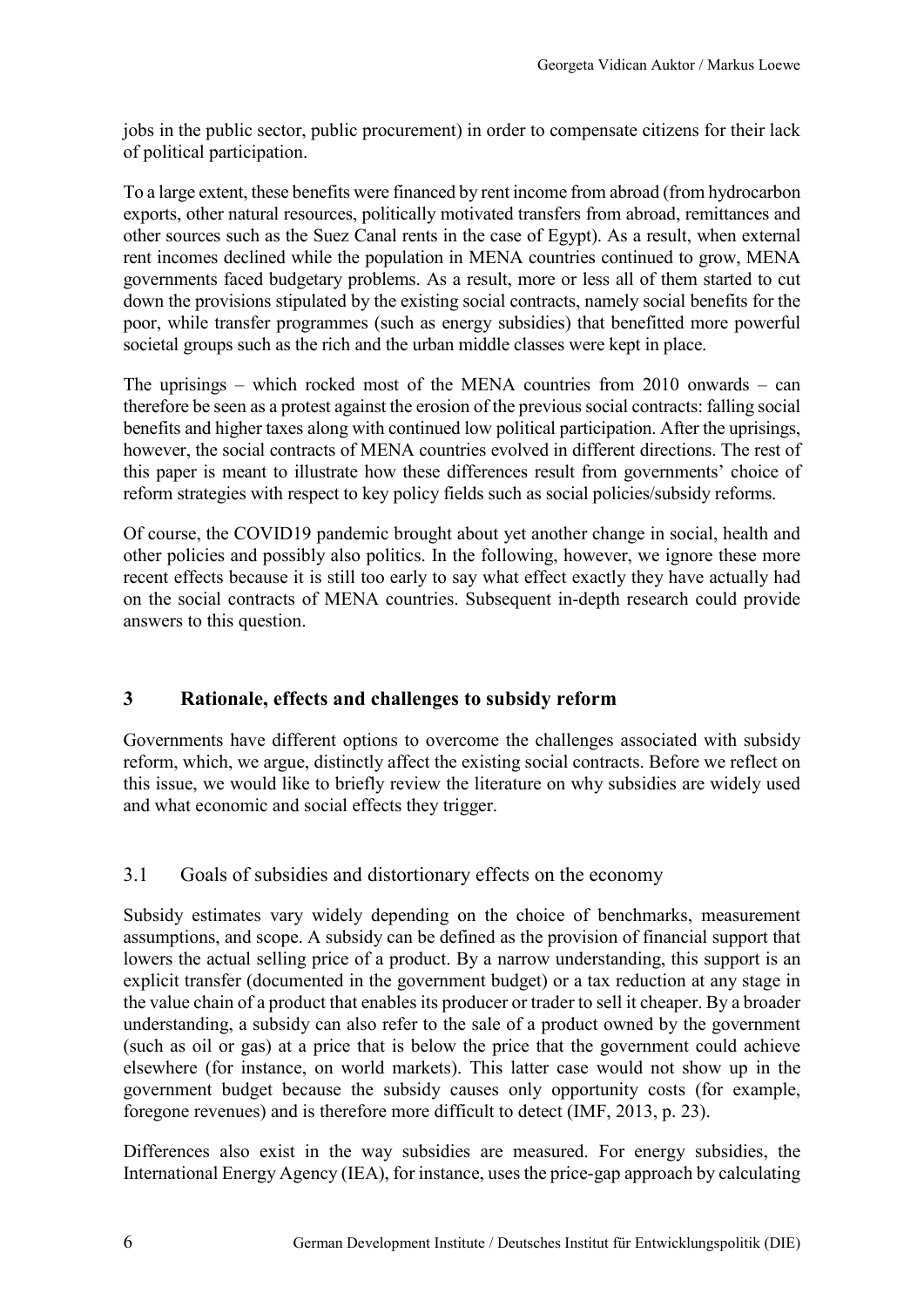jobs in the public sector, public procurement) in order to compensate citizens for their lack of political participation.

To a large extent, these benefits were financed by rent income from abroad (from hydrocarbon exports, other natural resources, politically motivated transfers from abroad, remittances and other sources such as the Suez Canal rents in the case of Egypt). As a result, when external rent incomes declined while the population in MENA countries continued to grow, MENA governments faced budgetary problems. As a result, more or less all of them started to cut down the provisions stipulated by the existing social contracts, namely social benefits for the poor, while transfer programmes (such as energy subsidies) that benefitted more powerful societal groups such as the rich and the urban middle classes were kept in place.

The uprisings – which rocked most of the MENA countries from 2010 onwards – can therefore be seen as a protest against the erosion of the previous social contracts: falling social benefits and higher taxes along with continued low political participation. After the uprisings, however, the social contracts of MENA countries evolved in different directions. The rest of this paper is meant to illustrate how these differences result from governments' choice of reform strategies with respect to key policy fields such as social policies/subsidy reforms.

Of course, the COVID19 pandemic brought about yet another change in social, health and other policies and possibly also politics. In the following, however, we ignore these more recent effects because it is still too early to say what effect exactly they have actually had on the social contracts of MENA countries. Subsequent in-depth research could provide answers to this question.

## 3 Rationale, effects and challenges to subsidy reform

Governments have different options to overcome the challenges associated with subsidy reform, which, we argue, distinctly affect the existing social contracts. Before we reflect on this issue, we would like to briefly review the literature on why subsidies are widely used and what economic and social effects they trigger.

### 3.1 Goals of subsidies and distortionary effects on the economy

Subsidy estimates vary widely depending on the choice of benchmarks, measurement assumptions, and scope. A subsidy can be defined as the provision of financial support that lowers the actual selling price of a product. By a narrow understanding, this support is an explicit transfer (documented in the government budget) or a tax reduction at any stage in the value chain of a product that enables its producer or trader to sell it cheaper. By a broader understanding, a subsidy can also refer to the sale of a product owned by the government (such as oil or gas) at a price that is below the price that the government could achieve elsewhere (for instance, on world markets). This latter case would not show up in the government budget because the subsidy causes only opportunity costs (for example, foregone revenues) and is therefore more difficult to detect (IMF, 2013, p. 23).

Differences also exist in the way subsidies are measured. For energy subsidies, the International Energy Agency (IEA), for instance, uses the price-gap approach by calculating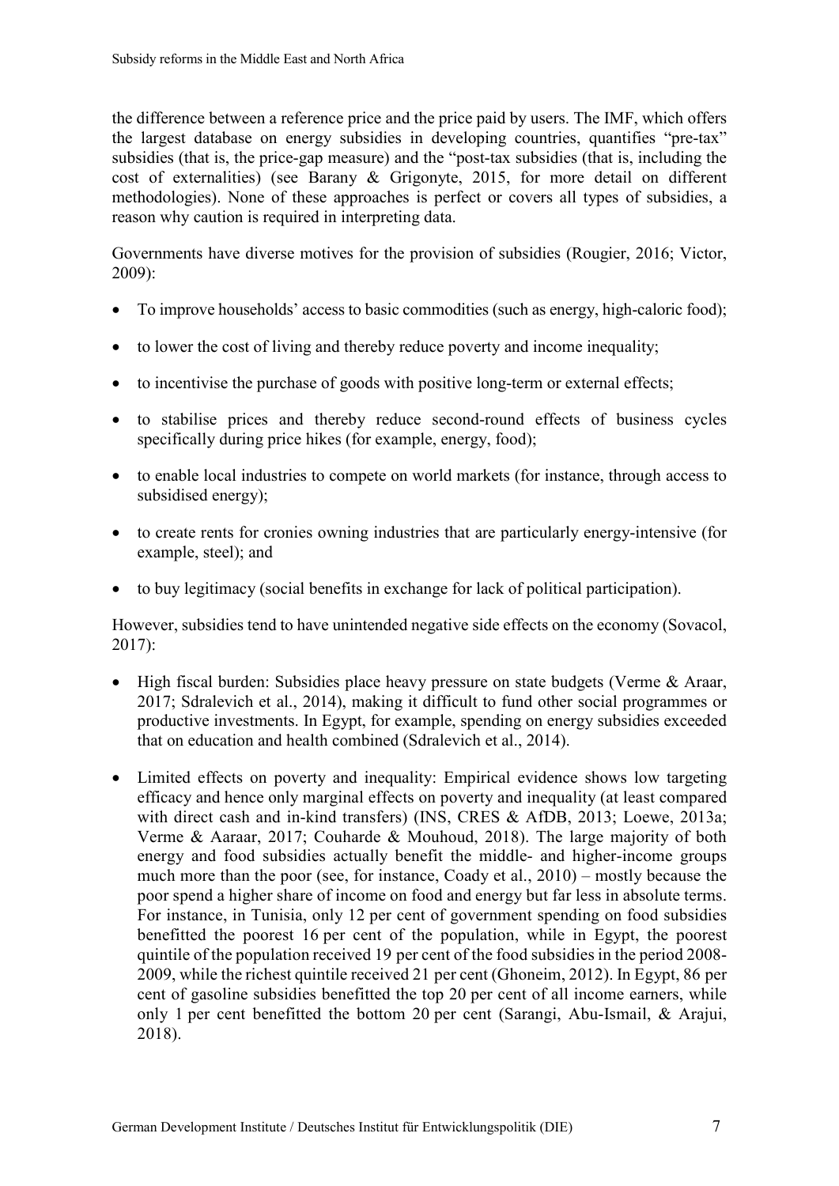the difference between a reference price and the price paid by users. The IMF, which offers the largest database on energy subsidies in developing countries, quantifies "pre-tax" subsidies (that is, the price-gap measure) and the "post-tax subsidies (that is, including the cost of externalities) (see Barany & Grigonyte, 2015, for more detail on different methodologies). None of these approaches is perfect or covers all types of subsidies, a reason why caution is required in interpreting data.

Governments have diverse motives for the provision of subsidies (Rougier, 2016; Victor, 2009):

- To improve households' access to basic commodities (such as energy, high-caloric food);
- to lower the cost of living and thereby reduce poverty and income inequality;
- to incentivise the purchase of goods with positive long-term or external effects;
- to stabilise prices and thereby reduce second-round effects of business cycles specifically during price hikes (for example, energy, food);
- to enable local industries to compete on world markets (for instance, through access to subsidised energy);
- to create rents for cronies owning industries that are particularly energy-intensive (for example, steel); and
- to buy legitimacy (social benefits in exchange for lack of political participation).

However, subsidies tend to have unintended negative side effects on the economy (Sovacol, 2017):

- High fiscal burden: Subsidies place heavy pressure on state budgets (Verme & Araar, 2017; Sdralevich et al., 2014), making it difficult to fund other social programmes or productive investments. In Egypt, for example, spending on energy subsidies exceeded that on education and health combined (Sdralevich et al., 2014).
- Limited effects on poverty and inequality: Empirical evidence shows low targeting efficacy and hence only marginal effects on poverty and inequality (at least compared with direct cash and in-kind transfers) (INS, CRES & AfDB, 2013; Loewe, 2013a; Verme & Aaraar, 2017; Couharde & Mouhoud, 2018). The large majority of both energy and food subsidies actually benefit the middle- and higher-income groups much more than the poor (see, for instance, Coady et al., 2010) – mostly because the poor spend a higher share of income on food and energy but far less in absolute terms. For instance, in Tunisia, only 12 per cent of government spending on food subsidies benefitted the poorest 16 per cent of the population, while in Egypt, the poorest quintile of the population received 19 per cent of the food subsidies in the period 2008-2009, while the richest quintile received 21 per cent (Ghoneim, 2012). In Egypt, 86 per cent of gasoline subsidies benefitted the top 20 per cent of all income earners, while only 1 per cent benefitted the bottom 20 per cent (Sarangi, Abu-Ismail, & Arajui, 2018).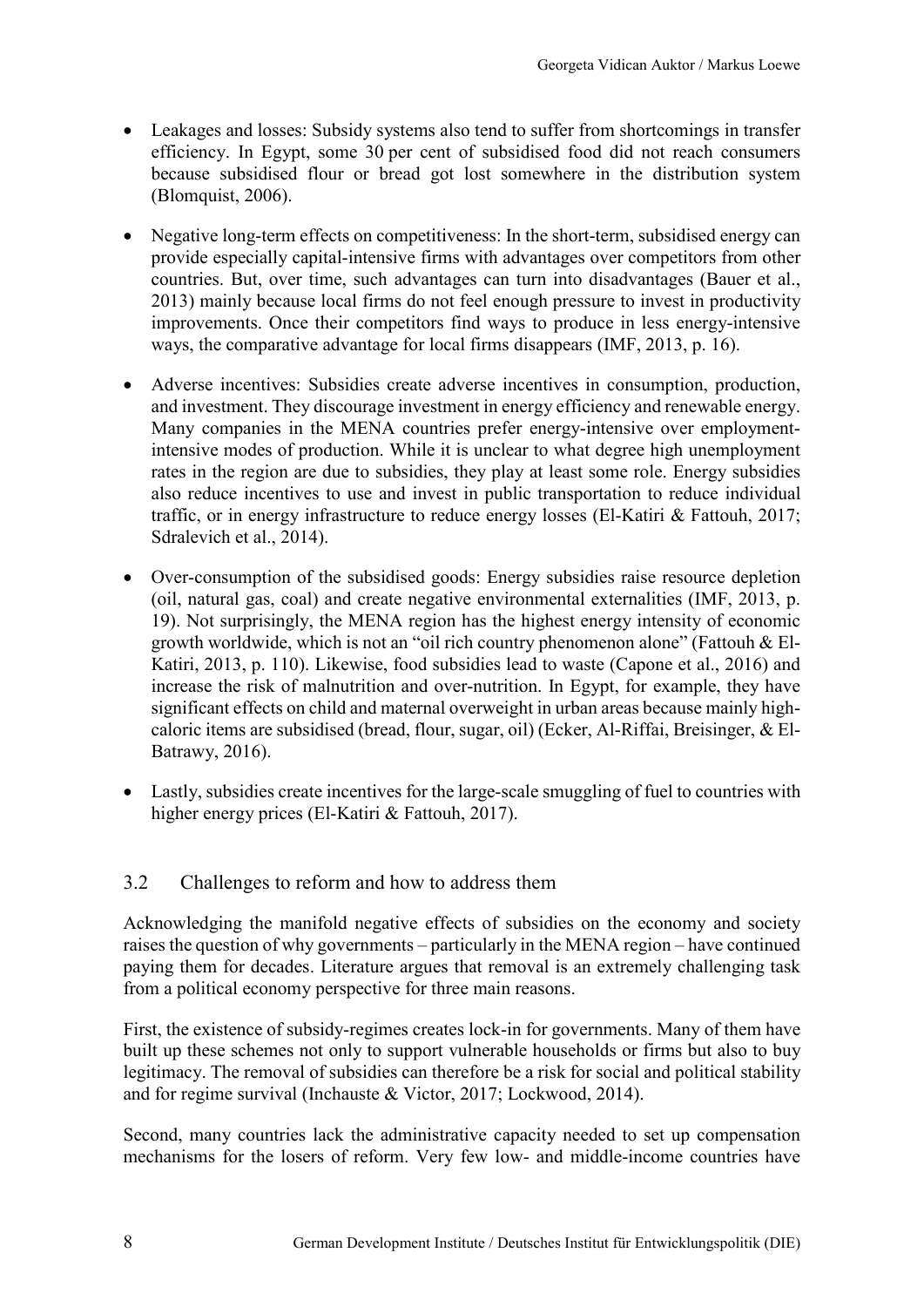- Leakages and losses: Subsidy systems also tend to suffer from shortcomings in transfer efficiency. In Egypt, some 30 per cent of subsidised food did not reach consumers because subsidised flour or bread got lost somewhere in the distribution system (Blomquist, 2006).

- Negative long-term effects on competitiveness: In the short-term, subsidised energy can provide especially capital-intensive firms with advantages over competitors from other countries. But, over time, such advantages can turn into disadvantages (Bauer et al., 2013) mainly because local firms do not feel enough pressure to invest in productivity improvements. Once their competitors find ways to produce in less energy-intensive ways, the comparative advantage for local firms disappears (IMF, 2013, p. 16).

- Adverse incentives: Subsidies create adverse incentives in consumption, production, and investment. They discourage investment in energy efficiency and renewable energy. Many companies in the MENA countries prefer energy-intensive over employment-intensive modes of production. While it is unclear to what degree high unemployment rates in the region are due to subsidies, they play at least some role. Energy subsidies also reduce incentives to use and invest in public transportation to reduce individual traffic, or in energy infrastructure to reduce energy losses (El-Katiri & Fattouh, 2017; Sdralevich et al., 2014).

- Over-consumption of the subsidised goods: Energy subsidies raise resource depletion (oil, natural gas, coal) and create negative environmental externalities (IMF, 2013, p. 19). Not surprisingly, the MENA region has the highest energy intensity of economic growth worldwide, which is not an "oil rich country phenomenon alone" (Fattouh & El-Katiri, 2013, p. 110). Likewise, food subsidies lead to waste (Capone et al., 2016) and increase the risk of malnutrition and over-nutrition. In Egypt, for example, they have significant effects on child and maternal overweight in urban areas because mainly high-caloric items are subsidised (bread, flour, sugar, oil) (Ecker, Al-Riffai, Breisinger, & El-Batrawy, 2016).

- Lastly, subsidies create incentives for the large-scale smuggling of fuel to countries with higher energy prices (El-Katiri & Fattouh, 2017).

## 3.2 Challenges to reform and how to address them

Acknowledging the manifold negative effects of subsidies on the economy and society raises the question of why governments – particularly in the MENA region – have continued paying them for decades. Literature argues that removal is an extremely challenging task from a political economy perspective for three main reasons.

First, the existence of subsidy-regimes creates lock-in for governments. Many of them have built up these schemes not only to support vulnerable households or firms but also to buy legitimacy. The removal of subsidies can therefore be a risk for social and political stability and for regime survival (Inchauste & Victor, 2017; Lockwood, 2014).

Second, many countries lack the administrative capacity needed to set up compensation mechanisms for the losers of reform. Very few low- and middle-income countries have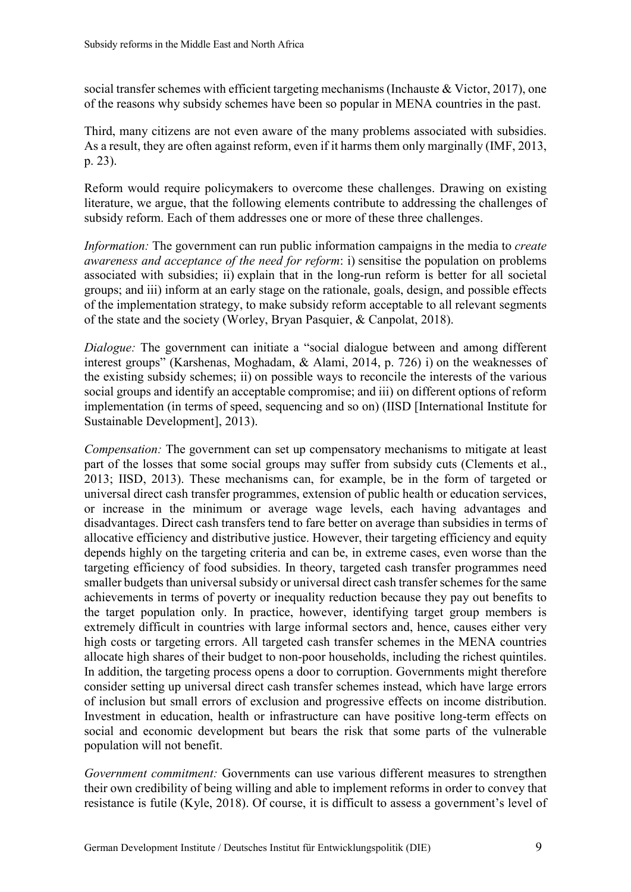social transfer schemes with efficient targeting mechanisms (Inchauste & Victor, 2017), one of the reasons why subsidy schemes have been so popular in MENA countries in the past.

Third, many citizens are not even aware of the many problems associated with subsidies. As a result, they are often against reform, even if it harms them only marginally (IMF, 2013, p. 23).

Reform would require policymakers to overcome these challenges. Drawing on existing literature, we argue, that the following elements contribute to addressing the challenges of subsidy reform. Each of them addresses one or more of these three challenges.

*Information:* The government can run public information campaigns in the media to *create awareness and acceptance of the need for reform*: i) sensitise the population on problems associated with subsidies; ii) explain that in the long-run reform is better for all societal groups; and iii) inform at an early stage on the rationale, goals, design, and possible effects of the implementation strategy, to make subsidy reform acceptable to all relevant segments of the state and the society (Worley, Bryan Pasquier, & Canpolat, 2018).

*Dialogue:* The government can initiate a "social dialogue between and among different interest groups" (Karshenas, Moghadam, & Alami, 2014, p. 726) i) on the weaknesses of the existing subsidy schemes; ii) on possible ways to reconcile the interests of the various social groups and identify an acceptable compromise; and iii) on different options of reform implementation (in terms of speed, sequencing and so on) (IISD [International Institute for Sustainable Development], 2013).

*Compensation:* The government can set up compensatory mechanisms to mitigate at least part of the losses that some social groups may suffer from subsidy cuts (Clements et al., 2013; IISD, 2013). These mechanisms can, for example, be in the form of targeted or universal direct cash transfer programmes, extension of public health or education services, or increase in the minimum or average wage levels, each having advantages and disadvantages. Direct cash transfers tend to fare better on average than subsidies in terms of allocative efficiency and distributive justice. However, their targeting efficiency and equity depends highly on the targeting criteria and can be, in extreme cases, even worse than the targeting efficiency of food subsidies. In theory, targeted cash transfer programmes need smaller budgets than universal subsidy or universal direct cash transfer schemes for the same achievements in terms of poverty or inequality reduction because they pay out benefits to the target population only. In practice, however, identifying target group members is extremely difficult in countries with large informal sectors and, hence, causes either very high costs or targeting errors. All targeted cash transfer schemes in the MENA countries allocate high shares of their budget to non-poor households, including the richest quintiles. In addition, the targeting process opens a door to corruption. Governments might therefore consider setting up universal direct cash transfer schemes instead, which have large errors of inclusion but small errors of exclusion and progressive effects on income distribution. Investment in education, health or infrastructure can have positive long-term effects on social and economic development but bears the risk that some parts of the vulnerable population will not benefit.

*Government commitment:* Governments can use various different measures to strengthen their own credibility of being willing and able to implement reforms in order to convey that resistance is futile (Kyle, 2018). Of course, it is difficult to assess a government's level of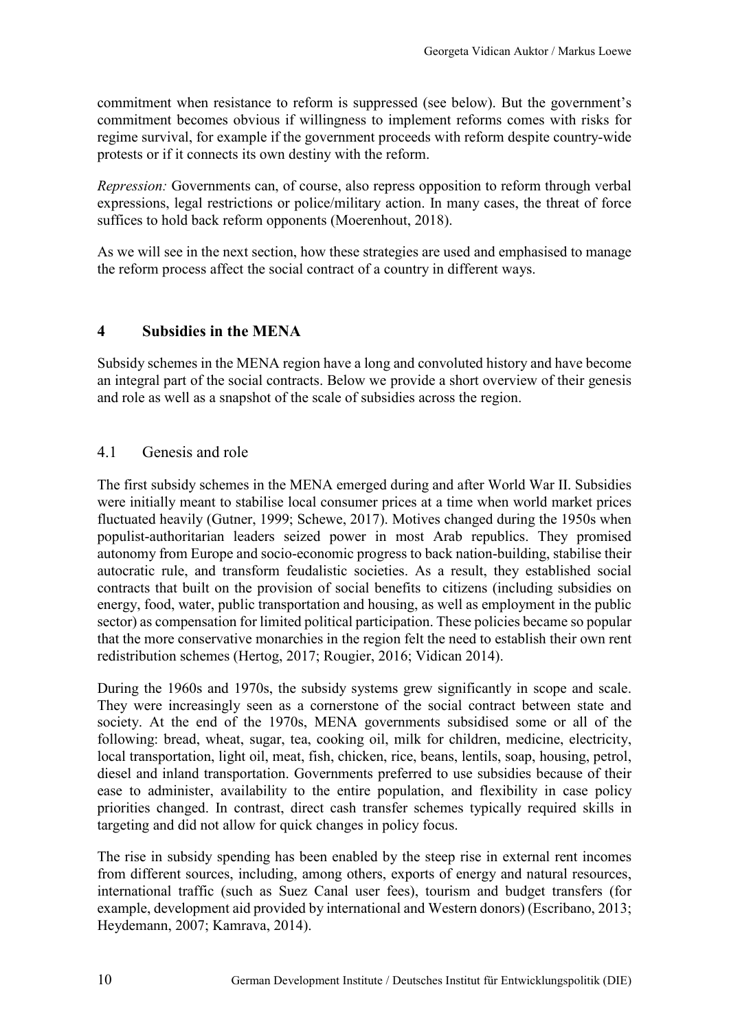commitment when resistance to reform is suppressed (see below). But the government's commitment becomes obvious if willingness to implement reforms comes with risks for regime survival, for example if the government proceeds with reform despite country-wide protests or if it connects its own destiny with the reform.

*Repression:* Governments can, of course, also repress opposition to reform through verbal expressions, legal restrictions or police/military action. In many cases, the threat of force suffices to hold back reform opponents (Moerenhout, 2018).

As we will see in the next section, how these strategies are used and emphasised to manage the reform process affect the social contract of a country in different ways.

## 4 Subsidies in the MENA

Subsidy schemes in the MENA region have a long and convoluted history and have become an integral part of the social contracts. Below we provide a short overview of their genesis and role as well as a snapshot of the scale of subsidies across the region.

### 4.1 Genesis and role

The first subsidy schemes in the MENA emerged during and after World War II. Subsidies were initially meant to stabilise local consumer prices at a time when world market prices fluctuated heavily (Gutner, 1999; Schewe, 2017). Motives changed during the 1950s when populist-authoritarian leaders seized power in most Arab republics. They promised autonomy from Europe and socio-economic progress to back nation-building, stabilise their autocratic rule, and transform feudalistic societies. As a result, they established social contracts that built on the provision of social benefits to citizens (including subsidies on energy, food, water, public transportation and housing, as well as employment in the public sector) as compensation for limited political participation. These policies became so popular that the more conservative monarchies in the region felt the need to establish their own rent redistribution schemes (Hertog, 2017; Rougier, 2016; Vidican 2014).

During the 1960s and 1970s, the subsidy systems grew significantly in scope and scale. They were increasingly seen as a cornerstone of the social contract between state and society. At the end of the 1970s, MENA governments subsidised some or all of the following: bread, wheat, sugar, tea, cooking oil, milk for children, medicine, electricity, local transportation, light oil, meat, fish, chicken, rice, beans, lentils, soap, housing, petrol, diesel and inland transportation. Governments preferred to use subsidies because of their ease to administer, availability to the entire population, and flexibility in case policy priorities changed. In contrast, direct cash transfer schemes typically required skills in targeting and did not allow for quick changes in policy focus.

The rise in subsidy spending has been enabled by the steep rise in external rent incomes from different sources, including, among others, exports of energy and natural resources, international traffic (such as Suez Canal user fees), tourism and budget transfers (for example, development aid provided by international and Western donors) (Escribano, 2013; Heydemann, 2007; Kamrava, 2014).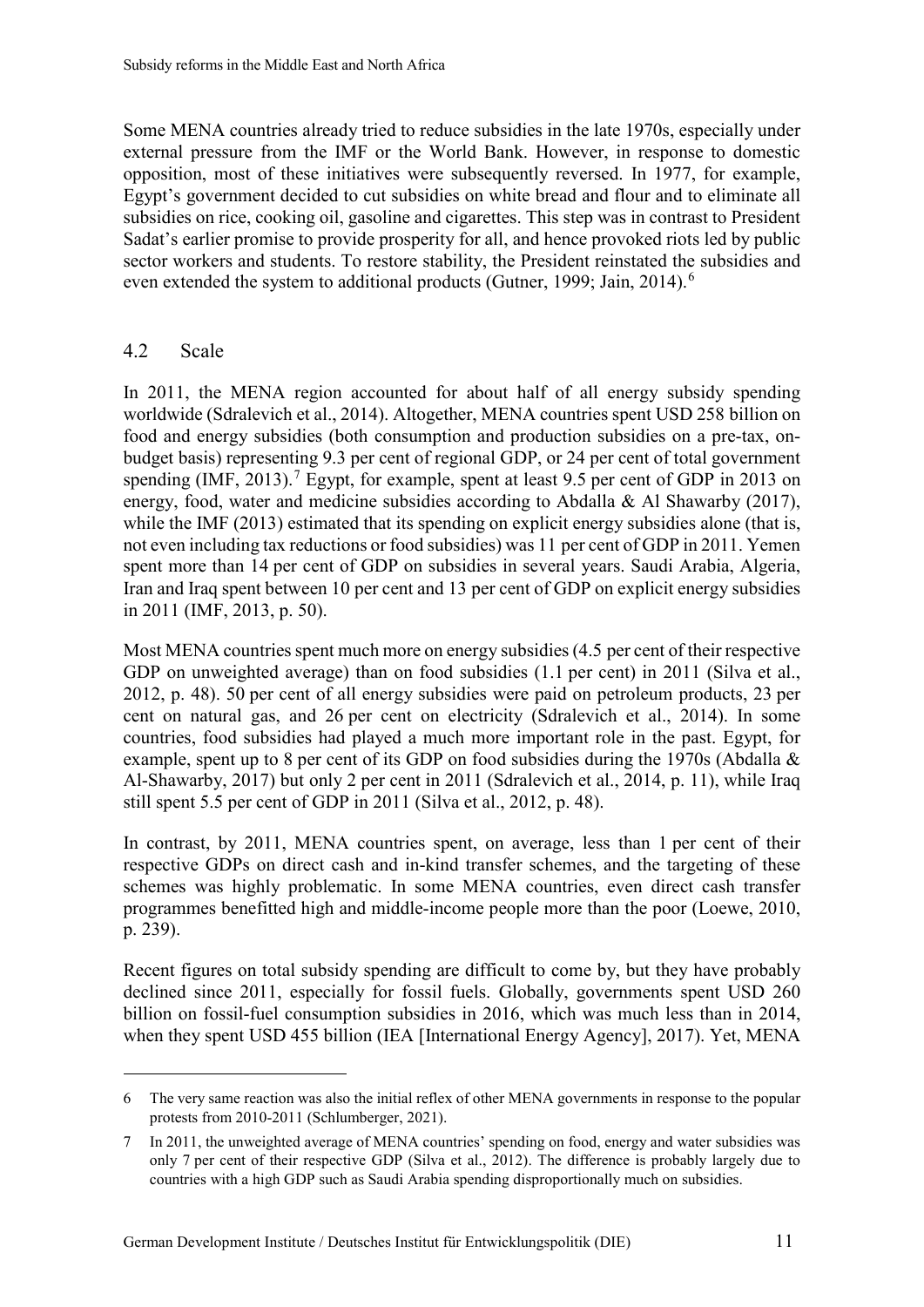Some MENA countries already tried to reduce subsidies in the late 1970s, especially under external pressure from the IMF or the World Bank. However, in response to domestic opposition, most of these initiatives were subsequently reversed. In 1977, for example, Egypt's government decided to cut subsidies on white bread and flour and to eliminate all subsidies on rice, cooking oil, gasoline and cigarettes. This step was in contrast to President Sadat's earlier promise to provide prosperity for all, and hence provoked riots led by public sector workers and students. To restore stability, the President reinstated the subsidies and even extended the system to additional products (Gutner, 1999; Jain, 2014).[6]

## 4.2 Scale

In 2011, the MENA region accounted for about half of all energy subsidy spending worldwide (Sdralevich et al., 2014). Altogether, MENA countries spent USD 258 billion on food and energy subsidies (both consumption and production subsidies on a pre-tax, on-budget basis) representing 9.3 per cent of regional GDP, or 24 per cent of total government spending (IMF, 2013).[7] Egypt, for example, spent at least 9.5 per cent of GDP in 2013 on energy, food, water and medicine subsidies according to Abdalla & Al Shawarby (2017), while the IMF (2013) estimated that its spending on explicit energy subsidies alone (that is, not even including tax reductions or food subsidies) was 11 per cent of GDP in 2011. Yemen spent more than 14 per cent of GDP on subsidies in several years. Saudi Arabia, Algeria, Iran and Iraq spent between 10 per cent and 13 per cent of GDP on explicit energy subsidies in 2011 (IMF, 2013, p. 50).

Most MENA countries spent much more on energy subsidies (4.5 per cent of their respective GDP on unweighted average) than on food subsidies (1.1 per cent) in 2011 (Silva et al., 2012, p. 48). 50 per cent of all energy subsidies were paid on petroleum products, 23 per cent on natural gas, and 26 per cent on electricity (Sdralevich et al., 2014). In some countries, food subsidies had played a much more important role in the past. Egypt, for example, spent up to 8 per cent of its GDP on food subsidies during the 1970s (Abdalla & Al-Shawarby, 2017) but only 2 per cent in 2011 (Sdralevich et al., 2014, p. 11), while Iraq still spent 5.5 per cent of GDP in 2011 (Silva et al., 2012, p. 48).

In contrast, by 2011, MENA countries spent, on average, less than 1 per cent of their respective GDPs on direct cash and in-kind transfer schemes, and the targeting of these schemes was highly problematic. In some MENA countries, even direct cash transfer programmes benefitted high and middle-income people more than the poor (Loewe, 2010, p. 239).

Recent figures on total subsidy spending are difficult to come by, but they have probably declined since 2011, especially for fossil fuels. Globally, governments spent USD 260 billion on fossil-fuel consumption subsidies in 2016, which was much less than in 2014, when they spent USD 455 billion (IEA [International Energy Agency], 2017). Yet, MENA

---

[6] The very same reaction was also the initial reflex of other MENA governments in response to the popular protests from 2010-2011 (Schlumberger, 2021).

[7] In 2011, the unweighted average of MENA countries' spending on food, energy and water subsidies was only 7 per cent of their respective GDP (Silva et al., 2012). The difference is probably largely due to countries with a high GDP such as Saudi Arabia spending disproportionally much on subsidies.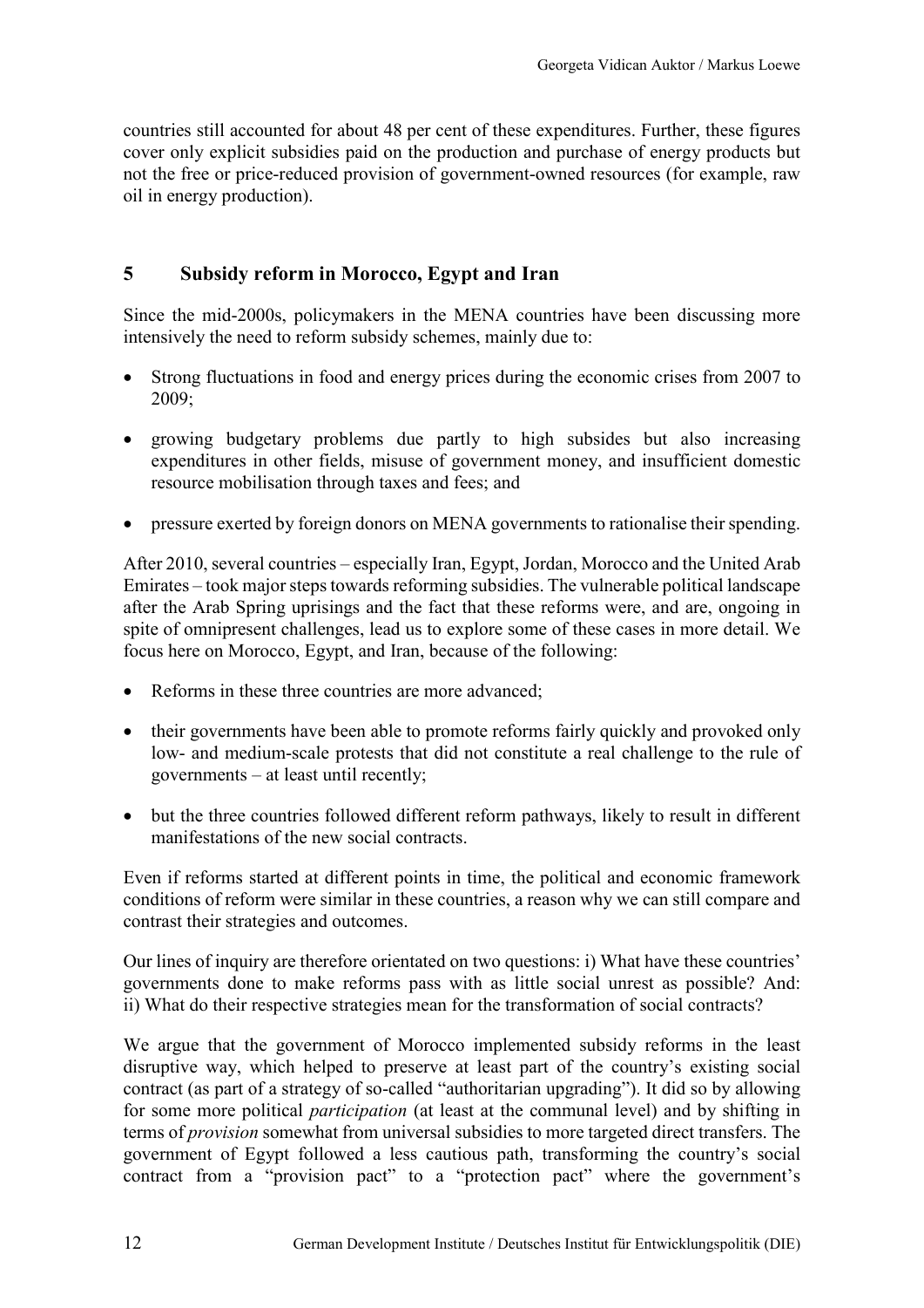countries still accounted for about 48 per cent of these expenditures. Further, these figures cover only explicit subsidies paid on the production and purchase of energy products but not the free or price-reduced provision of government-owned resources (for example, raw oil in energy production).

## 5 Subsidy reform in Morocco, Egypt and Iran

Since the mid-2000s, policymakers in the MENA countries have been discussing more intensively the need to reform subsidy schemes, mainly due to:

- Strong fluctuations in food and energy prices during the economic crises from 2007 to 2009;
- growing budgetary problems due partly to high subsides but also increasing expenditures in other fields, misuse of government money, and insufficient domestic resource mobilisation through taxes and fees; and
- pressure exerted by foreign donors on MENA governments to rationalise their spending.

After 2010, several countries – especially Iran, Egypt, Jordan, Morocco and the United Arab Emirates – took major steps towards reforming subsidies. The vulnerable political landscape after the Arab Spring uprisings and the fact that these reforms were, and are, ongoing in spite of omnipresent challenges, lead us to explore some of these cases in more detail. We focus here on Morocco, Egypt, and Iran, because of the following:

- Reforms in these three countries are more advanced;
- their governments have been able to promote reforms fairly quickly and provoked only low- and medium-scale protests that did not constitute a real challenge to the rule of governments – at least until recently;
- but the three countries followed different reform pathways, likely to result in different manifestations of the new social contracts.

Even if reforms started at different points in time, the political and economic framework conditions of reform were similar in these countries, a reason why we can still compare and contrast their strategies and outcomes.

Our lines of inquiry are therefore orientated on two questions: i) What have these countries' governments done to make reforms pass with as little social unrest as possible? And: ii) What do their respective strategies mean for the transformation of social contracts?

We argue that the government of Morocco implemented subsidy reforms in the least disruptive way, which helped to preserve at least part of the country's existing social contract (as part of a strategy of so-called "authoritarian upgrading"). It did so by allowing for some more political *participation* (at least at the communal level) and by shifting in terms of *provision* somewhat from universal subsidies to more targeted direct transfers. The government of Egypt followed a less cautious path, transforming the country's social contract from a "provision pact" to a "protection pact" where the government's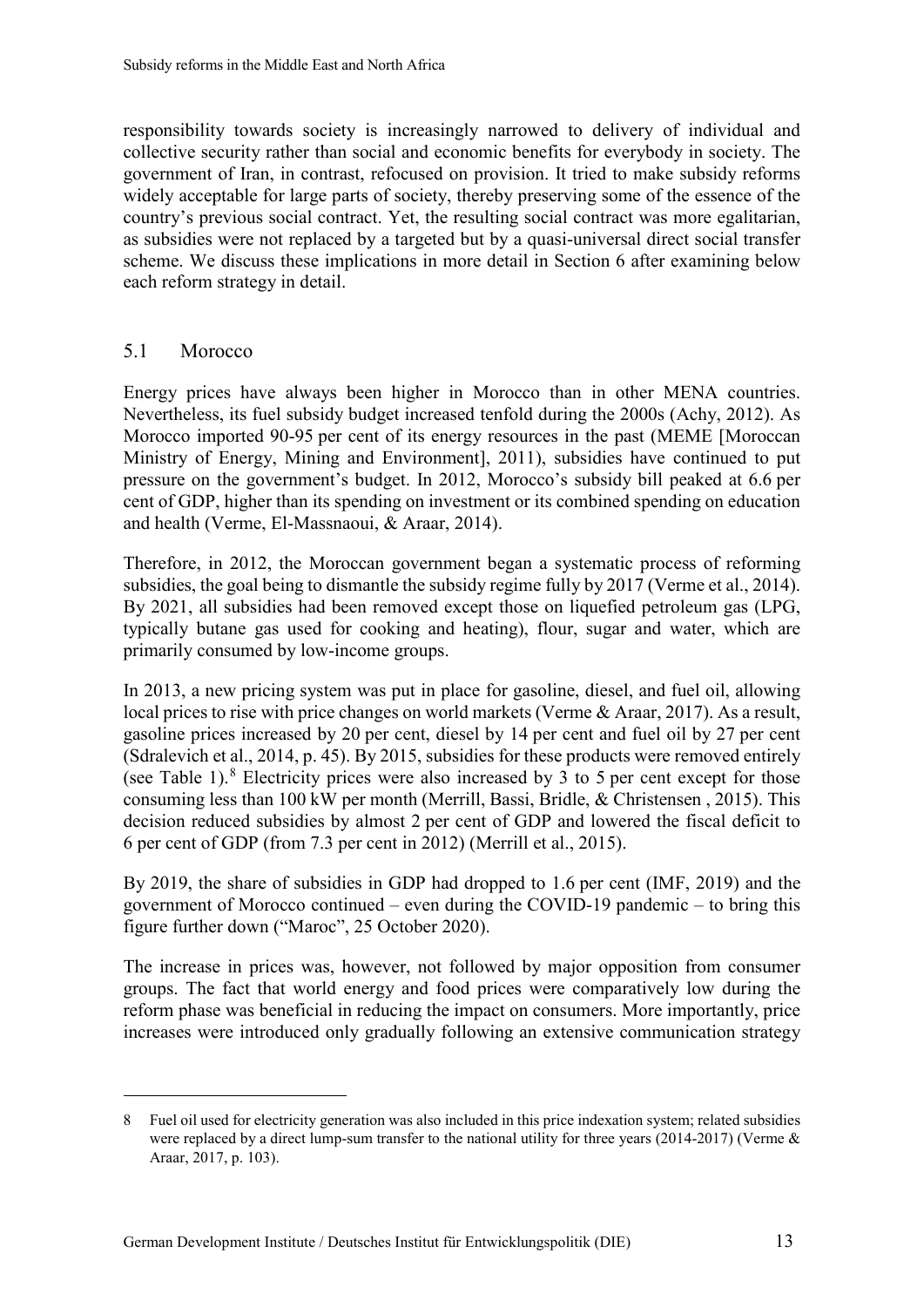responsibility towards society is increasingly narrowed to delivery of individual and collective security rather than social and economic benefits for everybody in society. The government of Iran, in contrast, refocused on provision. It tried to make subsidy reforms widely acceptable for large parts of society, thereby preserving some of the essence of the country's previous social contract. Yet, the resulting social contract was more egalitarian, as subsidies were not replaced by a targeted but by a quasi-universal direct social transfer scheme. We discuss these implications in more detail in Section 6 after examining below each reform strategy in detail.

## 5.1 Morocco

Energy prices have always been higher in Morocco than in other MENA countries. Nevertheless, its fuel subsidy budget increased tenfold during the 2000s (Achy, 2012). As Morocco imported 90-95 per cent of its energy resources in the past (MEME [Moroccan Ministry of Energy, Mining and Environment], 2011), subsidies have continued to put pressure on the government's budget. In 2012, Morocco's subsidy bill peaked at 6.6 per cent of GDP, higher than its spending on investment or its combined spending on education and health (Verme, El-Massnaoui, & Araar, 2014).

Therefore, in 2012, the Moroccan government began a systematic process of reforming subsidies, the goal being to dismantle the subsidy regime fully by 2017 (Verme et al., 2014). By 2021, all subsidies had been removed except those on liquefied petroleum gas (LPG, typically butane gas used for cooking and heating), flour, sugar and water, which are primarily consumed by low-income groups.

In 2013, a new pricing system was put in place for gasoline, diesel, and fuel oil, allowing local prices to rise with price changes on world markets (Verme & Araar, 2017). As a result, gasoline prices increased by 20 per cent, diesel by 14 per cent and fuel oil by 27 per cent (Sdralevich et al., 2014, p. 45). By 2015, subsidies for these products were removed entirely (see Table 1).[8] Electricity prices were also increased by 3 to 5 per cent except for those consuming less than 100 kW per month (Merrill, Bassi, Bridle, & Christensen , 2015). This decision reduced subsidies by almost 2 per cent of GDP and lowered the fiscal deficit to 6 per cent of GDP (from 7.3 per cent in 2012) (Merrill et al., 2015).

By 2019, the share of subsidies in GDP had dropped to 1.6 per cent (IMF, 2019) and the government of Morocco continued – even during the COVID-19 pandemic – to bring this figure further down ("Maroc", 25 October 2020).

The increase in prices was, however, not followed by major opposition from consumer groups. The fact that world energy and food prices were comparatively low during the reform phase was beneficial in reducing the impact on consumers. More importantly, price increases were introduced only gradually following an extensive communication strategy

---

8 Fuel oil used for electricity generation was also included in this price indexation system; related subsidies were replaced by a direct lump-sum transfer to the national utility for three years (2014-2017) (Verme & Araar, 2017, p. 103).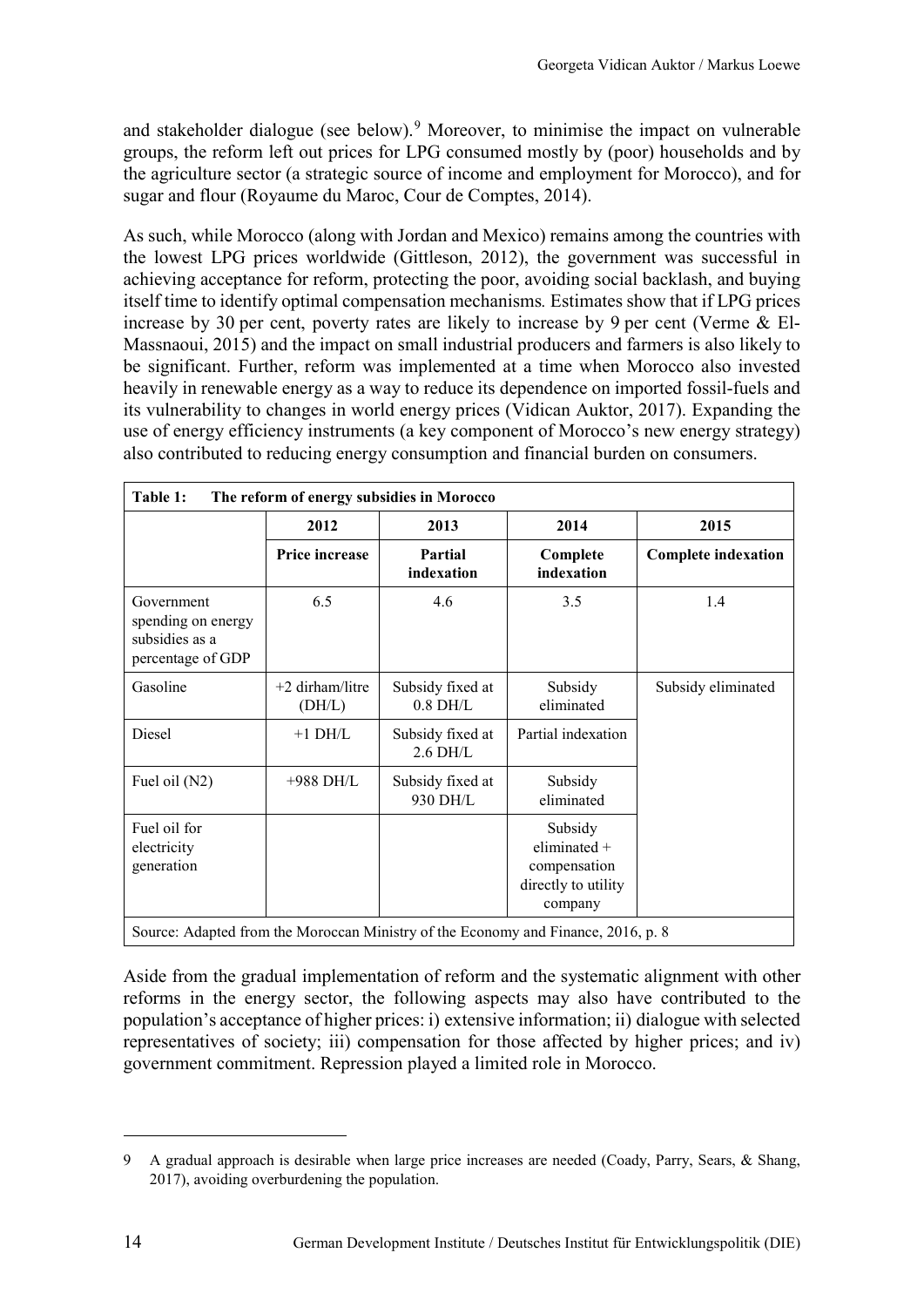and stakeholder dialogue (see below).[9] Moreover, to minimise the impact on vulnerable groups, the reform left out prices for LPG consumed mostly by (poor) households and by the agriculture sector (a strategic source of income and employment for Morocco), and for sugar and flour (Royaume du Maroc, Cour de Comptes, 2014).

As such, while Morocco (along with Jordan and Mexico) remains among the countries with the lowest LPG prices worldwide (Gittleson, 2012), the government was successful in achieving acceptance for reform, protecting the poor, avoiding social backlash, and buying itself time to identify optimal compensation mechanisms. Estimates show that if LPG prices increase by 30 per cent, poverty rates are likely to increase by 9 per cent (Verme & El-Massnaoui, 2015) and the impact on small industrial producers and farmers is also likely to be significant. Further, reform was implemented at a time when Morocco also invested heavily in renewable energy as a way to reduce its dependence on imported fossil-fuels and its vulnerability to changes in world energy prices (Vidican Auktor, 2017). Expanding the use of energy efficiency instruments (a key component of Morocco's new energy strategy) also contributed to reducing energy consumption and financial burden on consumers.

**Table 1: The reform of energy subsidies in Morocco**

| | 2012 | 2013 | 2014 | 2015 |
|---|---|---|---|---|
| | **Price increase** | **Partial indexation** | **Complete indexation** | **Complete indexation** |
| Government spending on energy subsidies as a percentage of GDP | 6.5 | 4.6 | 3.5 | 1.4 |
| Gasoline | +2 dirham/litre (DH/L) | Subsidy fixed at 0.8 DH/L | Subsidy eliminated | Subsidy eliminated |
| Diesel | +1 DH/L | Subsidy fixed at 2.6 DH/L | Partial indexation | |
| Fuel oil (N2) | +988 DH/L | Subsidy fixed at 930 DH/L | Subsidy eliminated | |
| Fuel oil for electricity generation | | | Subsidy eliminated + compensation directly to utility company | |

Source: Adapted from the Moroccan Ministry of the Economy and Finance, 2016, p. 8

Aside from the gradual implementation of reform and the systematic alignment with other reforms in the energy sector, the following aspects may also have contributed to the population's acceptance of higher prices: i) extensive information; ii) dialogue with selected representatives of society; iii) compensation for those affected by higher prices; and iv) government commitment. Repression played a limited role in Morocco.

---

9 A gradual approach is desirable when large price increases are needed (Coady, Parry, Sears, & Shang, 2017), avoiding overburdening the population.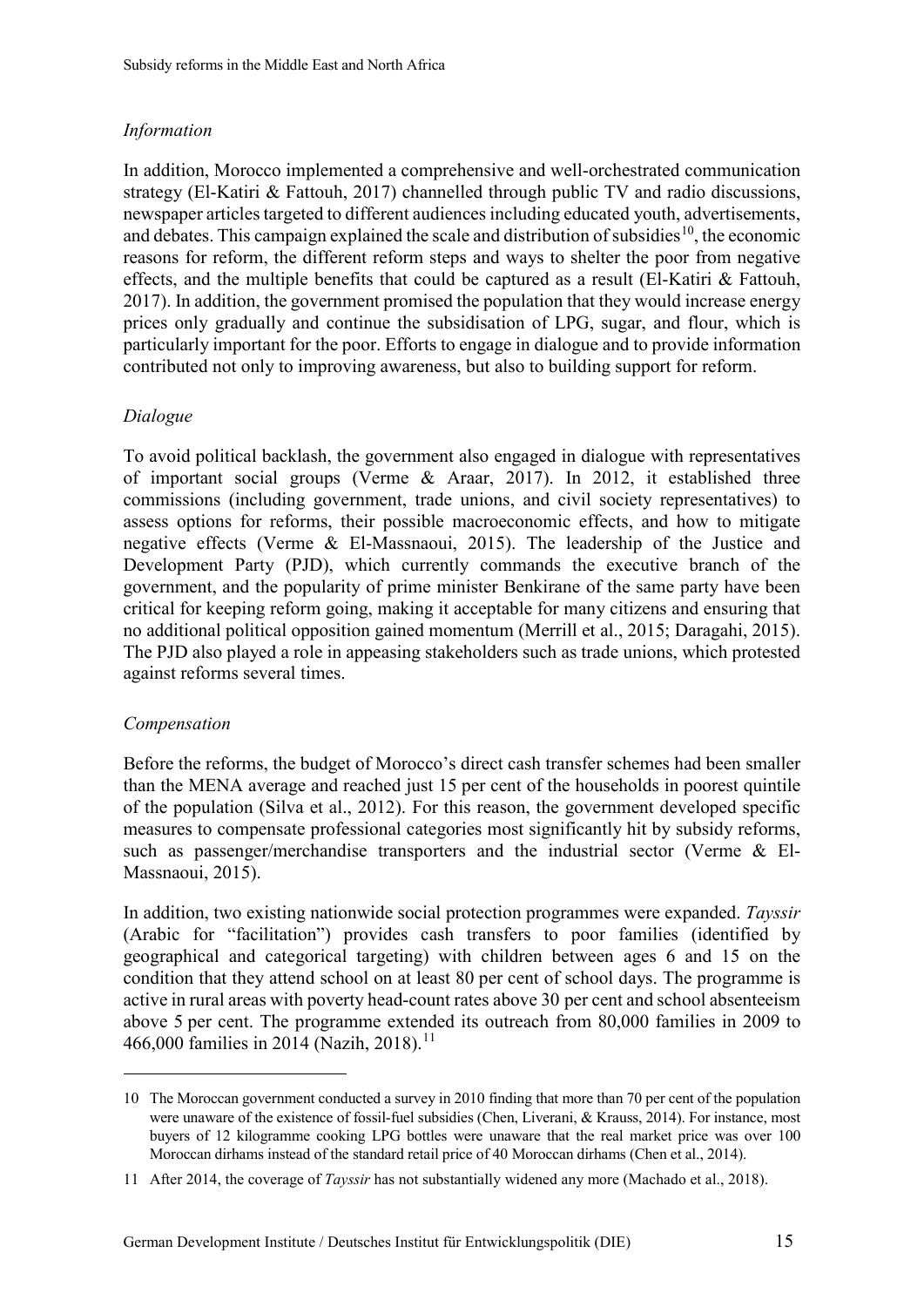*Information*

In addition, Morocco implemented a comprehensive and well-orchestrated communication strategy (El-Katiri & Fattouh, 2017) channelled through public TV and radio discussions, newspaper articles targeted to different audiences including educated youth, advertisements, and debates. This campaign explained the scale and distribution of subsidies[10], the economic reasons for reform, the different reform steps and ways to shelter the poor from negative effects, and the multiple benefits that could be captured as a result (El-Katiri & Fattouh, 2017). In addition, the government promised the population that they would increase energy prices only gradually and continue the subsidisation of LPG, sugar, and flour, which is particularly important for the poor. Efforts to engage in dialogue and to provide information contributed not only to improving awareness, but also to building support for reform.

*Dialogue*

To avoid political backlash, the government also engaged in dialogue with representatives of important social groups (Verme & Araar, 2017). In 2012, it established three commissions (including government, trade unions, and civil society representatives) to assess options for reforms, their possible macroeconomic effects, and how to mitigate negative effects (Verme & El-Massnaoui, 2015). The leadership of the Justice and Development Party (PJD), which currently commands the executive branch of the government, and the popularity of prime minister Benkirane of the same party have been critical for keeping reform going, making it acceptable for many citizens and ensuring that no additional political opposition gained momentum (Merrill et al., 2015; Daragahi, 2015). The PJD also played a role in appeasing stakeholders such as trade unions, which protested against reforms several times.

*Compensation*

Before the reforms, the budget of Morocco's direct cash transfer schemes had been smaller than the MENA average and reached just 15 per cent of the households in poorest quintile of the population (Silva et al., 2012). For this reason, the government developed specific measures to compensate professional categories most significantly hit by subsidy reforms, such as passenger/merchandise transporters and the industrial sector (Verme & El-Massnaoui, 2015).

In addition, two existing nationwide social protection programmes were expanded. *Tayssir* (Arabic for "facilitation") provides cash transfers to poor families (identified by geographical and categorical targeting) with children between ages 6 and 15 on the condition that they attend school on at least 80 per cent of school days. The programme is active in rural areas with poverty head-count rates above 30 per cent and school absenteeism above 5 per cent. The programme extended its outreach from 80,000 families in 2009 to 466,000 families in 2014 (Nazih, 2018).[11]

---

10 The Moroccan government conducted a survey in 2010 finding that more than 70 per cent of the population were unaware of the existence of fossil-fuel subsidies (Chen, Liverani, & Krauss, 2014). For instance, most buyers of 12 kilogramme cooking LPG bottles were unaware that the real market price was over 100 Moroccan dirhams instead of the standard retail price of 40 Moroccan dirhams (Chen et al., 2014).

11 After 2014, the coverage of *Tayssir* has not substantially widened any more (Machado et al., 2018).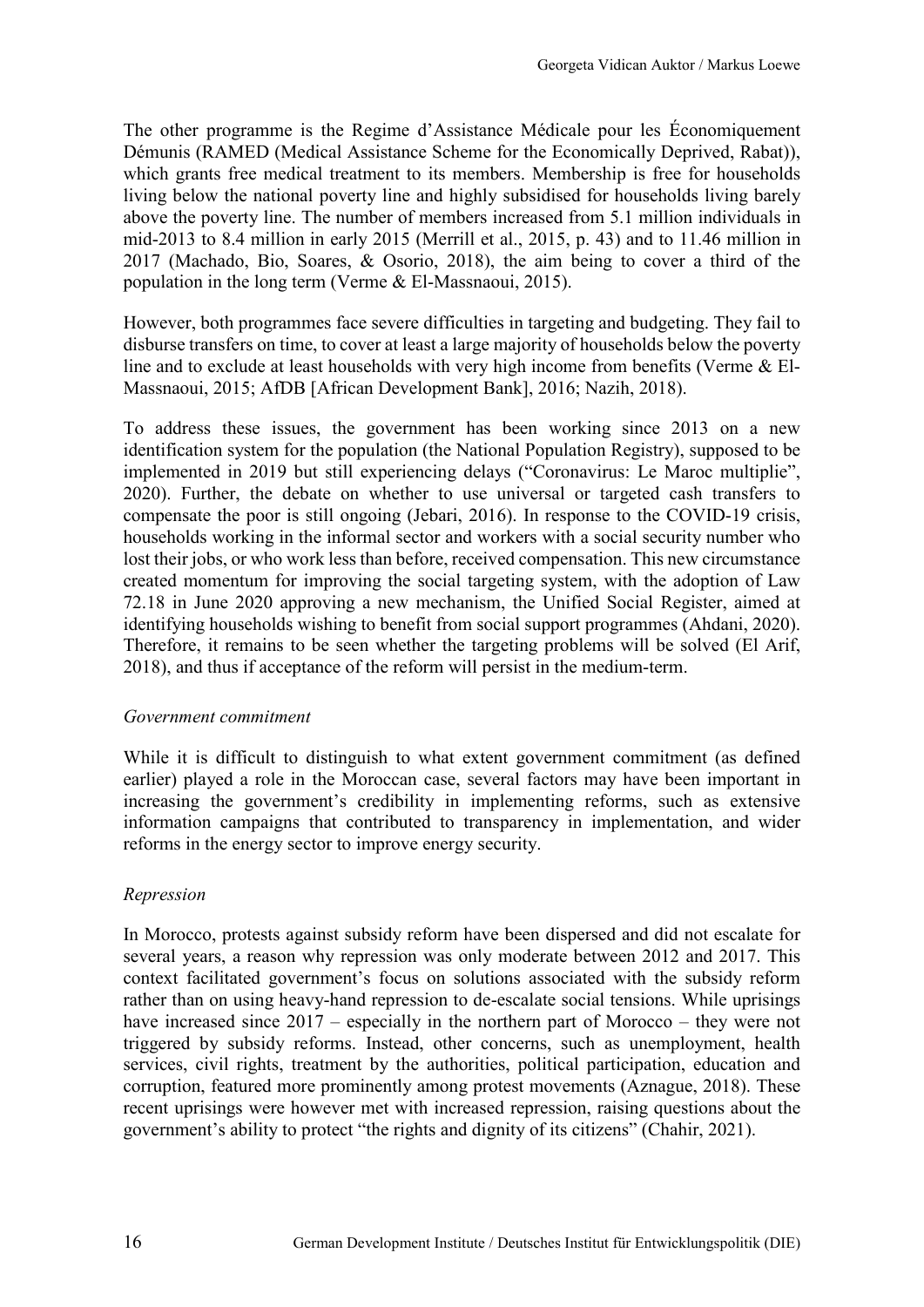The other programme is the Regime d'Assistance Médicale pour les Économiquement Démunis (RAMED (Medical Assistance Scheme for the Economically Deprived, Rabat)), which grants free medical treatment to its members. Membership is free for households living below the national poverty line and highly subsidised for households living barely above the poverty line. The number of members increased from 5.1 million individuals in mid-2013 to 8.4 million in early 2015 (Merrill et al., 2015, p. 43) and to 11.46 million in 2017 (Machado, Bio, Soares, & Osorio, 2018), the aim being to cover a third of the population in the long term (Verme & El-Massnaoui, 2015).

However, both programmes face severe difficulties in targeting and budgeting. They fail to disburse transfers on time, to cover at least a large majority of households below the poverty line and to exclude at least households with very high income from benefits (Verme & El-Massnaoui, 2015; AfDB [African Development Bank], 2016; Nazih, 2018).

To address these issues, the government has been working since 2013 on a new identification system for the population (the National Population Registry), supposed to be implemented in 2019 but still experiencing delays ("Coronavirus: Le Maroc multiplie", 2020). Further, the debate on whether to use universal or targeted cash transfers to compensate the poor is still ongoing (Jebari, 2016). In response to the COVID-19 crisis, households working in the informal sector and workers with a social security number who lost their jobs, or who work less than before, received compensation. This new circumstance created momentum for improving the social targeting system, with the adoption of Law 72.18 in June 2020 approving a new mechanism, the Unified Social Register, aimed at identifying households wishing to benefit from social support programmes (Ahdani, 2020). Therefore, it remains to be seen whether the targeting problems will be solved (El Arif, 2018), and thus if acceptance of the reform will persist in the medium-term.

*Government commitment*

While it is difficult to distinguish to what extent government commitment (as defined earlier) played a role in the Moroccan case, several factors may have been important in increasing the government's credibility in implementing reforms, such as extensive information campaigns that contributed to transparency in implementation, and wider reforms in the energy sector to improve energy security.

*Repression*

In Morocco, protests against subsidy reform have been dispersed and did not escalate for several years, a reason why repression was only moderate between 2012 and 2017. This context facilitated government's focus on solutions associated with the subsidy reform rather than on using heavy-hand repression to de-escalate social tensions. While uprisings have increased since 2017 – especially in the northern part of Morocco – they were not triggered by subsidy reforms. Instead, other concerns, such as unemployment, health services, civil rights, treatment by the authorities, political participation, education and corruption, featured more prominently among protest movements (Aznague, 2018). These recent uprisings were however met with increased repression, raising questions about the government's ability to protect "the rights and dignity of its citizens" (Chahir, 2021).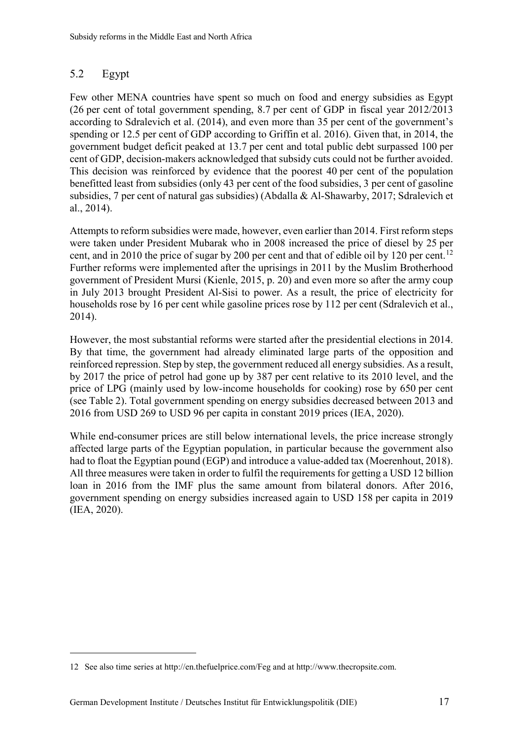## 5.2 Egypt

Few other MENA countries have spent so much on food and energy subsidies as Egypt (26 per cent of total government spending, 8.7 per cent of GDP in fiscal year 2012/2013 according to Sdralevich et al. (2014), and even more than 35 per cent of the government's spending or 12.5 per cent of GDP according to Griffin et al. 2016). Given that, in 2014, the government budget deficit peaked at 13.7 per cent and total public debt surpassed 100 per cent of GDP, decision-makers acknowledged that subsidy cuts could not be further avoided. This decision was reinforced by evidence that the poorest 40 per cent of the population benefitted least from subsidies (only 43 per cent of the food subsidies, 3 per cent of gasoline subsidies, 7 per cent of natural gas subsidies) (Abdalla & Al-Shawarby, 2017; Sdralevich et al., 2014).

Attempts to reform subsidies were made, however, even earlier than 2014. First reform steps were taken under President Mubarak who in 2008 increased the price of diesel by 25 per cent, and in 2010 the price of sugar by 200 per cent and that of edible oil by 120 per cent.[12] Further reforms were implemented after the uprisings in 2011 by the Muslim Brotherhood government of President Mursi (Kienle, 2015, p. 20) and even more so after the army coup in July 2013 brought President Al-Sisi to power. As a result, the price of electricity for households rose by 16 per cent while gasoline prices rose by 112 per cent (Sdralevich et al., 2014).

However, the most substantial reforms were started after the presidential elections in 2014. By that time, the government had already eliminated large parts of the opposition and reinforced repression. Step by step, the government reduced all energy subsidies. As a result, by 2017 the price of petrol had gone up by 387 per cent relative to its 2010 level, and the price of LPG (mainly used by low-income households for cooking) rose by 650 per cent (see Table 2). Total government spending on energy subsidies decreased between 2013 and 2016 from USD 269 to USD 96 per capita in constant 2019 prices (IEA, 2020).

While end-consumer prices are still below international levels, the price increase strongly affected large parts of the Egyptian population, in particular because the government also had to float the Egyptian pound (EGP) and introduce a value-added tax (Moerenhout, 2018). All three measures were taken in order to fulfil the requirements for getting a USD 12 billion loan in 2016 from the IMF plus the same amount from bilateral donors. After 2016, government spending on energy subsidies increased again to USD 158 per capita in 2019 (IEA, 2020).

---

12 See also time series at http://en.thefuelprice.com/Feg and at http://www.thecropsite.com.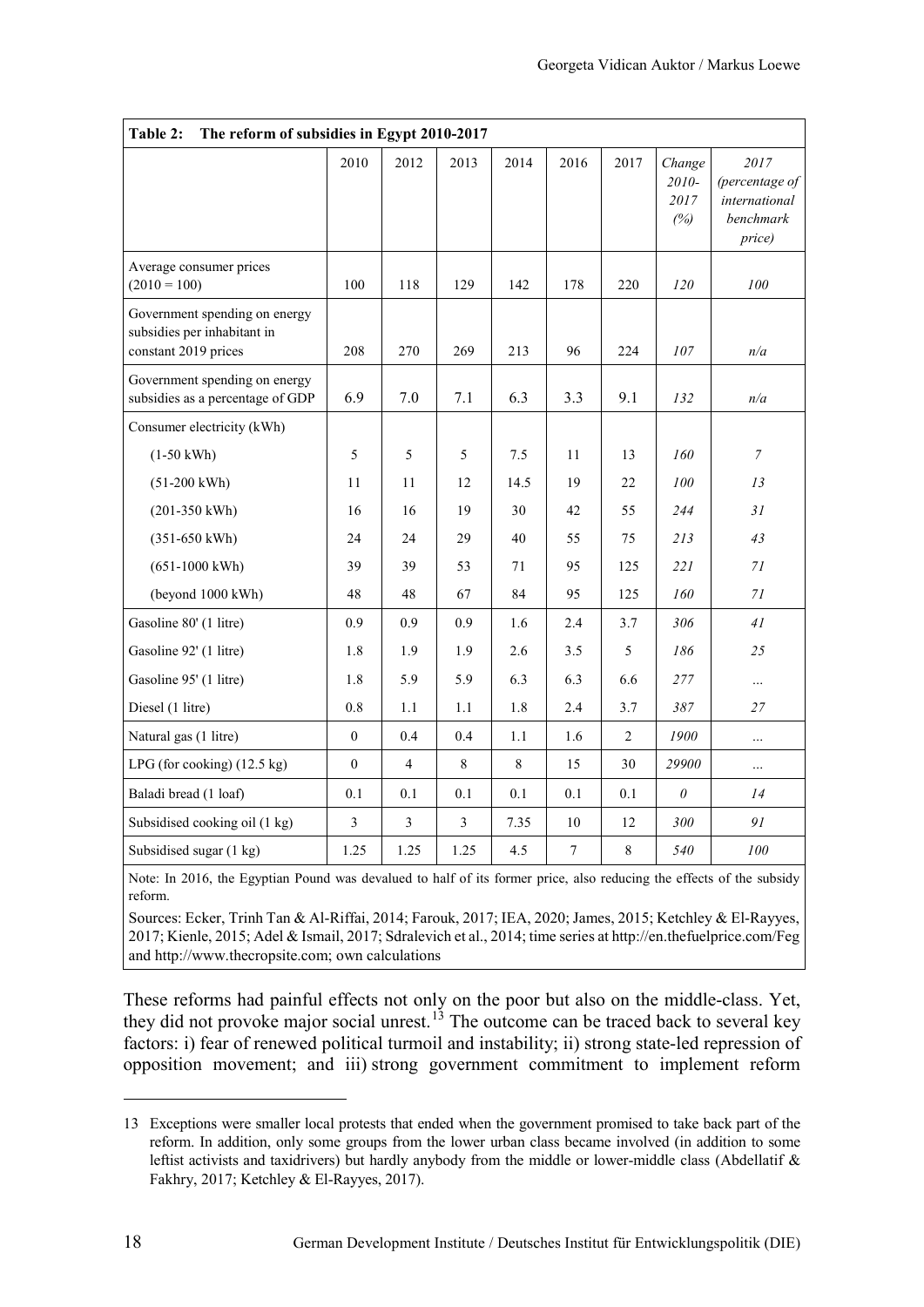**Table 2: The reform of subsidies in Egypt 2010-2017**

| | 2010 | 2012 | 2013 | 2014 | 2016 | 2017 | *Change 2010-2017 (%)* | *2017 (percentage of international benchmark price)* |
|---|---|---|---|---|---|---|---|---|
| Average consumer prices (2010 = 100) | 100 | 118 | 129 | 142 | 178 | 220 | *120* | *100* |
| Government spending on energy subsidies per inhabitant in constant 2019 prices | 208 | 270 | 269 | 213 | 96 | 224 | *107* | *n/a* |
| Government spending on energy subsidies as a percentage of GDP | 6.9 | 7.0 | 7.1 | 6.3 | 3.3 | 9.1 | *132* | *n/a* |
| Consumer electricity (kWh) | | | | | | | | |
| (1-50 kWh) | 5 | 5 | 5 | 7.5 | 11 | 13 | *160* | *7* |
| (51-200 kWh) | 11 | 11 | 12 | 14.5 | 19 | 22 | *100* | *13* |
| (201-350 kWh) | 16 | 16 | 19 | 30 | 42 | 55 | *244* | *31* |
| (351-650 kWh) | 24 | 24 | 29 | 40 | 55 | 75 | *213* | *43* |
| (651-1000 kWh) | 39 | 39 | 53 | 71 | 95 | 125 | *221* | *71* |
| (beyond 1000 kWh) | 48 | 48 | 67 | 84 | 95 | 125 | *160* | *71* |
| Gasoline 80' (1 litre) | 0.9 | 0.9 | 0.9 | 1.6 | 2.4 | 3.7 | *306* | *41* |
| Gasoline 92' (1 litre) | 1.8 | 1.9 | 1.9 | 2.6 | 3.5 | 5 | *186* | *25* |
| Gasoline 95' (1 litre) | 1.8 | 5.9 | 5.9 | 6.3 | 6.3 | 6.6 | *277* | *...* |
| Diesel (1 litre) | 0.8 | 1.1 | 1.1 | 1.8 | 2.4 | 3.7 | *387* | *27* |
| Natural gas (1 litre) | 0 | 0.4 | 0.4 | 1.1 | 1.6 | 2 | *1900* | *...* |
| LPG (for cooking) (12.5 kg) | 0 | 4 | 8 | 8 | 15 | 30 | *29900* | *...* |
| Baladi bread (1 loaf) | 0.1 | 0.1 | 0.1 | 0.1 | 0.1 | 0.1 | *0* | *14* |
| Subsidised cooking oil (1 kg) | 3 | 3 | 3 | 7.35 | 10 | 12 | *300* | *91* |
| Subsidised sugar (1 kg) | 1.25 | 1.25 | 1.25 | 4.5 | 7 | 8 | *540* | *100* |

Note: In 2016, the Egyptian Pound was devalued to half of its former price, also reducing the effects of the subsidy reform.

Sources: Ecker, Trinh Tan & Al-Riffai, 2014; Farouk, 2017; IEA, 2020; James, 2015; Ketchley & El-Rayyes, 2017; Kienle, 2015; Adel & Ismail, 2017; Sdralevich et al., 2014; time series at http://en.thefuelprice.com/Feg and http://www.thecropsite.com; own calculations

These reforms had painful effects not only on the poor but also on the middle-class. Yet, they did not provoke major social unrest.[13] The outcome can be traced back to several key factors: i) fear of renewed political turmoil and instability; ii) strong state-led repression of opposition movement; and iii) strong government commitment to implement reform

13 Exceptions were smaller local protests that ended when the government promised to take back part of the reform. In addition, only some groups from the lower urban class became involved (in addition to some leftist activists and taxidrivers) but hardly anybody from the middle or lower-middle class (Abdellatif & Fakhry, 2017; Ketchley & El-Rayyes, 2017).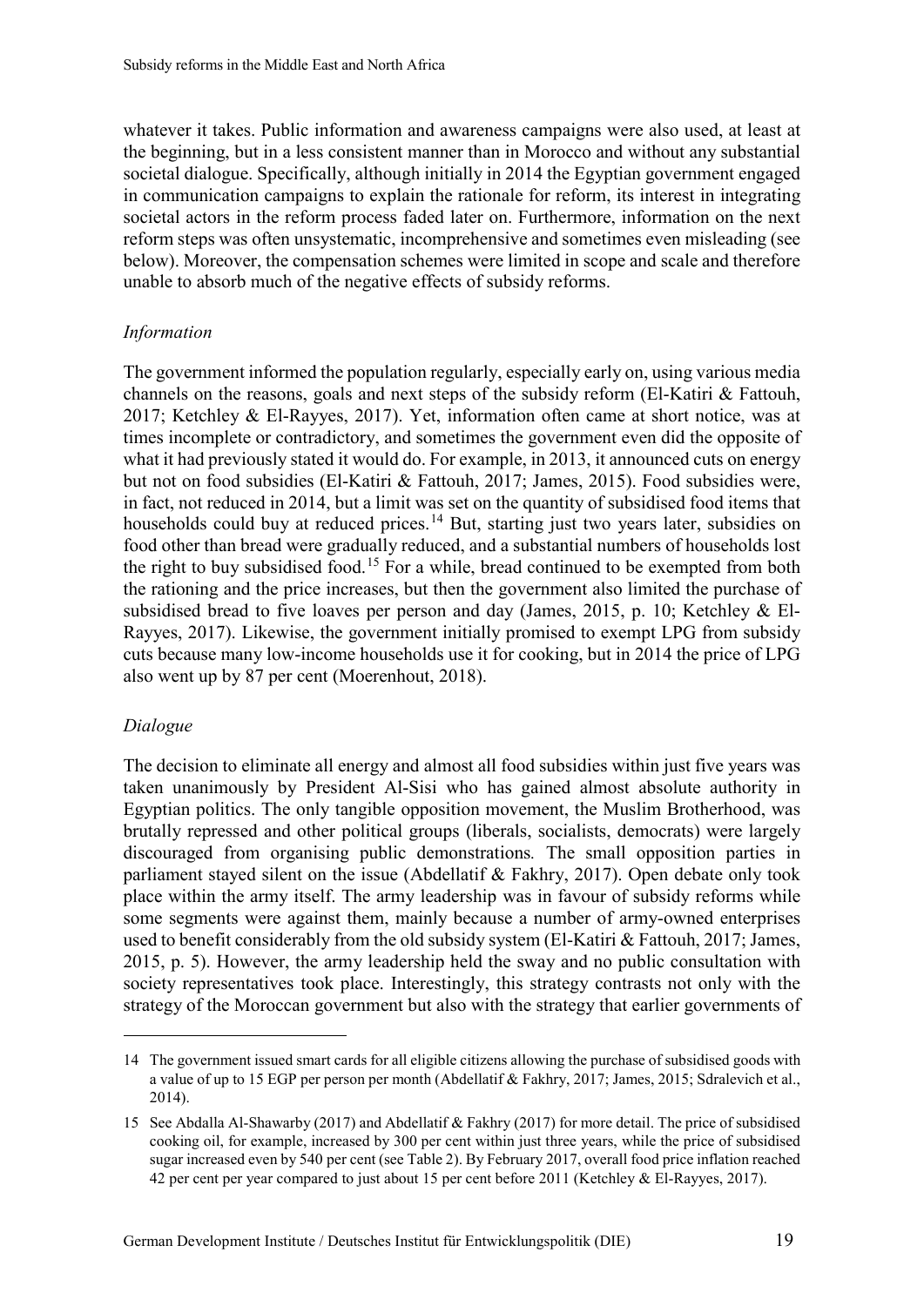whatever it takes. Public information and awareness campaigns were also used, at least at the beginning, but in a less consistent manner than in Morocco and without any substantial societal dialogue. Specifically, although initially in 2014 the Egyptian government engaged in communication campaigns to explain the rationale for reform, its interest in integrating societal actors in the reform process faded later on. Furthermore, information on the next reform steps was often unsystematic, incomprehensive and sometimes even misleading (see below). Moreover, the compensation schemes were limited in scope and scale and therefore unable to absorb much of the negative effects of subsidy reforms.

*Information*

The government informed the population regularly, especially early on, using various media channels on the reasons, goals and next steps of the subsidy reform (El-Katiri & Fattouh, 2017; Ketchley & El-Rayyes, 2017). Yet, information often came at short notice, was at times incomplete or contradictory, and sometimes the government even did the opposite of what it had previously stated it would do. For example, in 2013, it announced cuts on energy but not on food subsidies (El-Katiri & Fattouh, 2017; James, 2015). Food subsidies were, in fact, not reduced in 2014, but a limit was set on the quantity of subsidised food items that households could buy at reduced prices.[14] But, starting just two years later, subsidies on food other than bread were gradually reduced, and a substantial numbers of households lost the right to buy subsidised food.[15] For a while, bread continued to be exempted from both the rationing and the price increases, but then the government also limited the purchase of subsidised bread to five loaves per person and day (James, 2015, p. 10; Ketchley & El-Rayyes, 2017). Likewise, the government initially promised to exempt LPG from subsidy cuts because many low-income households use it for cooking, but in 2014 the price of LPG also went up by 87 per cent (Moerenhout, 2018).

*Dialogue*

The decision to eliminate all energy and almost all food subsidies within just five years was taken unanimously by President Al-Sisi who has gained almost absolute authority in Egyptian politics. The only tangible opposition movement, the Muslim Brotherhood, was brutally repressed and other political groups (liberals, socialists, democrats) were largely discouraged from organising public demonstrations. The small opposition parties in parliament stayed silent on the issue (Abdellatif & Fakhry, 2017). Open debate only took place within the army itself. The army leadership was in favour of subsidy reforms while some segments were against them, mainly because a number of army-owned enterprises used to benefit considerably from the old subsidy system (El-Katiri & Fattouh, 2017; James, 2015, p. 5). However, the army leadership held the sway and no public consultation with society representatives took place. Interestingly, this strategy contrasts not only with the strategy of the Moroccan government but also with the strategy that earlier governments of

---

14 The government issued smart cards for all eligible citizens allowing the purchase of subsidised goods with a value of up to 15 EGP per person per month (Abdellatif & Fakhry, 2017; James, 2015; Sdralevich et al., 2014).

15 See Abdalla Al-Shawarby (2017) and Abdellatif & Fakhry (2017) for more detail. The price of subsidised cooking oil, for example, increased by 300 per cent within just three years, while the price of subsidised sugar increased even by 540 per cent (see Table 2). By February 2017, overall food price inflation reached 42 per cent per year compared to just about 15 per cent before 2011 (Ketchley & El-Rayyes, 2017).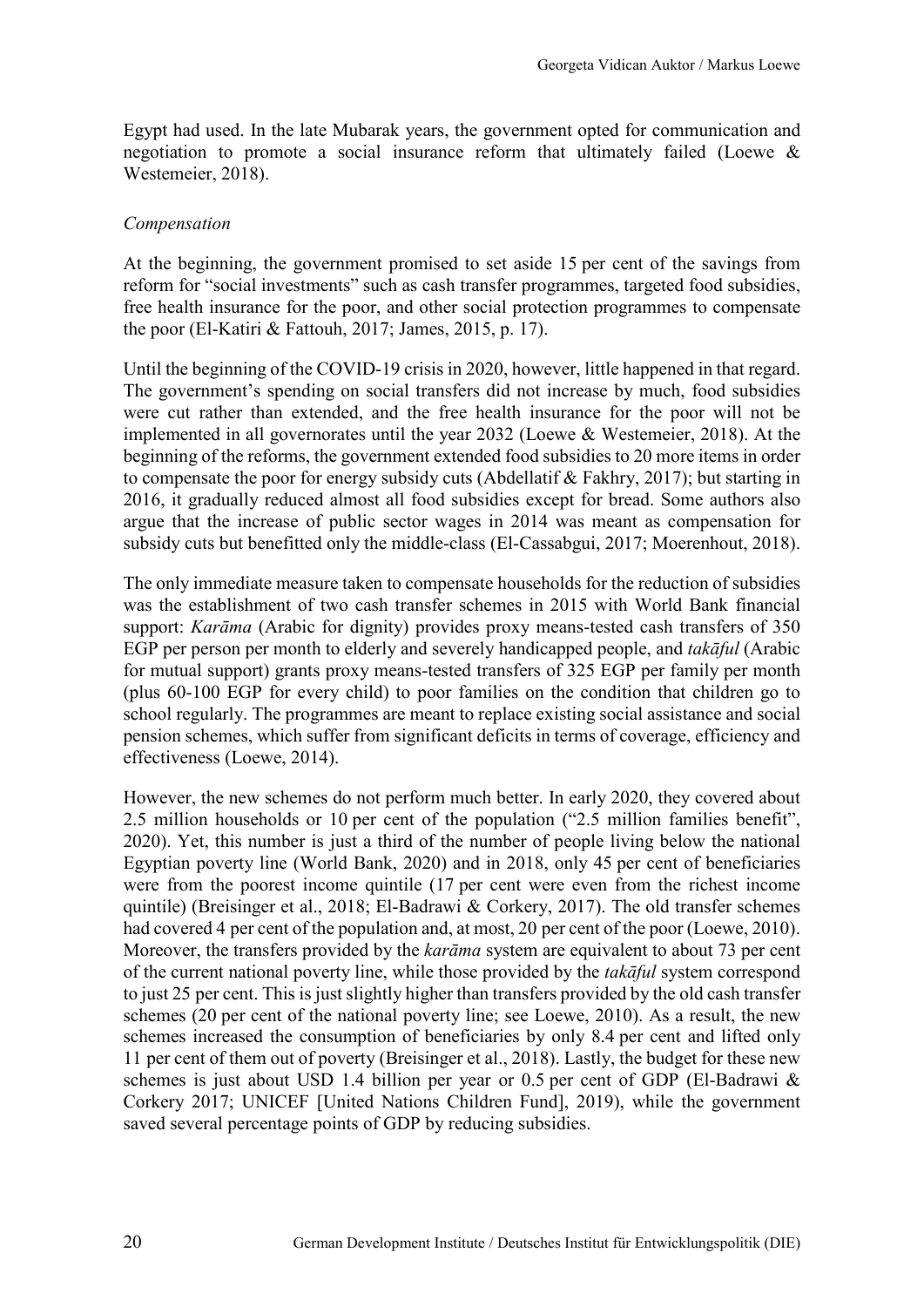Egypt had used. In the late Mubarak years, the government opted for communication and negotiation to promote a social insurance reform that ultimately failed (Loewe & Westemeier, 2018).

*Compensation*

At the beginning, the government promised to set aside 15 per cent of the savings from reform for "social investments" such as cash transfer programmes, targeted food subsidies, free health insurance for the poor, and other social protection programmes to compensate the poor (El-Katiri & Fattouh, 2017; James, 2015, p. 17).

Until the beginning of the COVID-19 crisis in 2020, however, little happened in that regard. The government's spending on social transfers did not increase by much, food subsidies were cut rather than extended, and the free health insurance for the poor will not be implemented in all governorates until the year 2032 (Loewe & Westemeier, 2018). At the beginning of the reforms, the government extended food subsidies to 20 more items in order to compensate the poor for energy subsidy cuts (Abdellatif & Fakhry, 2017); but starting in 2016, it gradually reduced almost all food subsidies except for bread. Some authors also argue that the increase of public sector wages in 2014 was meant as compensation for subsidy cuts but benefitted only the middle-class (El-Cassabgui, 2017; Moerenhout, 2018).

The only immediate measure taken to compensate households for the reduction of subsidies was the establishment of two cash transfer schemes in 2015 with World Bank financial support: *Karāma* (Arabic for dignity) provides proxy means-tested cash transfers of 350 EGP per person per month to elderly and severely handicapped people, and *takāful* (Arabic for mutual support) grants proxy means-tested transfers of 325 EGP per family per month (plus 60-100 EGP for every child) to poor families on the condition that children go to school regularly. The programmes are meant to replace existing social assistance and social pension schemes, which suffer from significant deficits in terms of coverage, efficiency and effectiveness (Loewe, 2014).

However, the new schemes do not perform much better. In early 2020, they covered about 2.5 million households or 10 per cent of the population ("2.5 million families benefit", 2020). Yet, this number is just a third of the number of people living below the national Egyptian poverty line (World Bank, 2020) and in 2018, only 45 per cent of beneficiaries were from the poorest income quintile (17 per cent were even from the richest income quintile) (Breisinger et al., 2018; El-Badrawi & Corkery, 2017). The old transfer schemes had covered 4 per cent of the population and, at most, 20 per cent of the poor (Loewe, 2010). Moreover, the transfers provided by the *karāma* system are equivalent to about 73 per cent of the current national poverty line, while those provided by the *takāful* system correspond to just 25 per cent. This is just slightly higher than transfers provided by the old cash transfer schemes (20 per cent of the national poverty line; see Loewe, 2010). As a result, the new schemes increased the consumption of beneficiaries by only 8.4 per cent and lifted only 11 per cent of them out of poverty (Breisinger et al., 2018). Lastly, the budget for these new schemes is just about USD 1.4 billion per year or 0.5 per cent of GDP (El-Badrawi & Corkery 2017; UNICEF [United Nations Children Fund], 2019), while the government saved several percentage points of GDP by reducing subsidies.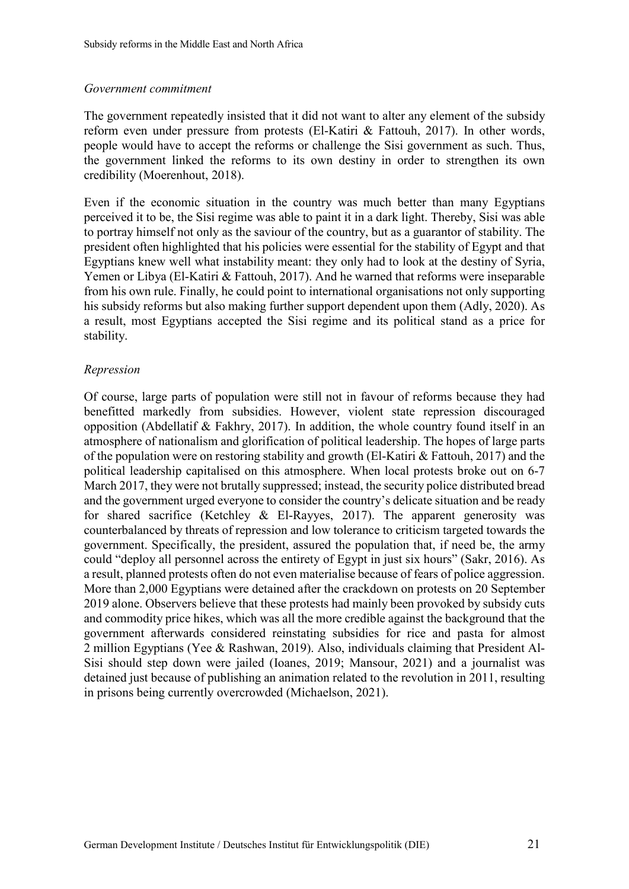*Government commitment*

The government repeatedly insisted that it did not want to alter any element of the subsidy reform even under pressure from protests (El-Katiri & Fattouh, 2017). In other words, people would have to accept the reforms or challenge the Sisi government as such. Thus, the government linked the reforms to its own destiny in order to strengthen its own credibility (Moerenhout, 2018).

Even if the economic situation in the country was much better than many Egyptians perceived it to be, the Sisi regime was able to paint it in a dark light. Thereby, Sisi was able to portray himself not only as the saviour of the country, but as a guarantor of stability. The president often highlighted that his policies were essential for the stability of Egypt and that Egyptians knew well what instability meant: they only had to look at the destiny of Syria, Yemen or Libya (El-Katiri & Fattouh, 2017). And he warned that reforms were inseparable from his own rule. Finally, he could point to international organisations not only supporting his subsidy reforms but also making further support dependent upon them (Adly, 2020). As a result, most Egyptians accepted the Sisi regime and its political stand as a price for stability.

*Repression*

Of course, large parts of population were still not in favour of reforms because they had benefitted markedly from subsidies. However, violent state repression discouraged opposition (Abdellatif & Fakhry, 2017). In addition, the whole country found itself in an atmosphere of nationalism and glorification of political leadership. The hopes of large parts of the population were on restoring stability and growth (El-Katiri & Fattouh, 2017) and the political leadership capitalised on this atmosphere. When local protests broke out on 6-7 March 2017, they were not brutally suppressed; instead, the security police distributed bread and the government urged everyone to consider the country's delicate situation and be ready for shared sacrifice (Ketchley & El-Rayyes, 2017). The apparent generosity was counterbalanced by threats of repression and low tolerance to criticism targeted towards the government. Specifically, the president, assured the population that, if need be, the army could "deploy all personnel across the entirety of Egypt in just six hours" (Sakr, 2016). As a result, planned protests often do not even materialise because of fears of police aggression. More than 2,000 Egyptians were detained after the crackdown on protests on 20 September 2019 alone. Observers believe that these protests had mainly been provoked by subsidy cuts and commodity price hikes, which was all the more credible against the background that the government afterwards considered reinstating subsidies for rice and pasta for almost 2 million Egyptians (Yee & Rashwan, 2019). Also, individuals claiming that President Al-Sisi should step down were jailed (Ioanes, 2019; Mansour, 2021) and a journalist was detained just because of publishing an animation related to the revolution in 2011, resulting in prisons being currently overcrowded (Michaelson, 2021).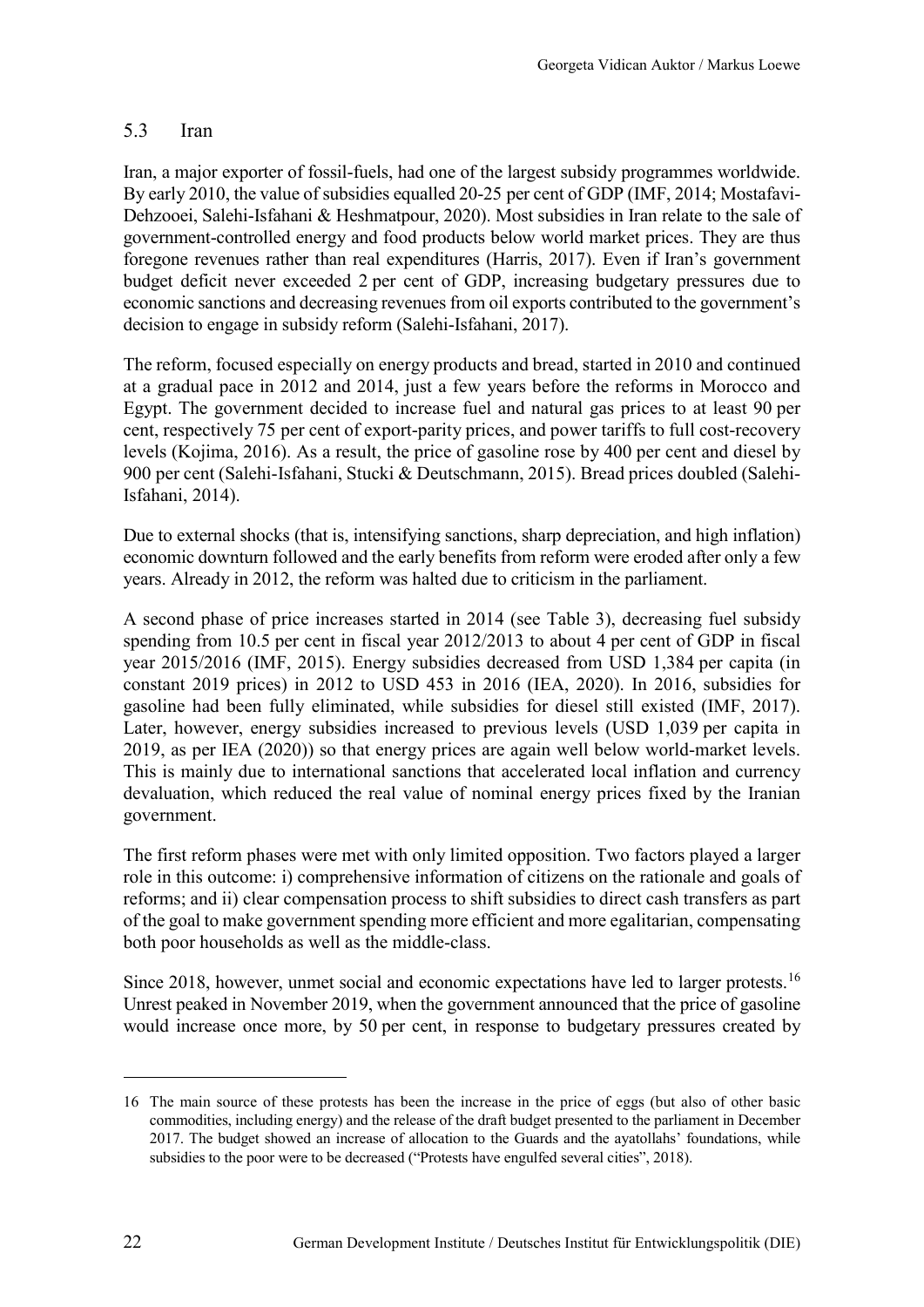### 5.3 Iran

Iran, a major exporter of fossil-fuels, had one of the largest subsidy programmes worldwide. By early 2010, the value of subsidies equalled 20-25 per cent of GDP (IMF, 2014; Mostafavi-Dehzooei, Salehi-Isfahani & Heshmatpour, 2020). Most subsidies in Iran relate to the sale of government-controlled energy and food products below world market prices. They are thus foregone revenues rather than real expenditures (Harris, 2017). Even if Iran's government budget deficit never exceeded 2 per cent of GDP, increasing budgetary pressures due to economic sanctions and decreasing revenues from oil exports contributed to the government's decision to engage in subsidy reform (Salehi-Isfahani, 2017).

The reform, focused especially on energy products and bread, started in 2010 and continued at a gradual pace in 2012 and 2014, just a few years before the reforms in Morocco and Egypt. The government decided to increase fuel and natural gas prices to at least 90 per cent, respectively 75 per cent of export-parity prices, and power tariffs to full cost-recovery levels (Kojima, 2016). As a result, the price of gasoline rose by 400 per cent and diesel by 900 per cent (Salehi-Isfahani, Stucki & Deutschmann, 2015). Bread prices doubled (Salehi-Isfahani, 2014).

Due to external shocks (that is, intensifying sanctions, sharp depreciation, and high inflation) economic downturn followed and the early benefits from reform were eroded after only a few years. Already in 2012, the reform was halted due to criticism in the parliament.

A second phase of price increases started in 2014 (see Table 3), decreasing fuel subsidy spending from 10.5 per cent in fiscal year 2012/2013 to about 4 per cent of GDP in fiscal year 2015/2016 (IMF, 2015). Energy subsidies decreased from USD 1,384 per capita (in constant 2019 prices) in 2012 to USD 453 in 2016 (IEA, 2020). In 2016, subsidies for gasoline had been fully eliminated, while subsidies for diesel still existed (IMF, 2017). Later, however, energy subsidies increased to previous levels (USD 1,039 per capita in 2019, as per IEA (2020)) so that energy prices are again well below world-market levels. This is mainly due to international sanctions that accelerated local inflation and currency devaluation, which reduced the real value of nominal energy prices fixed by the Iranian government.

The first reform phases were met with only limited opposition. Two factors played a larger role in this outcome: i) comprehensive information of citizens on the rationale and goals of reforms; and ii) clear compensation process to shift subsidies to direct cash transfers as part of the goal to make government spending more efficient and more egalitarian, compensating both poor households as well as the middle-class.

Since 2018, however, unmet social and economic expectations have led to larger protests.[16] Unrest peaked in November 2019, when the government announced that the price of gasoline would increase once more, by 50 per cent, in response to budgetary pressures created by

---

16 The main source of these protests has been the increase in the price of eggs (but also of other basic commodities, including energy) and the release of the draft budget presented to the parliament in December 2017. The budget showed an increase of allocation to the Guards and the ayatollahs' foundations, while subsidies to the poor were to be decreased ("Protests have engulfed several cities", 2018).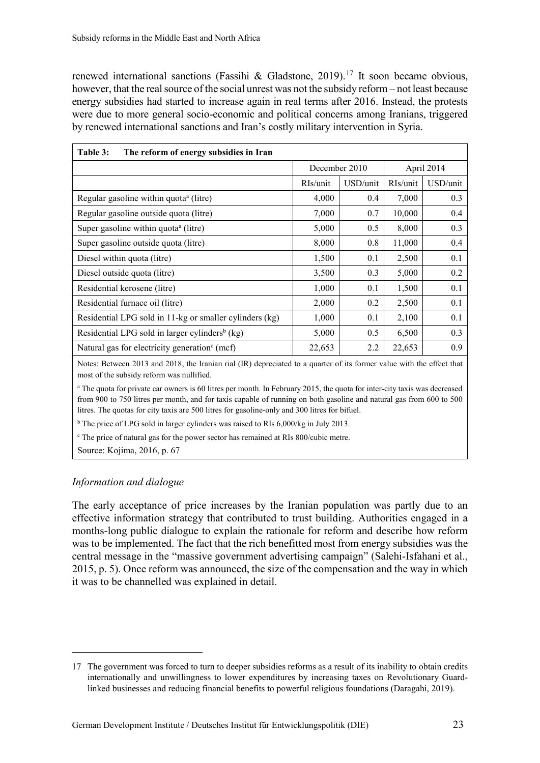renewed international sanctions (Fassihi & Gladstone, 2019).[17] It soon became obvious, however, that the real source of the social unrest was not the subsidy reform – not least because energy subsidies had started to increase again in real terms after 2016. Instead, the protests were due to more general socio-economic and political concerns among Iranians, triggered by renewed international sanctions and Iran's costly military intervention in Syria.

**Table 3: The reform of energy subsidies in Iran**

| | December 2010 | | April 2014 | |
|---|---|---|---|---|
| | RIs/unit | USD/unit | RIs/unit | USD/unit |
| Regular gasoline within quota[a] (litre) | 4,000 | 0.4 | 7,000 | 0.3 |
| Regular gasoline outside quota (litre) | 7,000 | 0.7 | 10,000 | 0.4 |
| Super gasoline within quota[a] (litre) | 5,000 | 0.5 | 8,000 | 0.3 |
| Super gasoline outside quota (litre) | 8,000 | 0.8 | 11,000 | 0.4 |
| Diesel within quota (litre) | 1,500 | 0.1 | 2,500 | 0.1 |
| Diesel outside quota (litre) | 3,500 | 0.3 | 5,000 | 0.2 |
| Residential kerosene (litre) | 1,000 | 0.1 | 1,500 | 0.1 |
| Residential furnace oil (litre) | 2,000 | 0.2 | 2,500 | 0.1 |
| Residential LPG sold in 11-kg or smaller cylinders (kg) | 1,000 | 0.1 | 2,100 | 0.1 |
| Residential LPG sold in larger cylinders[b] (kg) | 5,000 | 0.5 | 6,500 | 0.3 |
| Natural gas for electricity generation[c] (mcf) | 22,653 | 2.2 | 22,653 | 0.9 |

Notes: Between 2013 and 2018, the Iranian rial (IR) depreciated to a quarter of its former value with the effect that most of the subsidy reform was nullified.

[a] The quota for private car owners is 60 litres per month. In February 2015, the quota for inter-city taxis was decreased from 900 to 750 litres per month, and for taxis capable of running on both gasoline and natural gas from 600 to 500 litres. The quotas for city taxis are 500 litres for gasoline-only and 300 litres for bifuel.

[b] The price of LPG sold in larger cylinders was raised to RIs 6,000/kg in July 2013.

[c] The price of natural gas for the power sector has remained at RIs 800/cubic metre.

Source: Kojima, 2016, p. 67

### *Information and dialogue*

The early acceptance of price increases by the Iranian population was partly due to an effective information strategy that contributed to trust building. Authorities engaged in a months-long public dialogue to explain the rationale for reform and describe how reform was to be implemented. The fact that the rich benefitted most from energy subsidies was the central message in the "massive government advertising campaign" (Salehi-Isfahani et al., 2015, p. 5). Once reform was announced, the size of the compensation and the way in which it was to be channelled was explained in detail.

---

17 The government was forced to turn to deeper subsidies reforms as a result of its inability to obtain credits internationally and unwillingness to lower expenditures by increasing taxes on Revolutionary Guard-linked businesses and reducing financial benefits to powerful religious foundations (Daragahi, 2019).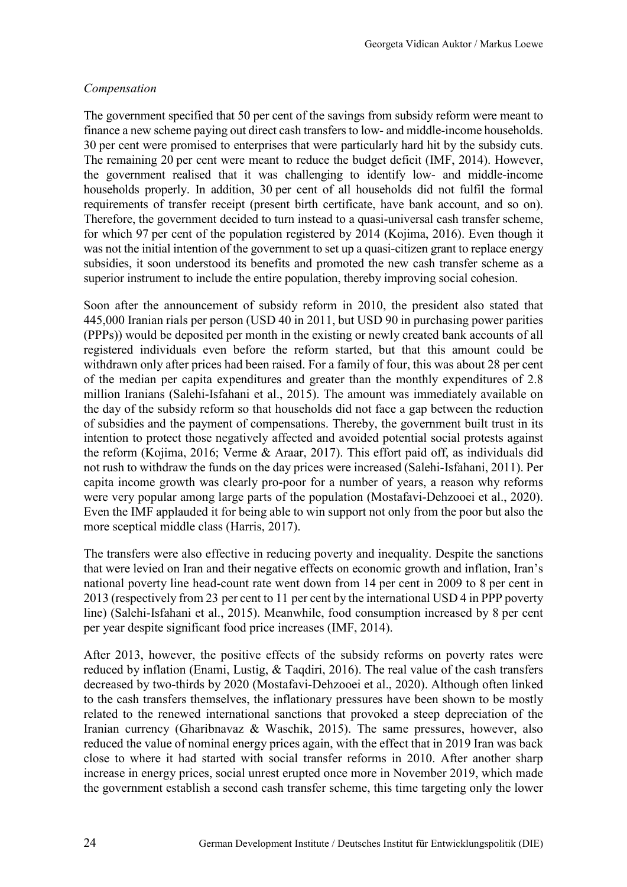*Compensation*

The government specified that 50 per cent of the savings from subsidy reform were meant to finance a new scheme paying out direct cash transfers to low- and middle-income households. 30 per cent were promised to enterprises that were particularly hard hit by the subsidy cuts. The remaining 20 per cent were meant to reduce the budget deficit (IMF, 2014). However, the government realised that it was challenging to identify low- and middle-income households properly. In addition, 30 per cent of all households did not fulfil the formal requirements of transfer receipt (present birth certificate, have bank account, and so on). Therefore, the government decided to turn instead to a quasi-universal cash transfer scheme, for which 97 per cent of the population registered by 2014 (Kojima, 2016). Even though it was not the initial intention of the government to set up a quasi-citizen grant to replace energy subsidies, it soon understood its benefits and promoted the new cash transfer scheme as a superior instrument to include the entire population, thereby improving social cohesion.

Soon after the announcement of subsidy reform in 2010, the president also stated that 445,000 Iranian rials per person (USD 40 in 2011, but USD 90 in purchasing power parities (PPPs)) would be deposited per month in the existing or newly created bank accounts of all registered individuals even before the reform started, but that this amount could be withdrawn only after prices had been raised. For a family of four, this was about 28 per cent of the median per capita expenditures and greater than the monthly expenditures of 2.8 million Iranians (Salehi-Isfahani et al., 2015). The amount was immediately available on the day of the subsidy reform so that households did not face a gap between the reduction of subsidies and the payment of compensations. Thereby, the government built trust in its intention to protect those negatively affected and avoided potential social protests against the reform (Kojima, 2016; Verme & Araar, 2017). This effort paid off, as individuals did not rush to withdraw the funds on the day prices were increased (Salehi-Isfahani, 2011). Per capita income growth was clearly pro-poor for a number of years, a reason why reforms were very popular among large parts of the population (Mostafavi-Dehzooei et al., 2020). Even the IMF applauded it for being able to win support not only from the poor but also the more sceptical middle class (Harris, 2017).

The transfers were also effective in reducing poverty and inequality. Despite the sanctions that were levied on Iran and their negative effects on economic growth and inflation, Iran's national poverty line head-count rate went down from 14 per cent in 2009 to 8 per cent in 2013 (respectively from 23 per cent to 11 per cent by the international USD 4 in PPP poverty line) (Salehi-Isfahani et al., 2015). Meanwhile, food consumption increased by 8 per cent per year despite significant food price increases (IMF, 2014).

After 2013, however, the positive effects of the subsidy reforms on poverty rates were reduced by inflation (Enami, Lustig, & Taqdiri, 2016). The real value of the cash transfers decreased by two-thirds by 2020 (Mostafavi-Dehzooei et al., 2020). Although often linked to the cash transfers themselves, the inflationary pressures have been shown to be mostly related to the renewed international sanctions that provoked a steep depreciation of the Iranian currency (Gharibnavaz & Waschik, 2015). The same pressures, however, also reduced the value of nominal energy prices again, with the effect that in 2019 Iran was back close to where it had started with social transfer reforms in 2010. After another sharp increase in energy prices, social unrest erupted once more in November 2019, which made the government establish a second cash transfer scheme, this time targeting only the lower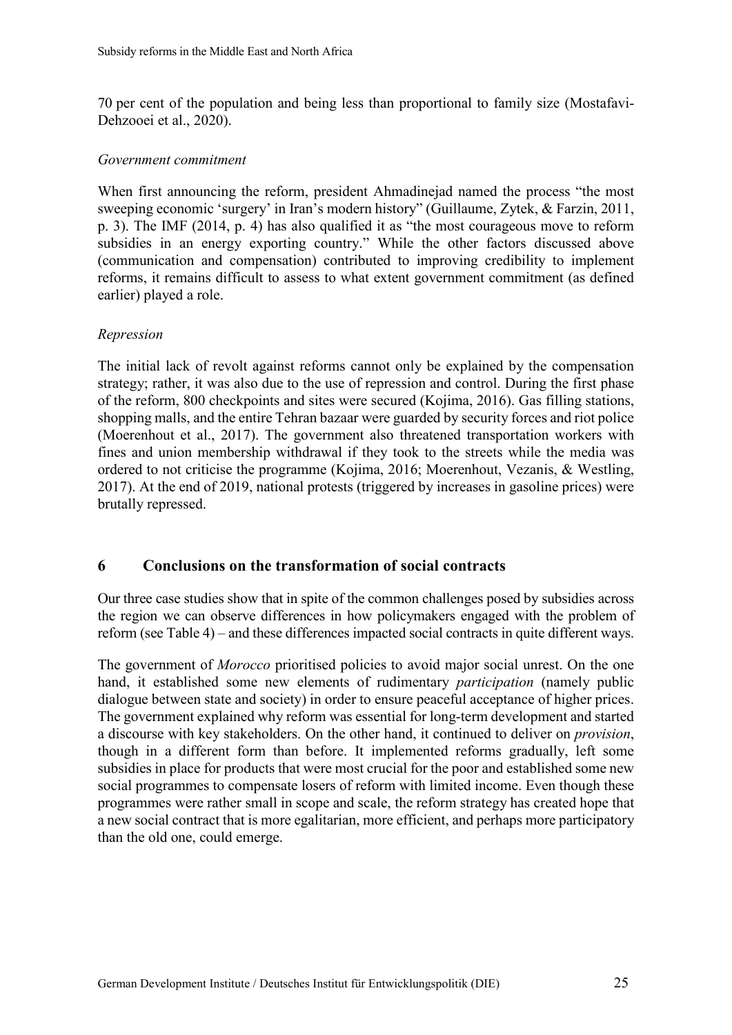70 per cent of the population and being less than proportional to family size (Mostafavi-Dehzooei et al., 2020).

*Government commitment*

When first announcing the reform, president Ahmadinejad named the process "the most sweeping economic 'surgery' in Iran's modern history" (Guillaume, Zytek, & Farzin, 2011, p. 3). The IMF (2014, p. 4) has also qualified it as "the most courageous move to reform subsidies in an energy exporting country." While the other factors discussed above (communication and compensation) contributed to improving credibility to implement reforms, it remains difficult to assess to what extent government commitment (as defined earlier) played a role.

*Repression*

The initial lack of revolt against reforms cannot only be explained by the compensation strategy; rather, it was also due to the use of repression and control. During the first phase of the reform, 800 checkpoints and sites were secured (Kojima, 2016). Gas filling stations, shopping malls, and the entire Tehran bazaar were guarded by security forces and riot police (Moerenhout et al., 2017). The government also threatened transportation workers with fines and union membership withdrawal if they took to the streets while the media was ordered to not criticise the programme (Kojima, 2016; Moerenhout, Vezanis, & Westling, 2017). At the end of 2019, national protests (triggered by increases in gasoline prices) were brutally repressed.

## 6 Conclusions on the transformation of social contracts

Our three case studies show that in spite of the common challenges posed by subsidies across the region we can observe differences in how policymakers engaged with the problem of reform (see Table 4) – and these differences impacted social contracts in quite different ways.

The government of *Morocco* prioritised policies to avoid major social unrest. On the one hand, it established some new elements of rudimentary *participation* (namely public dialogue between state and society) in order to ensure peaceful acceptance of higher prices. The government explained why reform was essential for long-term development and started a discourse with key stakeholders. On the other hand, it continued to deliver on *provision*, though in a different form than before. It implemented reforms gradually, left some subsidies in place for products that were most crucial for the poor and established some new social programmes to compensate losers of reform with limited income. Even though these programmes were rather small in scope and scale, the reform strategy has created hope that a new social contract that is more egalitarian, more efficient, and perhaps more participatory than the old one, could emerge.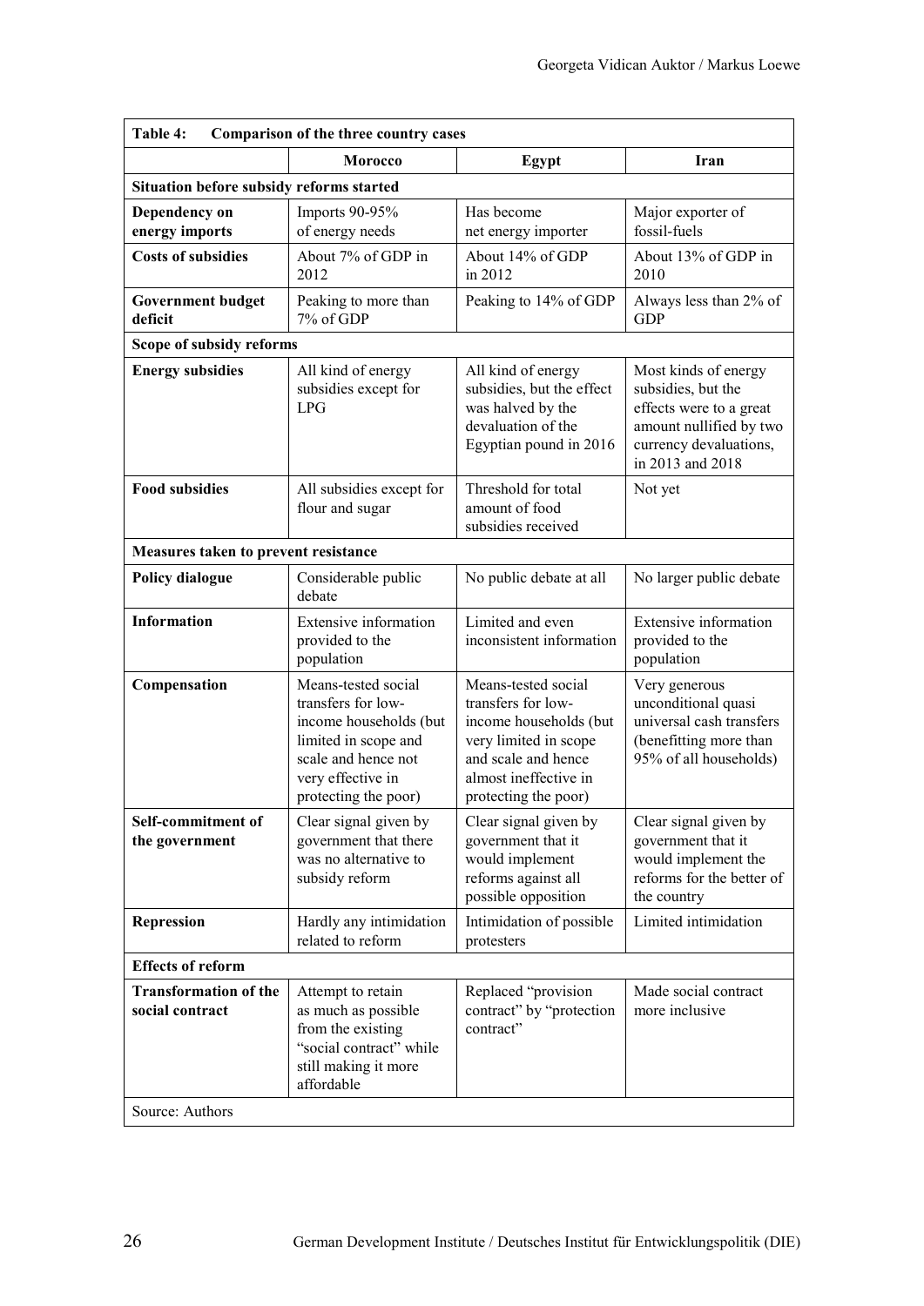**Table 4: Comparison of the three country cases**

| | Morocco | Egypt | Iran |
|---|---|---|---|
| **Situation before subsidy reforms started** | | | |
| **Dependency on energy imports** | Imports 90-95% of energy needs | Has become net energy importer | Major exporter of fossil-fuels |
| **Costs of subsidies** | About 7% of GDP in 2012 | About 14% of GDP in 2012 | About 13% of GDP in 2010 |
| **Government budget deficit** | Peaking to more than 7% of GDP | Peaking to 14% of GDP | Always less than 2% of GDP |
| **Scope of subsidy reforms** | | | |
| **Energy subsidies** | All kind of energy subsidies except for LPG | All kind of energy subsidies, but the effect was halved by the devaluation of the Egyptian pound in 2016 | Most kinds of energy subsidies, but the effects were to a great amount nullified by two currency devaluations, in 2013 and 2018 |
| **Food subsidies** | All subsidies except for flour and sugar | Threshold for total amount of food subsidies received | Not yet |
| **Measures taken to prevent resistance** | | | |
| **Policy dialogue** | Considerable public debate | No public debate at all | No larger public debate |
| **Information** | Extensive information provided to the population | Limited and even inconsistent information | Extensive information provided to the population |
| **Compensation** | Means-tested social transfers for low-income households (but limited in scope and scale and hence not very effective in protecting the poor) | Means-tested social transfers for low-income households (but very limited in scope and scale and hence almost ineffective in protecting the poor) | Very generous unconditional quasi universal cash transfers (benefitting more than 95% of all households) |
| **Self-commitment of the government** | Clear signal given by government that there was no alternative to subsidy reform | Clear signal given by government that it would implement reforms against all possible opposition | Clear signal given by government that it would implement the reforms for the better of the country |
| **Repression** | Hardly any intimidation related to reform | Intimidation of possible protesters | Limited intimidation |
| **Effects of reform** | | | |
| **Transformation of the social contract** | Attempt to retain as much as possible from the existing "social contract" while still making it more affordable | Replaced "provision contract" by "protection contract" | Made social contract more inclusive |

Source: Authors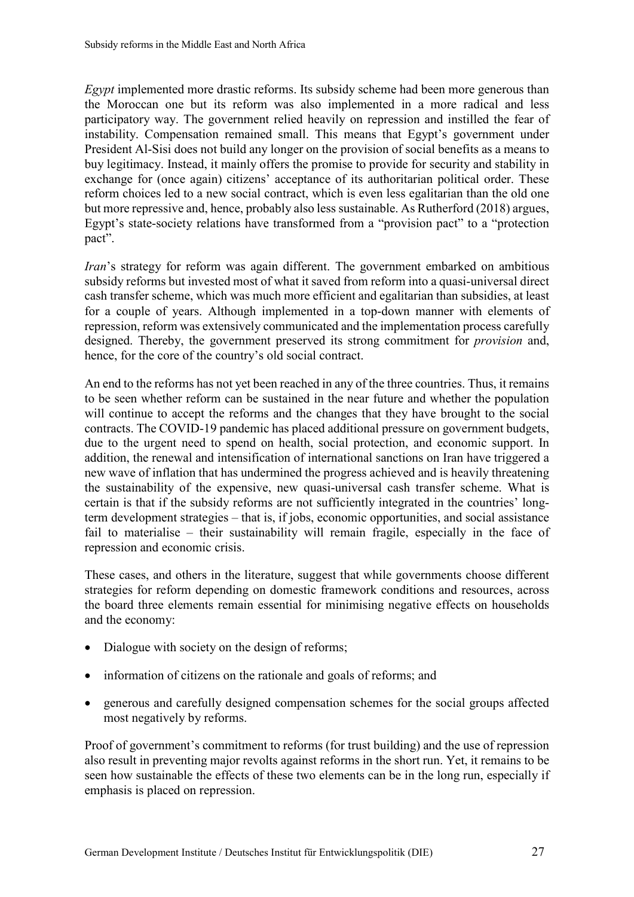*Egypt* implemented more drastic reforms. Its subsidy scheme had been more generous than the Moroccan one but its reform was also implemented in a more radical and less participatory way. The government relied heavily on repression and instilled the fear of instability. Compensation remained small. This means that Egypt's government under President Al-Sisi does not build any longer on the provision of social benefits as a means to buy legitimacy. Instead, it mainly offers the promise to provide for security and stability in exchange for (once again) citizens' acceptance of its authoritarian political order. These reform choices led to a new social contract, which is even less egalitarian than the old one but more repressive and, hence, probably also less sustainable. As Rutherford (2018) argues, Egypt's state-society relations have transformed from a "provision pact" to a "protection pact".

*Iran*'s strategy for reform was again different. The government embarked on ambitious subsidy reforms but invested most of what it saved from reform into a quasi-universal direct cash transfer scheme, which was much more efficient and egalitarian than subsidies, at least for a couple of years. Although implemented in a top-down manner with elements of repression, reform was extensively communicated and the implementation process carefully designed. Thereby, the government preserved its strong commitment for *provision* and, hence, for the core of the country's old social contract.

An end to the reforms has not yet been reached in any of the three countries. Thus, it remains to be seen whether reform can be sustained in the near future and whether the population will continue to accept the reforms and the changes that they have brought to the social contracts. The COVID-19 pandemic has placed additional pressure on government budgets, due to the urgent need to spend on health, social protection, and economic support. In addition, the renewal and intensification of international sanctions on Iran have triggered a new wave of inflation that has undermined the progress achieved and is heavily threatening the sustainability of the expensive, new quasi-universal cash transfer scheme. What is certain is that if the subsidy reforms are not sufficiently integrated in the countries' long-term development strategies – that is, if jobs, economic opportunities, and social assistance fail to materialise – their sustainability will remain fragile, especially in the face of repression and economic crisis.

These cases, and others in the literature, suggest that while governments choose different strategies for reform depending on domestic framework conditions and resources, across the board three elements remain essential for minimising negative effects on households and the economy:

- Dialogue with society on the design of reforms;
- information of citizens on the rationale and goals of reforms; and
- generous and carefully designed compensation schemes for the social groups affected most negatively by reforms.

Proof of government's commitment to reforms (for trust building) and the use of repression also result in preventing major revolts against reforms in the short run. Yet, it remains to be seen how sustainable the effects of these two elements can be in the long run, especially if emphasis is placed on repression.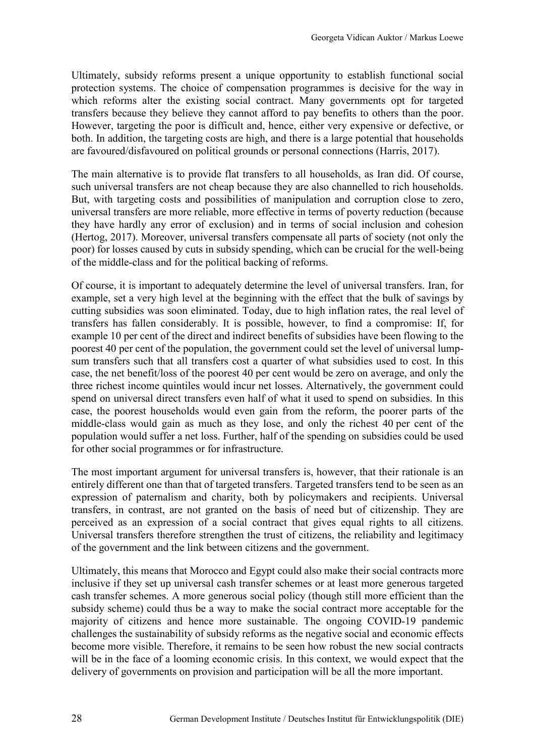Ultimately, subsidy reforms present a unique opportunity to establish functional social protection systems. The choice of compensation programmes is decisive for the way in which reforms alter the existing social contract. Many governments opt for targeted transfers because they believe they cannot afford to pay benefits to others than the poor. However, targeting the poor is difficult and, hence, either very expensive or defective, or both. In addition, the targeting costs are high, and there is a large potential that households are favoured/disfavoured on political grounds or personal connections (Harris, 2017).

The main alternative is to provide flat transfers to all households, as Iran did. Of course, such universal transfers are not cheap because they are also channelled to rich households. But, with targeting costs and possibilities of manipulation and corruption close to zero, universal transfers are more reliable, more effective in terms of poverty reduction (because they have hardly any error of exclusion) and in terms of social inclusion and cohesion (Hertog, 2017). Moreover, universal transfers compensate all parts of society (not only the poor) for losses caused by cuts in subsidy spending, which can be crucial for the well-being of the middle-class and for the political backing of reforms.

Of course, it is important to adequately determine the level of universal transfers. Iran, for example, set a very high level at the beginning with the effect that the bulk of savings by cutting subsidies was soon eliminated. Today, due to high inflation rates, the real level of transfers has fallen considerably. It is possible, however, to find a compromise: If, for example 10 per cent of the direct and indirect benefits of subsidies have been flowing to the poorest 40 per cent of the population, the government could set the level of universal lump-sum transfers such that all transfers cost a quarter of what subsidies used to cost. In this case, the net benefit/loss of the poorest 40 per cent would be zero on average, and only the three richest income quintiles would incur net losses. Alternatively, the government could spend on universal direct transfers even half of what it used to spend on subsidies. In this case, the poorest households would even gain from the reform, the poorer parts of the middle-class would gain as much as they lose, and only the richest 40 per cent of the population would suffer a net loss. Further, half of the spending on subsidies could be used for other social programmes or for infrastructure.

The most important argument for universal transfers is, however, that their rationale is an entirely different one than that of targeted transfers. Targeted transfers tend to be seen as an expression of paternalism and charity, both by policymakers and recipients. Universal transfers, in contrast, are not granted on the basis of need but of citizenship. They are perceived as an expression of a social contract that gives equal rights to all citizens. Universal transfers therefore strengthen the trust of citizens, the reliability and legitimacy of the government and the link between citizens and the government.

Ultimately, this means that Morocco and Egypt could also make their social contracts more inclusive if they set up universal cash transfer schemes or at least more generous targeted cash transfer schemes. A more generous social policy (though still more efficient than the subsidy scheme) could thus be a way to make the social contract more acceptable for the majority of citizens and hence more sustainable. The ongoing COVID-19 pandemic challenges the sustainability of subsidy reforms as the negative social and economic effects become more visible. Therefore, it remains to be seen how robust the new social contracts will be in the face of a looming economic crisis. In this context, we would expect that the delivery of governments on provision and participation will be all the more important.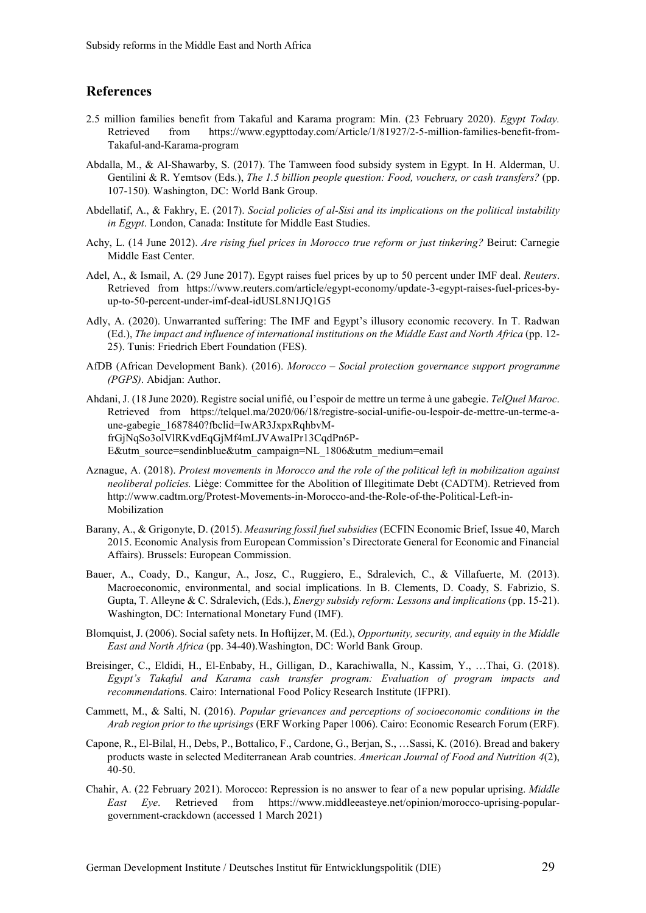## References

2.5 million families benefit from Takaful and Karama program: Min. (23 February 2020). *Egypt Today.* Retrieved from https://www.egypttoday.com/Article/1/81927/2-5-million-families-benefit-from-Takaful-and-Karama-program

Abdalla, M., & Al-Shawarby, S. (2017). The Tamween food subsidy system in Egypt. In H. Alderman, U. Gentilini & R. Yemtsov (Eds.), *The 1.5 billion people question: Food, vouchers, or cash transfers?* (pp. 107-150). Washington, DC: World Bank Group.

Abdellatif, A., & Fakhry, E. (2017). *Social policies of al-Sisi and its implications on the political instability in Egypt*. London, Canada: Institute for Middle East Studies.

Achy, L. (14 June 2012). *Are rising fuel prices in Morocco true reform or just tinkering?* Beirut: Carnegie Middle East Center.

Adel, A., & Ismail, A. (29 June 2017). Egypt raises fuel prices by up to 50 percent under IMF deal. *Reuters*. Retrieved from https://www.reuters.com/article/egypt-economy/update-3-egypt-raises-fuel-prices-by-up-to-50-percent-under-imf-deal-idUSL8N1JQ1G5

Adly, A. (2020). Unwarranted suffering: The IMF and Egypt's illusory economic recovery. In T. Radwan (Ed.), *The impact and influence of international institutions on the Middle East and North Africa* (pp. 12-25). Tunis: Friedrich Ebert Foundation (FES).

AfDB (African Development Bank). (2016). *Morocco – Social protection governance support programme (PGPS)*. Abidjan: Author.

Ahdani, J. (18 June 2020). Registre social unifié, ou l'espoir de mettre un terme à une gabegie. *TelQuel Maroc*. Retrieved from https://telquel.ma/2020/06/18/registre-social-unifie-ou-lespoir-de-mettre-un-terme-a-une-gabegie_1687840?fbclid=IwAR3JxpxRqhbvM-frGjNqSo3olVlRKvdEqGjMf4mLJVAwaIPr13CqdPn6P-E&utm_source=sendinblue&utm_campaign=NL_1806&utm_medium=email

Aznague, A. (2018). *Protest movements in Morocco and the role of the political left in mobilization against neoliberal policies.* Liège: Committee for the Abolition of Illegitimate Debt (CADTM). Retrieved from http://www.cadtm.org/Protest-Movements-in-Morocco-and-the-Role-of-the-Political-Left-in-Mobilization

Barany, A., & Grigonyte, D. (2015). *Measuring fossil fuel subsidies* (ECFIN Economic Brief, Issue 40, March 2015. Economic Analysis from European Commission's Directorate General for Economic and Financial Affairs). Brussels: European Commission.

Bauer, A., Coady, D., Kangur, A., Josz, C., Ruggiero, E., Sdralevich, C., & Villafuerte, M. (2013). Macroeconomic, environmental, and social implications. In B. Clements, D. Coady, S. Fabrizio, S. Gupta, T. Alleyne & C. Sdralevich, (Eds.), *Energy subsidy reform: Lessons and implications* (pp. 15-21). Washington, DC: International Monetary Fund (IMF).

Blomquist, J. (2006). Social safety nets. In Hoftijzer, M. (Ed.), *Opportunity, security, and equity in the Middle East and North Africa* (pp. 34-40).Washington, DC: World Bank Group.

Breisinger, C., Eldidi, H., El-Enbaby, H., Gilligan, D., Karachiwalla, N., Kassim, Y., …Thai, G. (2018). *Egypt's Takaful and Karama cash transfer program: Evaluation of program impacts and recommendatio*ns. Cairo: International Food Policy Research Institute (IFPRI).

Cammett, M., & Salti, N. (2016). *Popular grievances and perceptions of socioeconomic conditions in the Arab region prior to the uprisings* (ERF Working Paper 1006). Cairo: Economic Research Forum (ERF).

Capone, R., El-Bilal, H., Debs, P., Bottalico, F., Cardone, G., Berjan, S., …Sassi, K. (2016). Bread and bakery products waste in selected Mediterranean Arab countries. *American Journal of Food and Nutrition 4*(2), 40-50.

Chahir, A. (22 February 2021). Morocco: Repression is no answer to fear of a new popular uprising. *Middle East Eye*. Retrieved from https://www.middleeasteye.net/opinion/morocco-uprising-popular-government-crackdown (accessed 1 March 2021)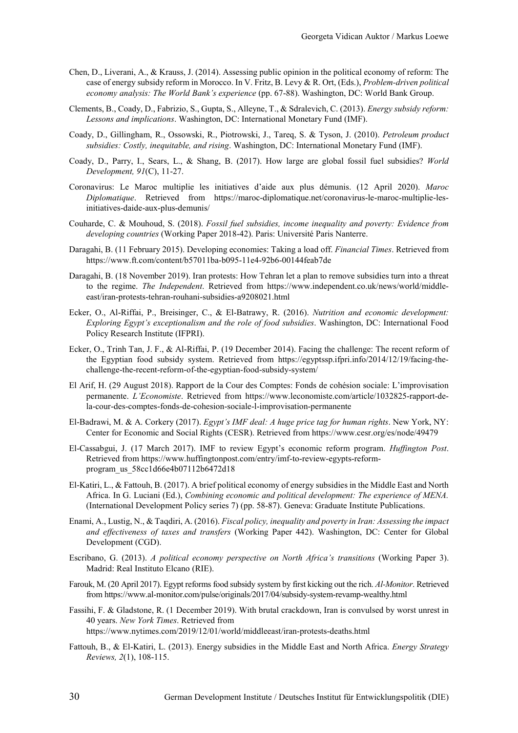Chen, D., Liverani, A., & Krauss, J. (2014). Assessing public opinion in the political economy of reform: The case of energy subsidy reform in Morocco. In V. Fritz, B. Levy & R. Ort, (Eds.), *Problem-driven political economy analysis: The World Bank's experience* (pp. 67-88). Washington, DC: World Bank Group.

Clements, B., Coady, D., Fabrizio, S., Gupta, S., Alleyne, T., & Sdralevich, C. (2013). *Energy subsidy reform: Lessons and implications*. Washington, DC: International Monetary Fund (IMF).

Coady, D., Gillingham, R., Ossowski, R., Piotrowski, J., Tareq, S. & Tyson, J. (2010). *Petroleum product subsidies: Costly, inequitable, and rising*. Washington, DC: International Monetary Fund (IMF).

Coady, D., Parry, I., Sears, L., & Shang, B. (2017). How large are global fossil fuel subsidies? *World Development, 91*(C), 11-27.

Coronavirus: Le Maroc multiplie les initiatives d'aide aux plus démunis. (12 April 2020). *Maroc Diplomatique*. Retrieved from https://maroc-diplomatique.net/coronavirus-le-maroc-multiplie-les-initiatives-daide-aux-plus-demunis/

Couharde, C. & Mouhoud, S. (2018). *Fossil fuel subsidies, income inequality and poverty: Evidence from developing countries* (Working Paper 2018-42). Paris: Université Paris Nanterre.

Daragahi, B. (11 February 2015). Developing economies: Taking a load off. *Financial Times*. Retrieved from https://www.ft.com/content/b57011ba-b095-11e4-92b6-00144feab7de

Daragahi, B. (18 November 2019). Iran protests: How Tehran let a plan to remove subsidies turn into a threat to the regime. *The Independent*. Retrieved from https://www.independent.co.uk/news/world/middle-east/iran-protests-tehran-rouhani-subsidies-a9208021.html

Ecker, O., Al-Riffai, P., Breisinger, C., & El-Batrawy, R. (2016). *Nutrition and economic development: Exploring Egypt's exceptionalism and the role of food subsidies*. Washington, DC: International Food Policy Research Institute (IFPRI).

Ecker, O., Trinh Tan, J. F., & Al-Riffai, P. (19 December 2014). Facing the challenge: The recent reform of the Egyptian food subsidy system. Retrieved from https://egyptssp.ifpri.info/2014/12/19/facing-the-challenge-the-recent-reform-of-the-egyptian-food-subsidy-system/

El Arif, H. (29 August 2018). Rapport de la Cour des Comptes: Fonds de cohésion sociale: L'improvisation permanente. *L'Economiste*. Retrieved from https://www.leconomiste.com/article/1032825-rapport-de-la-cour-des-comptes-fonds-de-cohesion-sociale-l-improvisation-permanente

El-Badrawi, M. & A. Corkery (2017). *Egypt's IMF deal: A huge price tag for human rights*. New York, NY: Center for Economic and Social Rights (CESR). Retrieved from https://www.cesr.org/es/node/49479

El-Cassabgui, J. (17 March 2017). IMF to review Egypt's economic reform program. *Huffington Post*. Retrieved from https://www.huffingtonpost.com/entry/imf-to-review-egypts-reform-program_us_58cc1d66e4b07112b6472d18

El-Katiri, L., & Fattouh, B. (2017). A brief political economy of energy subsidies in the Middle East and North Africa. In G. Luciani (Ed.), *Combining economic and political development: The experience of MENA.* (International Development Policy series 7) (pp. 58-87). Geneva: Graduate Institute Publications.

Enami, A., Lustig, N., & Taqdiri, A. (2016). *Fiscal policy, inequality and poverty in Iran: Assessing the impact and effectiveness of taxes and transfers* (Working Paper 442). Washington, DC: Center for Global Development (CGD).

Escribano, G. (2013). *A political economy perspective on North Africa's transitions* (Working Paper 3). Madrid: Real Instituto Elcano (RIE).

Farouk, M. (20 April 2017). Egypt reforms food subsidy system by first kicking out the rich. *Al-Monitor*. Retrieved from https://www.al-monitor.com/pulse/originals/2017/04/subsidy-system-revamp-wealthy.html

Fassihi, F. & Gladstone, R. (1 December 2019). With brutal crackdown, Iran is convulsed by worst unrest in 40 years. *New York Times*. Retrieved from https://www.nytimes.com/2019/12/01/world/middleeast/iran-protests-deaths.html

Fattouh, B., & El-Katiri, L. (2013). Energy subsidies in the Middle East and North Africa. *Energy Strategy Reviews, 2*(1), 108-115.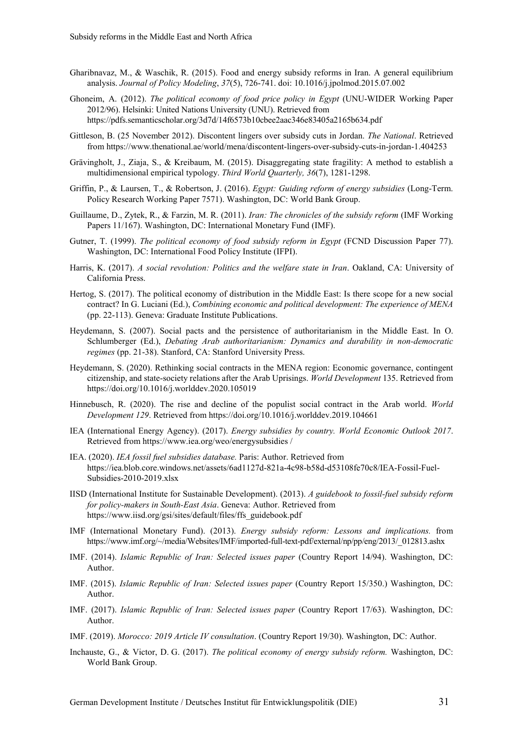Gharibnavaz, M., & Waschik, R. (2015). Food and energy subsidy reforms in Iran. A general equilibrium analysis. *Journal of Policy Modeling*, *37*(5), 726-741. doi: 10.1016/j.jpolmod.2015.07.002

Ghoneim, A. (2012). *The political economy of food price policy in Egypt* (UNU-WIDER Working Paper 2012/96). Helsinki: United Nations University (UNU). Retrieved from https://pdfs.semanticscholar.org/3d7d/14f6573b10cbee2aac346e83405a2165b634.pdf

Gittleson, B. (25 November 2012). Discontent lingers over subsidy cuts in Jordan. *The National*. Retrieved from https://www.thenational.ae/world/mena/discontent-lingers-over-subsidy-cuts-in-jordan-1.404253

Grävingholt, J., Ziaja, S., & Kreibaum, M. (2015). Disaggregating state fragility: A method to establish a multidimensional empirical typology. *Third World Quarterly, 36*(7), 1281-1298.

Griffin, P., & Laursen, T., & Robertson, J. (2016). *Egypt: Guiding reform of energy subsidies* (Long-Term. Policy Research Working Paper 7571). Washington, DC: World Bank Group.

Guillaume, D., Zytek, R., & Farzin, M. R. (2011). *Iran: The chronicles of the subsidy reform* (IMF Working Papers 11/167). Washington, DC: International Monetary Fund (IMF).

Gutner, T. (1999). *The political economy of food subsidy reform in Egypt* (FCND Discussion Paper 77). Washington, DC: International Food Policy Institute (IFPI).

Harris, K. (2017). *A social revolution: Politics and the welfare state in Iran*. Oakland, CA: University of California Press.

Hertog, S. (2017). The political economy of distribution in the Middle East: Is there scope for a new social contract? In G. Luciani (Ed.), *Combining economic and political development: The experience of MENA* (pp. 22-113). Geneva: Graduate Institute Publications.

Heydemann, S. (2007). Social pacts and the persistence of authoritarianism in the Middle East. In O. Schlumberger (Ed.), *Debating Arab authoritarianism: Dynamics and durability in non-democratic regimes* (pp. 21-38). Stanford, CA: Stanford University Press.

Heydemann, S. (2020). Rethinking social contracts in the MENA region: Economic governance, contingent citizenship, and state-society relations after the Arab Uprisings. *World Development* 135. Retrieved from https://doi.org/10.1016/j.worlddev.2020.105019

Hinnebusch, R. (2020). The rise and decline of the populist social contract in the Arab world. *World Development 129*. Retrieved from https://doi.org/10.1016/j.worlddev.2019.104661

IEA (International Energy Agency). (2017). *Energy subsidies by country. World Economic Outlook 2017*. Retrieved from https://www.iea.org/weo/energysubsidies /

IEA. (2020). *IEA fossil fuel subsidies database.* Paris: Author. Retrieved from https://iea.blob.core.windows.net/assets/6ad1127d-821a-4c98-b58d-d53108fe70c8/IEA-Fossil-Fuel-Subsidies-2010-2019.xlsx

IISD (International Institute for Sustainable Development). (2013). *A guidebook to fossil-fuel subsidy reform for policy-makers in South-East Asia*. Geneva: Author. Retrieved from https://www.iisd.org/gsi/sites/default/files/ffs_guidebook.pdf

IMF (International Monetary Fund). (2013). *Energy subsidy reform: Lessons and implications.* from https://www.imf.org/~/media/Websites/IMF/imported-full-text-pdf/external/np/pp/eng/2013/_012813.ashx

IMF. (2014). *Islamic Republic of Iran: Selected issues paper* (Country Report 14/94). Washington, DC: Author.

IMF. (2015). *Islamic Republic of Iran: Selected issues paper* (Country Report 15/350.) Washington, DC: Author.

IMF. (2017). *Islamic Republic of Iran: Selected issues paper* (Country Report 17/63). Washington, DC: Author.

IMF. (2019). *Morocco: 2019 Article IV consultation*. (Country Report 19/30). Washington, DC: Author.

Inchauste, G., & Victor, D. G. (2017). *The political economy of energy subsidy reform.* Washington, DC: World Bank Group.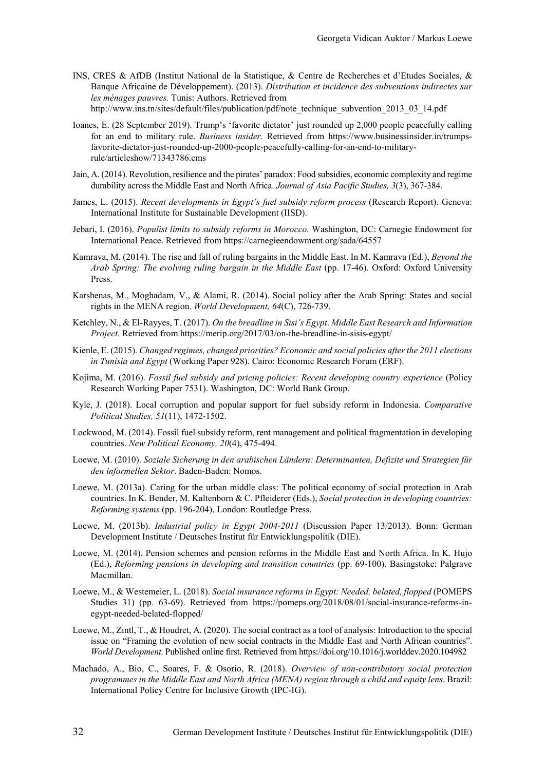INS, CRES & AfDB (Institut National de la Statistique, & Centre de Recherches et d'Etudes Sociales, & Banque Africaine de Développement). (2013). *Distribution et incidence des subventions indirectes sur les ménages pauvres.* Tunis: Authors. Retrieved from http://www.ins.tn/sites/default/files/publication/pdf/note_technique_subvention_2013_03_14.pdf

Ioanes, E. (28 September 2019). Trump's 'favorite dictator' just rounded up 2,000 people peacefully calling for an end to military rule. *Business insider*. Retrieved from https://www.businessinsider.in/trumps-favorite-dictator-just-rounded-up-2000-people-peacefully-calling-for-an-end-to-military-rule/articleshow/71343786.cms

Jain, A. (2014). Revolution, resilience and the pirates' paradox: Food subsidies, economic complexity and regime durability across the Middle East and North Africa. *Journal of Asia Pacific Studies, 3*(3), 367-384.

James, L. (2015). *Recent developments in Egypt's fuel subsidy reform process* (Research Report). Geneva: International Institute for Sustainable Development (IISD).

Jebari, I. (2016). *Populist limits to subsidy reforms in Morocco.* Washington, DC: Carnegie Endowment for International Peace. Retrieved from https://carnegieendowment.org/sada/64557

Kamrava, M. (2014). The rise and fall of ruling bargains in the Middle East. In M. Kamrava (Ed.), *Beyond the Arab Spring: The evolving ruling bargain in the Middle East* (pp. 17-46). Oxford: Oxford University Press.

Karshenas, M., Moghadam, V., & Alami, R. (2014). Social policy after the Arab Spring: States and social rights in the MENA region. *World Development, 64*(C), 726-739.

Ketchley, N., & El-Rayyes, T. (2017). *On the breadline in Sisi's Egypt*. *Middle East Research and Information Project.* Retrieved from https://merip.org/2017/03/on-the-breadline-in-sisis-egypt/

Kienle, E. (2015). *Changed regimes, changed priorities? Economic and social policies after the 2011 elections in Tunisia and Egypt* (Working Paper 928). Cairo: Economic Research Forum (ERF).

Kojima, M. (2016). *Fossil fuel subsidy and pricing policies: Recent developing country experience* (Policy Research Working Paper 7531). Washington, DC: World Bank Group.

Kyle, J. (2018). Local corruption and popular support for fuel subsidy reform in Indonesia. *Comparative Political Studies, 51*(11), 1472-1502.

Lockwood, M. (2014). Fossil fuel subsidy reform, rent management and political fragmentation in developing countries. *New Political Economy, 20*(4), 475-494.

Loewe, M. (2010). *Soziale Sicherung in den arabischen Ländern: Determinanten, Defizite und Strategien für den informellen Sektor*. Baden-Baden: Nomos.

Loewe, M. (2013a). Caring for the urban middle class: The political economy of social protection in Arab countries. In K. Bender, M. Kaltenborn & C. Pfleiderer (Eds.), *Social protection in developing countries: Reforming systems* (pp. 196-204). London: Routledge Press.

Loewe, M. (2013b). *Industrial policy in Egypt 2004-2011* (Discussion Paper 13/2013). Bonn: German Development Institute / Deutsches Institut für Entwicklungspolitik (DIE).

Loewe, M. (2014). Pension schemes and pension reforms in the Middle East and North Africa. In K. Hujo (Ed.), *Reforming pensions in developing and transition countries* (pp. 69-100). Basingstoke: Palgrave Macmillan.

Loewe, M., & Westemeier, L. (2018). *Social insurance reforms in Egypt: Needed, belated, flopped* (POMEPS Studies 31) (pp. 63-69). Retrieved from https://pomeps.org/2018/08/01/social-insurance-reforms-in-egypt-needed-belated-flopped/

Loewe, M., Zintl, T., & Houdret, A. (2020). The social contract as a tool of analysis: Introduction to the special issue on "Framing the evolution of new social contracts in the Middle East and North African countries". *World Development*. Published online first. Retrieved from https://doi.org/10.1016/j.worlddev.2020.104982

Machado, A., Bio, C., Soares, F. & Osorio, R. (2018). *Overview of non-contributory social protection programmes in the Middle East and North Africa (MENA) region through a child and equity lens*. Brazil: International Policy Centre for Inclusive Growth (IPC-IG).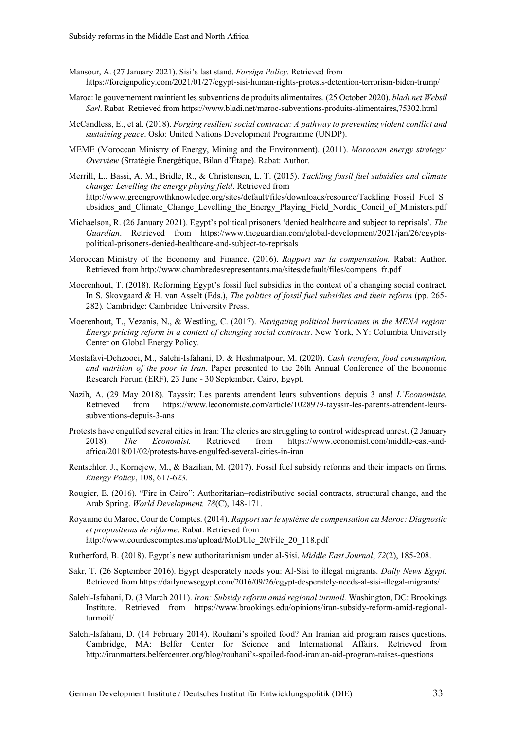Mansour, A. (27 January 2021). Sisi's last stand. *Foreign Policy*. Retrieved from https://foreignpolicy.com/2021/01/27/egypt-sisi-human-rights-protests-detention-terrorism-biden-trump/

Maroc: le gouvernement maintient les subventions de produits alimentaires. (25 October 2020). *bladi.net Websil Sarl*. Rabat. Retrieved from https://www.bladi.net/maroc-subventions-produits-alimentaires,75302.html

McCandless, E., et al. (2018). *Forging resilient social contracts: A pathway to preventing violent conflict and sustaining peace*. Oslo: United Nations Development Programme (UNDP).

MEME (Moroccan Ministry of Energy, Mining and the Environment). (2011). *Moroccan energy strategy: Overview* (Stratégie Énergétique, Bilan d'Étape). Rabat: Author.

Merrill, L., Bassi, A. M., Bridle, R., & Christensen, L. T. (2015). *Tackling fossil fuel subsidies and climate change: Levelling the energy playing field*. Retrieved from http://www.greengrowthknowledge.org/sites/default/files/downloads/resource/Tackling_Fossil_Fuel_Subsidies_and_Climate_Change_Levelling_the_Energy_Playing_Field_Nordic_Concil_of_Ministers.pdf

Michaelson, R. (26 January 2021). Egypt's political prisoners 'denied healthcare and subject to reprisals'. *The Guardian*. Retrieved from https://www.theguardian.com/global-development/2021/jan/26/egypts-political-prisoners-denied-healthcare-and-subject-to-reprisals

Moroccan Ministry of the Economy and Finance. (2016). *Rapport sur la compensation.* Rabat: Author. Retrieved from http://www.chambredesrepresentants.ma/sites/default/files/compens_fr.pdf

Moerenhout, T. (2018). Reforming Egypt's fossil fuel subsidies in the context of a changing social contract. In S. Skovgaard & H. van Asselt (Eds.), *The politics of fossil fuel subsidies and their reform* (pp. 265-282)*.* Cambridge: Cambridge University Press.

Moerenhout, T., Vezanis, N., & Westling, C. (2017). *Navigating political hurricanes in the MENA region: Energy pricing reform in a context of changing social contracts*. New York, NY: Columbia University Center on Global Energy Policy.

Mostafavi-Dehzooei, M., Salehi-Isfahani, D. & Heshmatpour, M. (2020). *Cash transfers, food consumption, and nutrition of the poor in Iran.* Paper presented to the 26th Annual Conference of the Economic Research Forum (ERF), 23 June - 30 September, Cairo, Egypt.

Nazih, A. (29 May 2018). Tayssir: Les parents attendent leurs subventions depuis 3 ans! *L'Economiste*. Retrieved from https://www.leconomiste.com/article/1028979-tayssir-les-parents-attendent-leurs-subventions-depuis-3-ans

Protests have engulfed several cities in Iran: The clerics are struggling to control widespread unrest. (2 January 2018). *The Economist.* Retrieved from https://www.economist.com/middle-east-and-africa/2018/01/02/protests-have-engulfed-several-cities-in-iran

Rentschler, J., Kornejew, M., & Bazilian, M. (2017). Fossil fuel subsidy reforms and their impacts on firms. *Energy Policy*, 108, 617-623.

Rougier, E. (2016). "Fire in Cairo": Authoritarian–redistributive social contracts, structural change, and the Arab Spring. *World Development, 78*(C), 148-171.

Royaume du Maroc, Cour de Comptes. (2014). *Rapport sur le système de compensation au Maroc: Diagnostic et propositions de réforme*. Rabat. Retrieved from http://www.courdescomptes.ma/upload/MoDUle_20/File_20_118.pdf

Rutherford, B. (2018). Egypt's new authoritarianism under al-Sisi. *Middle East Journal*, *72*(2), 185-208.

Sakr, T. (26 September 2016). Egypt desperately needs you: Al-Sisi to illegal migrants. *Daily News Egypt*. Retrieved from https://dailynewsegypt.com/2016/09/26/egypt-desperately-needs-al-sisi-illegal-migrants/

Salehi-Isfahani, D. (3 March 2011). *Iran: Subsidy reform amid regional turmoil.* Washington, DC: Brookings Institute. Retrieved from https://www.brookings.edu/opinions/iran-subsidy-reform-amid-regional-turmoil/

Salehi-Isfahani, D. (14 February 2014). Rouhani's spoiled food? An Iranian aid program raises questions. Cambridge, MA: Belfer Center for Science and International Affairs. Retrieved from http://iranmatters.belfercenter.org/blog/rouhani's-spoiled-food-iranian-aid-program-raises-questions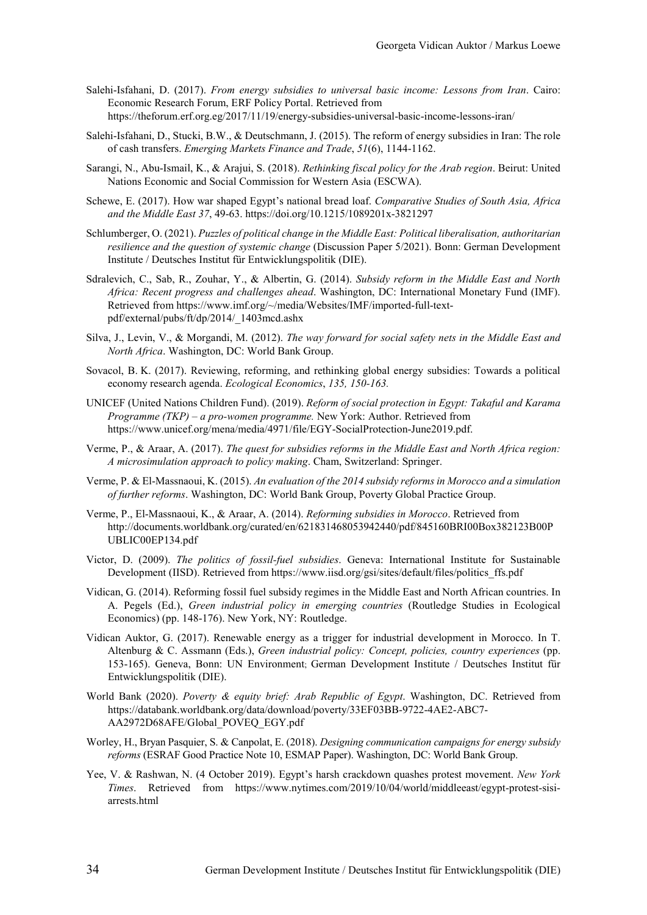Salehi-Isfahani, D. (2017). *From energy subsidies to universal basic income: Lessons from Iran*. Cairo: Economic Research Forum, ERF Policy Portal. Retrieved from https://theforum.erf.org.eg/2017/11/19/energy-subsidies-universal-basic-income-lessons-iran/

Salehi-Isfahani, D., Stucki, B.W., & Deutschmann, J. (2015). The reform of energy subsidies in Iran: The role of cash transfers. *Emerging Markets Finance and Trade*, *51*(6), 1144-1162.

Sarangi, N., Abu-Ismail, K., & Arajui, S. (2018). *Rethinking fiscal policy for the Arab region*. Beirut: United Nations Economic and Social Commission for Western Asia (ESCWA).

Schewe, E. (2017). How war shaped Egypt's national bread loaf. *Comparative Studies of South Asia, Africa and the Middle East 37*, 49-63. https://doi.org/10.1215/1089201x-3821297

Schlumberger, O. (2021). *Puzzles of political change in the Middle East: Political liberalisation, authoritarian resilience and the question of systemic change* (Discussion Paper 5/2021). Bonn: German Development Institute / Deutsches Institut für Entwicklungspolitik (DIE).

Sdralevich, C., Sab, R., Zouhar, Y., & Albertin, G. (2014). *Subsidy reform in the Middle East and North Africa: Recent progress and challenges ahead*. Washington, DC: International Monetary Fund (IMF). Retrieved from https://www.imf.org/~/media/Websites/IMF/imported-full-text-pdf/external/pubs/ft/dp/2014/_1403mcd.ashx

Silva, J., Levin, V., & Morgandi, M. (2012). *The way forward for social safety nets in the Middle East and North Africa*. Washington, DC: World Bank Group.

Sovacol, B. K. (2017). Reviewing, reforming, and rethinking global energy subsidies: Towards a political economy research agenda. *Ecological Economics*, *135, 150-163.*

UNICEF (United Nations Children Fund). (2019). *Reform of social protection in Egypt: Takaful and Karama Programme (TKP) – a pro-women programme.* New York: Author. Retrieved from https://www.unicef.org/mena/media/4971/file/EGY-SocialProtection-June2019.pdf.

Verme, P., & Araar, A. (2017). *The quest for subsidies reforms in the Middle East and North Africa region: A microsimulation approach to policy making*. Cham, Switzerland: Springer.

Verme, P. & El-Massnaoui, K. (2015). *An evaluation of the 2014 subsidy reforms in Morocco and a simulation of further reforms*. Washington, DC: World Bank Group, Poverty Global Practice Group.

Verme, P., El-Massnaoui, K., & Araar, A. (2014). *Reforming subsidies in Morocco*. Retrieved from http://documents.worldbank.org/curated/en/621831468053942440/pdf/845160BRI00Box382123B00PUBLIC00EP134.pdf

Victor, D. (2009). *The politics of fossil-fuel subsidies*. Geneva: International Institute for Sustainable Development (IISD). Retrieved from https://www.iisd.org/gsi/sites/default/files/politics_ffs.pdf

Vidican, G. (2014). Reforming fossil fuel subsidy regimes in the Middle East and North African countries. In A. Pegels (Ed.), *Green industrial policy in emerging countries* (Routledge Studies in Ecological Economics) (pp. 148-176). New York, NY: Routledge.

Vidican Auktor, G. (2017). Renewable energy as a trigger for industrial development in Morocco. In T. Altenburg & C. Assmann (Eds.), *Green industrial policy: Concept, policies, country experiences* (pp. 153-165). Geneva, Bonn: UN Environment; German Development Institute / Deutsches Institut für Entwicklungspolitik (DIE).

World Bank (2020). *Poverty & equity brief: Arab Republic of Egypt*. Washington, DC. Retrieved from https://databank.worldbank.org/data/download/poverty/33EF03BB-9722-4AE2-ABC7-AA2972D68AFE/Global_POVEQ_EGY.pdf

Worley, H., Bryan Pasquier, S. & Canpolat, E. (2018). *Designing communication campaigns for energy subsidy reforms* (ESRAF Good Practice Note 10, ESMAP Paper). Washington, DC: World Bank Group.

Yee, V. & Rashwan, N. (4 October 2019). Egypt's harsh crackdown quashes protest movement. *New York Times*. Retrieved from https://www.nytimes.com/2019/10/04/world/middleeast/egypt-protest-sisi-arrests.html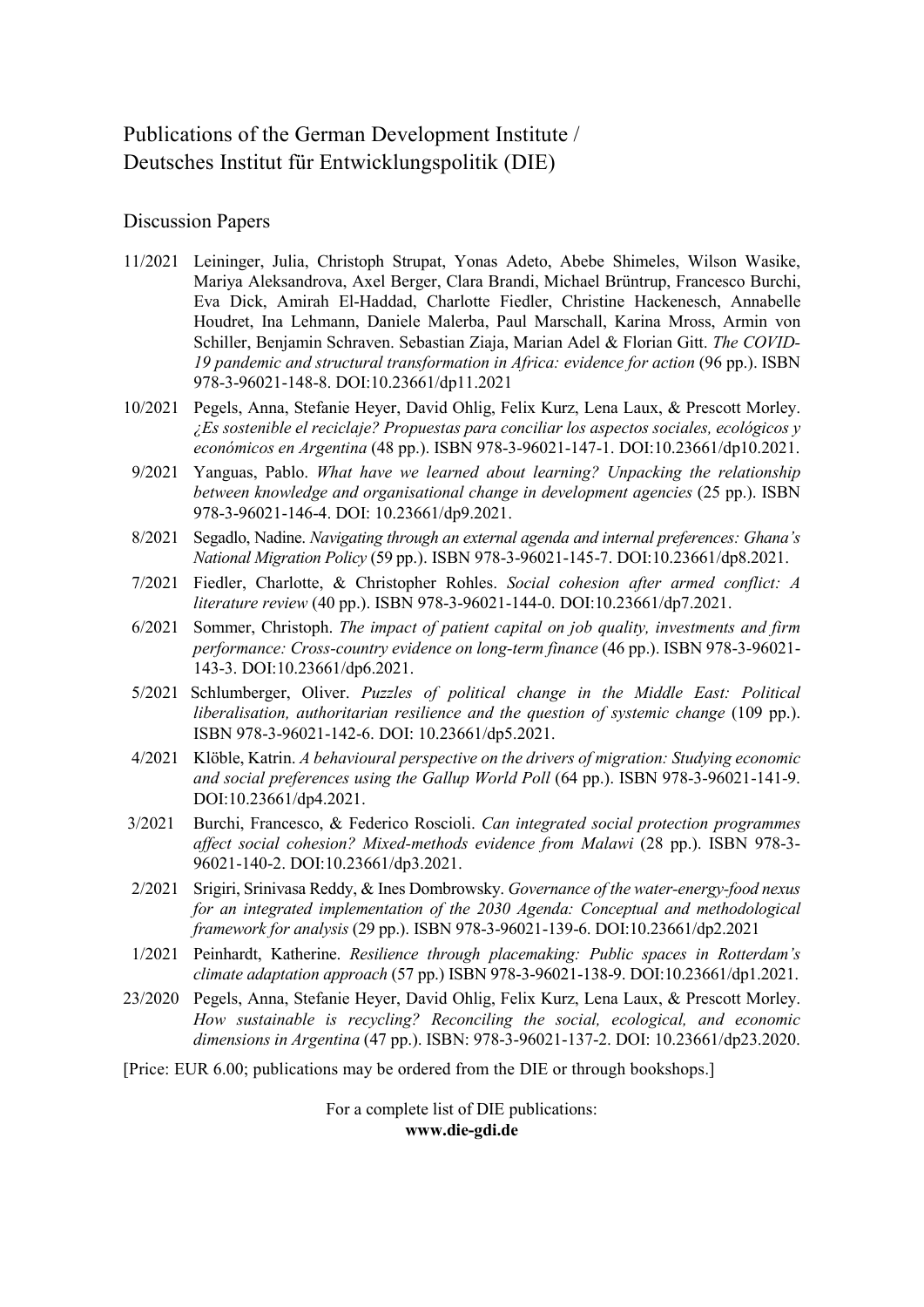# Publications of the German Development Institute / Deutsches Institut für Entwicklungspolitik (DIE)

## Discussion Papers

11/2021 Leininger, Julia, Christoph Strupat, Yonas Adeto, Abebe Shimeles, Wilson Wasike, Mariya Aleksandrova, Axel Berger, Clara Brandi, Michael Brüntrup, Francesco Burchi, Eva Dick, Amirah El-Haddad, Charlotte Fiedler, Christine Hackenesch, Annabelle Houdret, Ina Lehmann, Daniele Malerba, Paul Marschall, Karina Mross, Armin von Schiller, Benjamin Schraven. Sebastian Ziaja, Marian Adel & Florian Gitt. *The COVID-19 pandemic and structural transformation in Africa: evidence for action* (96 pp.). ISBN 978-3-96021-148-8. DOI:10.23661/dp11.2021

10/2021 Pegels, Anna, Stefanie Heyer, David Ohlig, Felix Kurz, Lena Laux, & Prescott Morley. *¿Es sostenible el reciclaje? Propuestas para conciliar los aspectos sociales, ecológicos y económicos en Argentina* (48 pp.). ISBN 978-3-96021-147-1. DOI:10.23661/dp10.2021.

9/2021 Yanguas, Pablo. *What have we learned about learning? Unpacking the relationship between knowledge and organisational change in development agencies* (25 pp.). ISBN 978-3-96021-146-4. DOI: 10.23661/dp9.2021.

8/2021 Segadlo, Nadine. *Navigating through an external agenda and internal preferences: Ghana's National Migration Policy* (59 pp.). ISBN 978-3-96021-145-7. DOI:10.23661/dp8.2021.

7/2021 Fiedler, Charlotte, & Christopher Rohles. *Social cohesion after armed conflict: A literature review* (40 pp.). ISBN 978-3-96021-144-0. DOI:10.23661/dp7.2021.

6/2021 Sommer, Christoph. *The impact of patient capital on job quality, investments and firm performance: Cross-country evidence on long-term finance* (46 pp.). ISBN 978-3-96021-143-3. DOI:10.23661/dp6.2021.

5/2021 Schlumberger, Oliver. *Puzzles of political change in the Middle East: Political liberalisation, authoritarian resilience and the question of systemic change* (109 pp.). ISBN 978-3-96021-142-6. DOI: 10.23661/dp5.2021.

4/2021 Klöble, Katrin. *A behavioural perspective on the drivers of migration: Studying economic and social preferences using the Gallup World Poll* (64 pp.). ISBN 978-3-96021-141-9. DOI:10.23661/dp4.2021.

3/2021 Burchi, Francesco, & Federico Roscioli. *Can integrated social protection programmes affect social cohesion? Mixed-methods evidence from Malawi* (28 pp.). ISBN 978-3-96021-140-2. DOI:10.23661/dp3.2021.

2/2021 Srigiri, Srinivasa Reddy, & Ines Dombrowsky. *Governance of the water-energy-food nexus for an integrated implementation of the 2030 Agenda: Conceptual and methodological framework for analysis* (29 pp.). ISBN 978-3-96021-139-6. DOI:10.23661/dp2.2021

1/2021 Peinhardt, Katherine. *Resilience through placemaking: Public spaces in Rotterdam's climate adaptation approach* (57 pp.) ISBN 978-3-96021-138-9. DOI:10.23661/dp1.2021.

23/2020 Pegels, Anna, Stefanie Heyer, David Ohlig, Felix Kurz, Lena Laux, & Prescott Morley. *How sustainable is recycling? Reconciling the social, ecological, and economic dimensions in Argentina* (47 pp.). ISBN: 978-3-96021-137-2. DOI: 10.23661/dp23.2020.

[Price: EUR 6.00; publications may be ordered from the DIE or through bookshops.]

For a complete list of DIE publications:
**www.die-gdi.de**